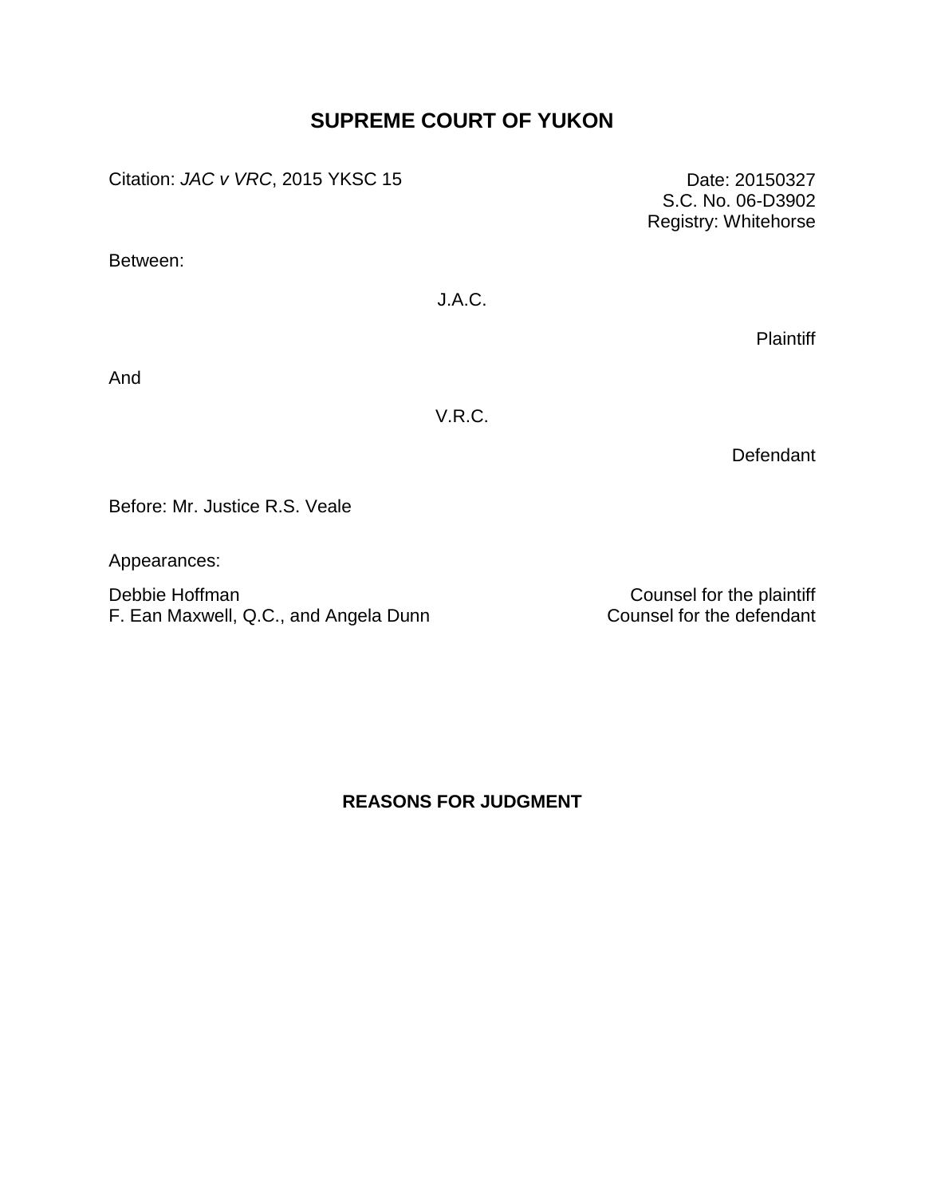# SUPREME COURT OF YUKON

Citation: *JAC v VRC*, 2015 YKSC 15

Date: 20150327
S.C. No. 06-D3902
Registry: Whitehorse

Between:

J.A.C.

Plaintiff

And

V.R.C.

Defendant

Before: Mr. Justice R.S. Veale

Appearances:

| | |
|---|---|
| Debbie Hoffman | Counsel for the plaintiff |
| F. Ean Maxwell, Q.C., and Angela Dunn | Counsel for the defendant |

## REASONS FOR JUDGMENT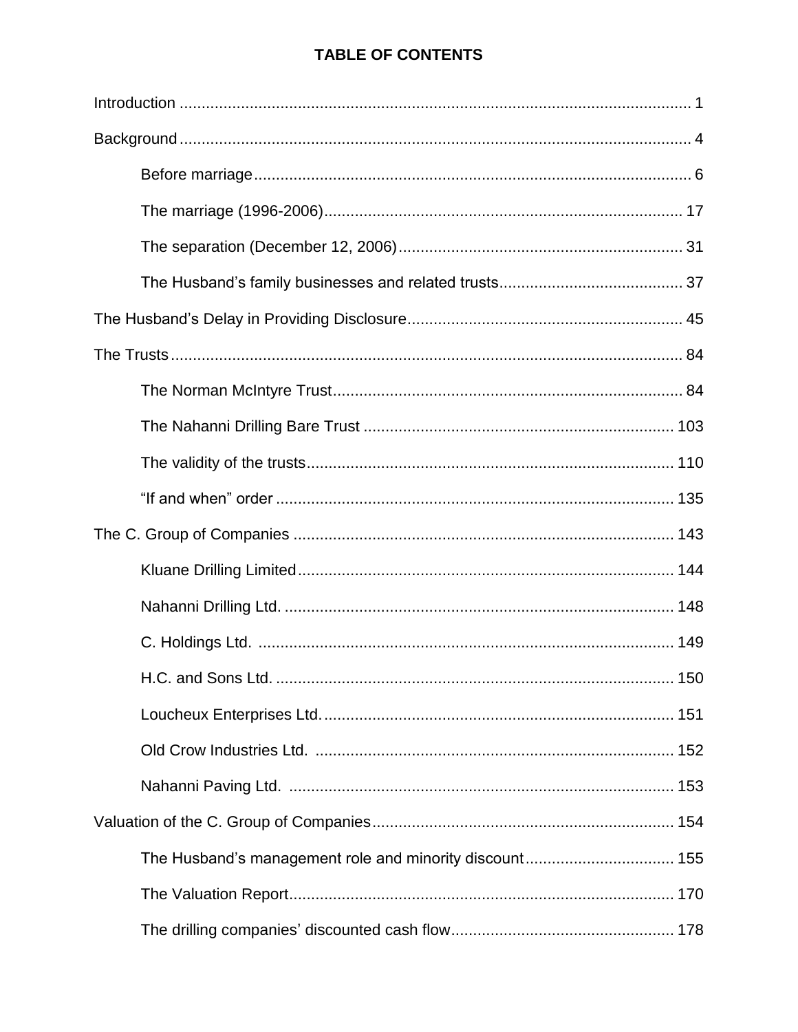# TABLE OF CONTENTS

Introduction .................................................................................................................. 1

Background .................................................................................................................. 4

- Before marriage ....................................................................................................... 6
- The marriage (1996-2006) ...................................................................................... 17
- The separation (December 12, 2006) ..................................................................... 31
- The Husband's family businesses and related trusts .............................................. 37

The Husband's Delay in Providing Disclosure ............................................................... 45

The Trusts .................................................................................................................... 84

- The Norman McIntyre Trust .................................................................................... 84
- The Nahanni Drilling Bare Trust ............................................................................. 103
- The validity of the trusts ......................................................................................... 110
- "If and when" order ................................................................................................ 135

The C. Group of Companies ......................................................................................... 143

- Kluane Drilling Limited ........................................................................................... 144
- Nahanni Drilling Ltd. ............................................................................................... 148
- C. Holdings Ltd. ...................................................................................................... 149
- H.C. and Sons Ltd. ................................................................................................. 150
- Loucheux Enterprises Ltd. ...................................................................................... 151
- Old Crow Industries Ltd. ......................................................................................... 152
- Nahanni Paving Ltd. ............................................................................................... 153

Valuation of the C. Group of Companies ...................................................................... 154

- The Husband's management role and minority discount ........................................ 155
- The Valuation Report .............................................................................................. 170
- The drilling companies' discounted cash flow ......................................................... 178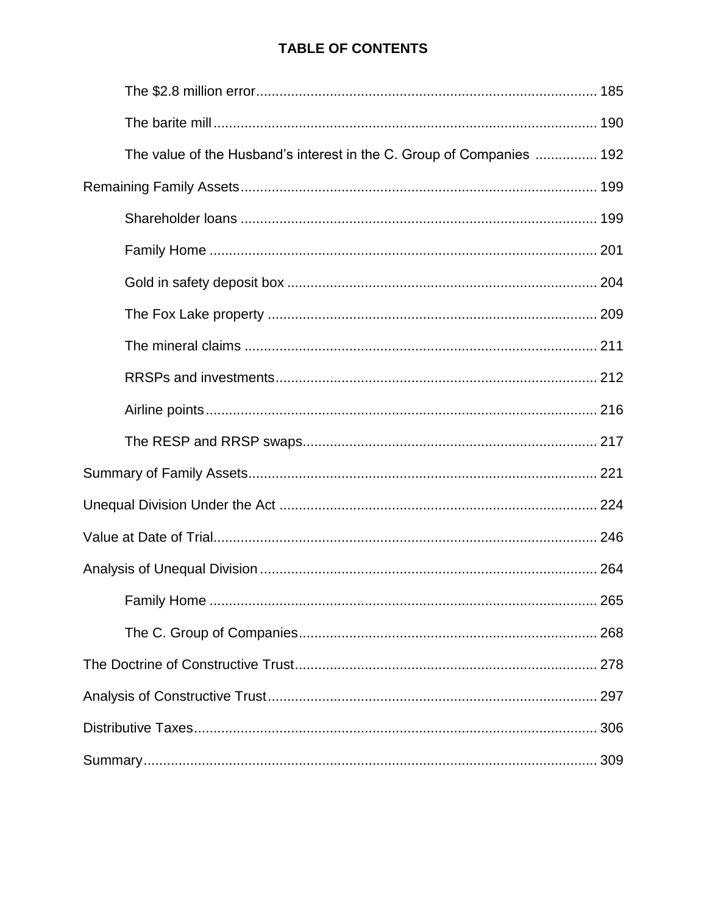# TABLE OF CONTENTS

- The $2.8 million error ..... 185
- The barite mill ..... 190
- The value of the Husband's interest in the C. Group of Companies ..... 192

Remaining Family Assets ..... 199

- Shareholder loans ..... 199
- Family Home ..... 201
- Gold in safety deposit box ..... 204
- The Fox Lake property ..... 209
- The mineral claims ..... 211
- RRSPs and investments ..... 212
- Airline points ..... 216
- The RESP and RRSP swaps ..... 217

Summary of Family Assets ..... 221

Unequal Division Under the Act ..... 224

Value at Date of Trial ..... 246

Analysis of Unequal Division ..... 264

- Family Home ..... 265
- The C. Group of Companies ..... 268

The Doctrine of Constructive Trust ..... 278

Analysis of Constructive Trust ..... 297

Distributive Taxes ..... 306

Summary ..... 309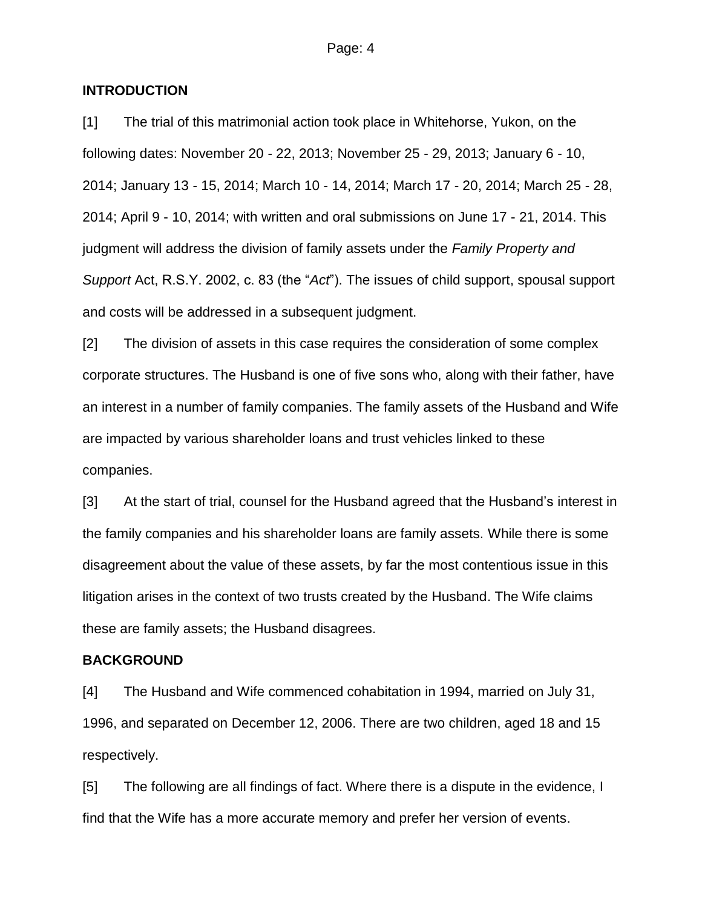## INTRODUCTION

[1] The trial of this matrimonial action took place in Whitehorse, Yukon, on the following dates: November 20 - 22, 2013; November 25 - 29, 2013; January 6 - 10, 2014; January 13 - 15, 2014; March 10 - 14, 2014; March 17 - 20, 2014; March 25 - 28, 2014; April 9 - 10, 2014; with written and oral submissions on June 17 - 21, 2014. This judgment will address the division of family assets under the *Family Property and Support* Act, R.S.Y. 2002, c. 83 (the "*Act*"). The issues of child support, spousal support and costs will be addressed in a subsequent judgment.

[2] The division of assets in this case requires the consideration of some complex corporate structures. The Husband is one of five sons who, along with their father, have an interest in a number of family companies. The family assets of the Husband and Wife are impacted by various shareholder loans and trust vehicles linked to these companies.

[3] At the start of trial, counsel for the Husband agreed that the Husband's interest in the family companies and his shareholder loans are family assets. While there is some disagreement about the value of these assets, by far the most contentious issue in this litigation arises in the context of two trusts created by the Husband. The Wife claims these are family assets; the Husband disagrees.

## BACKGROUND

[4] The Husband and Wife commenced cohabitation in 1994, married on July 31, 1996, and separated on December 12, 2006. There are two children, aged 18 and 15 respectively.

[5] The following are all findings of fact. Where there is a dispute in the evidence, I find that the Wife has a more accurate memory and prefer her version of events.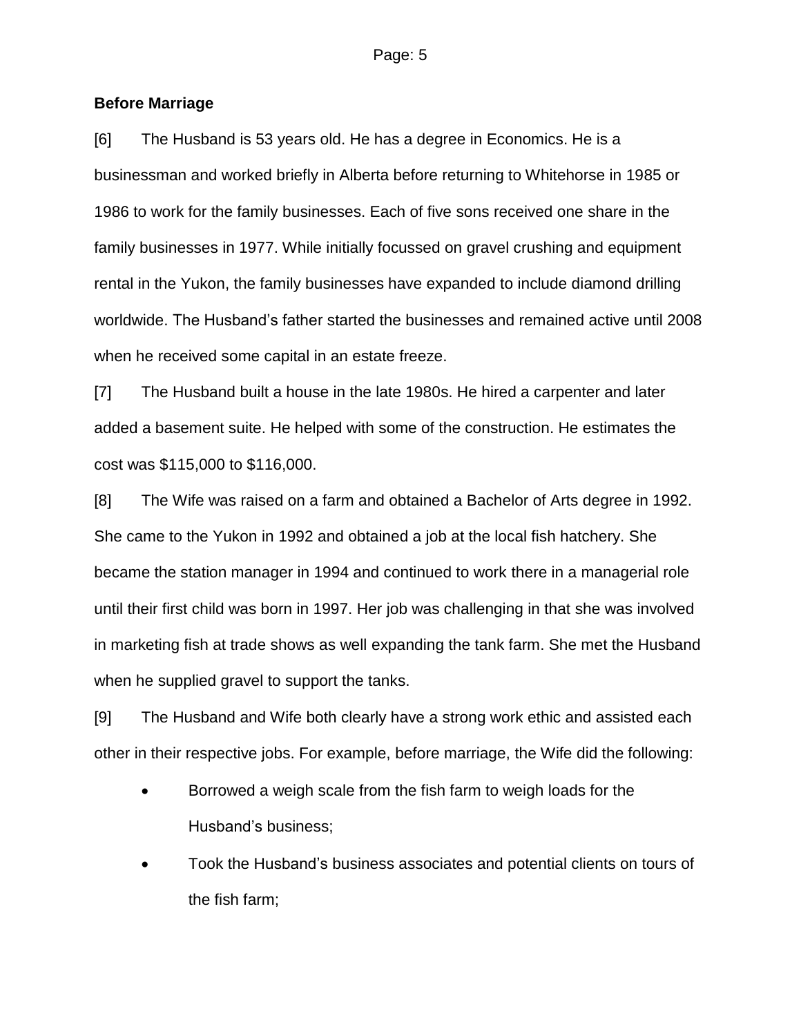**Before Marriage**

[6] The Husband is 53 years old. He has a degree in Economics. He is a businessman and worked briefly in Alberta before returning to Whitehorse in 1985 or 1986 to work for the family businesses. Each of five sons received one share in the family businesses in 1977. While initially focussed on gravel crushing and equipment rental in the Yukon, the family businesses have expanded to include diamond drilling worldwide. The Husband's father started the businesses and remained active until 2008 when he received some capital in an estate freeze.

[7] The Husband built a house in the late 1980s. He hired a carpenter and later added a basement suite. He helped with some of the construction. He estimates the cost was $115,000 to $116,000.

[8] The Wife was raised on a farm and obtained a Bachelor of Arts degree in 1992. She came to the Yukon in 1992 and obtained a job at the local fish hatchery. She became the station manager in 1994 and continued to work there in a managerial role until their first child was born in 1997. Her job was challenging in that she was involved in marketing fish at trade shows as well expanding the tank farm. She met the Husband when he supplied gravel to support the tanks.

[9] The Husband and Wife both clearly have a strong work ethic and assisted each other in their respective jobs. For example, before marriage, the Wife did the following:

- Borrowed a weigh scale from the fish farm to weigh loads for the Husband's business;
- Took the Husband's business associates and potential clients on tours of the fish farm;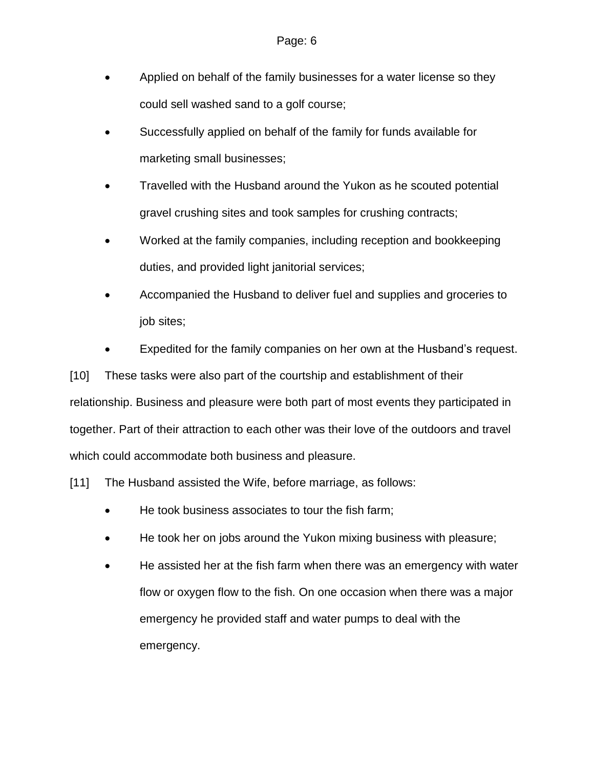- Applied on behalf of the family businesses for a water license so they could sell washed sand to a golf course;
- Successfully applied on behalf of the family for funds available for marketing small businesses;
- Travelled with the Husband around the Yukon as he scouted potential gravel crushing sites and took samples for crushing contracts;
- Worked at the family companies, including reception and bookkeeping duties, and provided light janitorial services;
- Accompanied the Husband to deliver fuel and supplies and groceries to job sites;
- Expedited for the family companies on her own at the Husband's request.

[10] These tasks were also part of the courtship and establishment of their relationship. Business and pleasure were both part of most events they participated in together. Part of their attraction to each other was their love of the outdoors and travel which could accommodate both business and pleasure.

[11] The Husband assisted the Wife, before marriage, as follows:

- He took business associates to tour the fish farm;
- He took her on jobs around the Yukon mixing business with pleasure;
- He assisted her at the fish farm when there was an emergency with water flow or oxygen flow to the fish. On one occasion when there was a major emergency he provided staff and water pumps to deal with the emergency.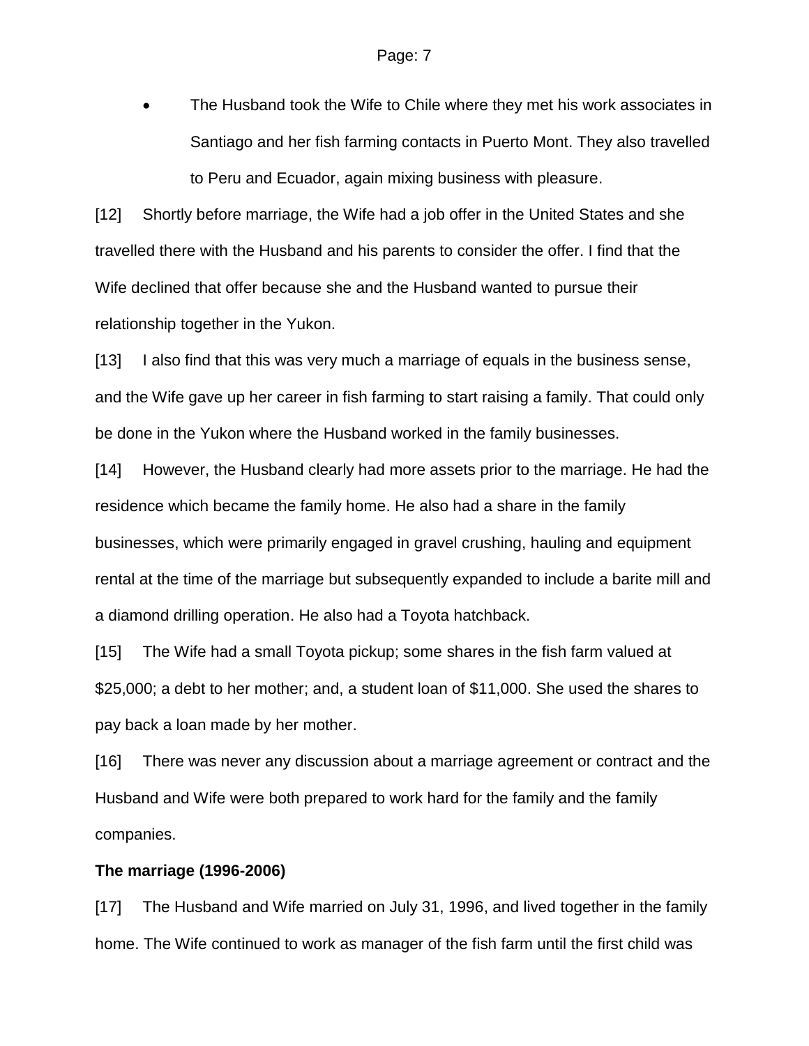- The Husband took the Wife to Chile where they met his work associates in Santiago and her fish farming contacts in Puerto Mont. They also travelled to Peru and Ecuador, again mixing business with pleasure.

[12] Shortly before marriage, the Wife had a job offer in the United States and she travelled there with the Husband and his parents to consider the offer. I find that the Wife declined that offer because she and the Husband wanted to pursue their relationship together in the Yukon.

[13] I also find that this was very much a marriage of equals in the business sense, and the Wife gave up her career in fish farming to start raising a family. That could only be done in the Yukon where the Husband worked in the family businesses.

[14] However, the Husband clearly had more assets prior to the marriage. He had the residence which became the family home. He also had a share in the family businesses, which were primarily engaged in gravel crushing, hauling and equipment rental at the time of the marriage but subsequently expanded to include a barite mill and a diamond drilling operation. He also had a Toyota hatchback.

[15] The Wife had a small Toyota pickup; some shares in the fish farm valued at $25,000; a debt to her mother; and, a student loan of $11,000. She used the shares to pay back a loan made by her mother.

[16] There was never any discussion about a marriage agreement or contract and the Husband and Wife were both prepared to work hard for the family and the family companies.

**The marriage (1996-2006)**

[17] The Husband and Wife married on July 31, 1996, and lived together in the family home. The Wife continued to work as manager of the fish farm until the first child was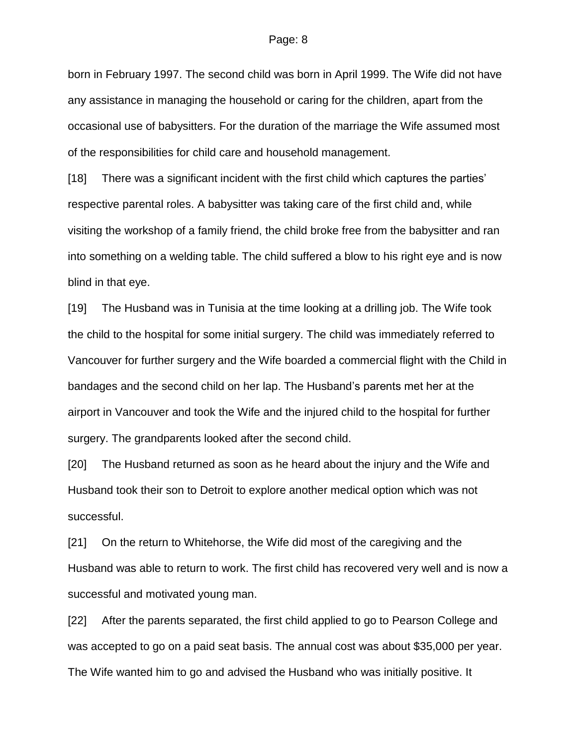born in February 1997. The second child was born in April 1999. The Wife did not have any assistance in managing the household or caring for the children, apart from the occasional use of babysitters. For the duration of the marriage the Wife assumed most of the responsibilities for child care and household management.

[18] There was a significant incident with the first child which captures the parties' respective parental roles. A babysitter was taking care of the first child and, while visiting the workshop of a family friend, the child broke free from the babysitter and ran into something on a welding table. The child suffered a blow to his right eye and is now blind in that eye.

[19] The Husband was in Tunisia at the time looking at a drilling job. The Wife took the child to the hospital for some initial surgery. The child was immediately referred to Vancouver for further surgery and the Wife boarded a commercial flight with the Child in bandages and the second child on her lap. The Husband's parents met her at the airport in Vancouver and took the Wife and the injured child to the hospital for further surgery. The grandparents looked after the second child.

[20] The Husband returned as soon as he heard about the injury and the Wife and Husband took their son to Detroit to explore another medical option which was not successful.

[21] On the return to Whitehorse, the Wife did most of the caregiving and the Husband was able to return to work. The first child has recovered very well and is now a successful and motivated young man.

[22] After the parents separated, the first child applied to go to Pearson College and was accepted to go on a paid seat basis. The annual cost was about $35,000 per year. The Wife wanted him to go and advised the Husband who was initially positive. It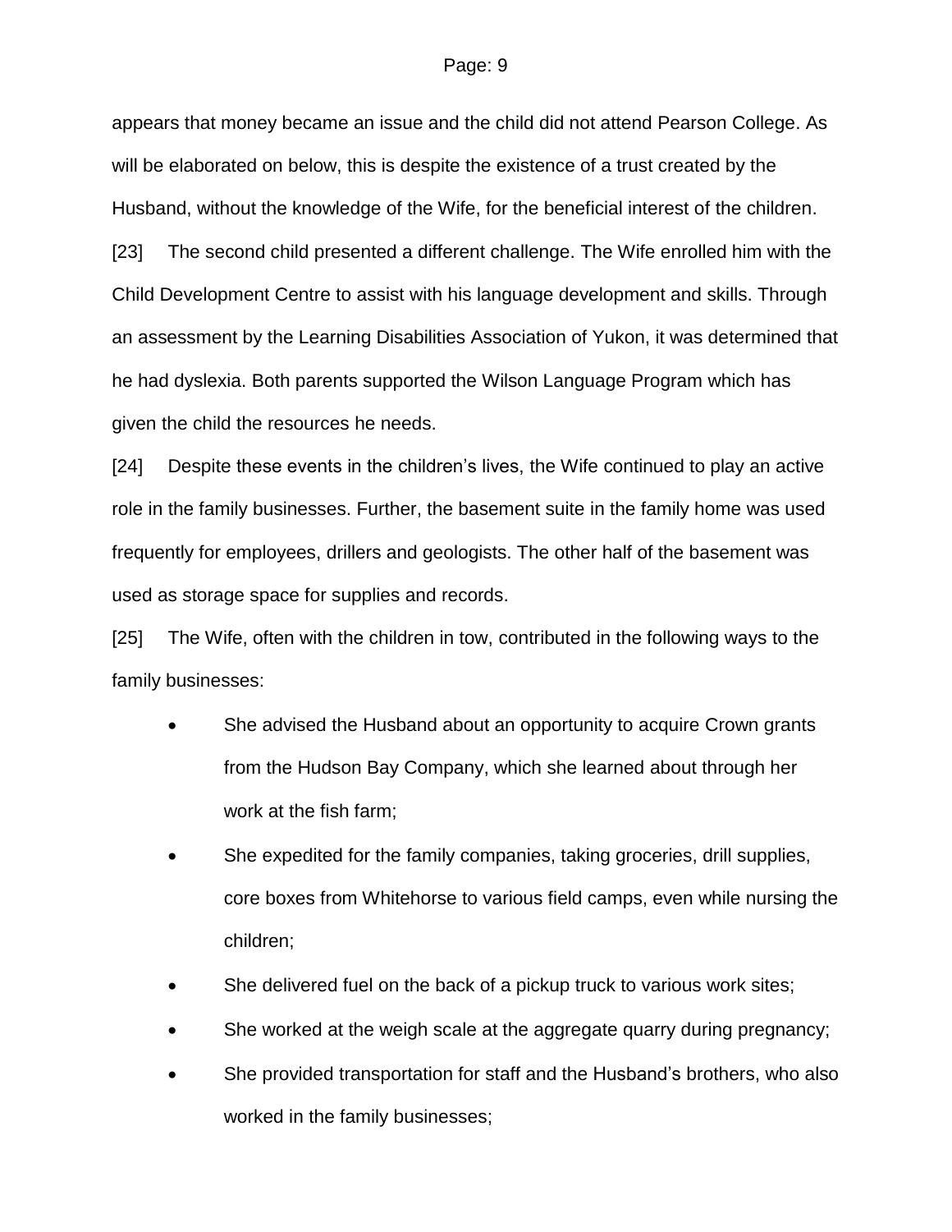appears that money became an issue and the child did not attend Pearson College. As will be elaborated on below, this is despite the existence of a trust created by the Husband, without the knowledge of the Wife, for the beneficial interest of the children.

[23] The second child presented a different challenge. The Wife enrolled him with the Child Development Centre to assist with his language development and skills. Through an assessment by the Learning Disabilities Association of Yukon, it was determined that he had dyslexia. Both parents supported the Wilson Language Program which has given the child the resources he needs.

[24] Despite these events in the children's lives, the Wife continued to play an active role in the family businesses. Further, the basement suite in the family home was used frequently for employees, drillers and geologists. The other half of the basement was used as storage space for supplies and records.

[25] The Wife, often with the children in tow, contributed in the following ways to the family businesses:

- She advised the Husband about an opportunity to acquire Crown grants from the Hudson Bay Company, which she learned about through her work at the fish farm;
- She expedited for the family companies, taking groceries, drill supplies, core boxes from Whitehorse to various field camps, even while nursing the children;
- She delivered fuel on the back of a pickup truck to various work sites;
- She worked at the weigh scale at the aggregate quarry during pregnancy;
- She provided transportation for staff and the Husband's brothers, who also worked in the family businesses;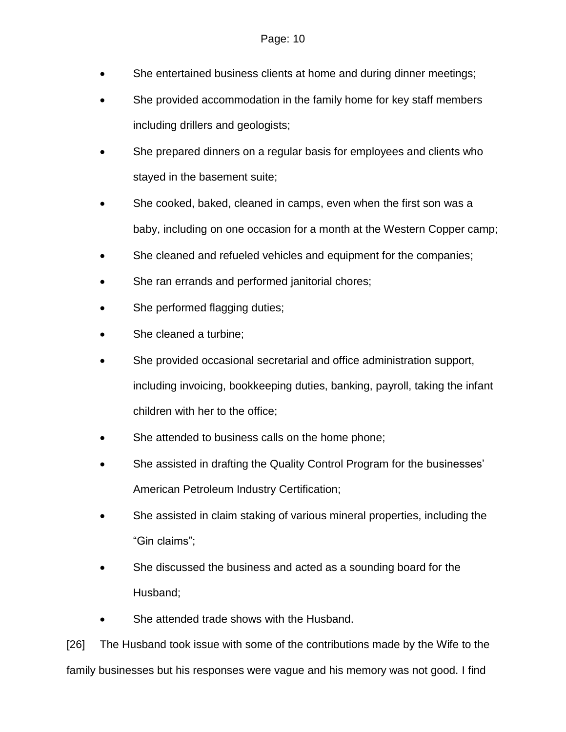- She entertained business clients at home and during dinner meetings;
- She provided accommodation in the family home for key staff members including drillers and geologists;
- She prepared dinners on a regular basis for employees and clients who stayed in the basement suite;
- She cooked, baked, cleaned in camps, even when the first son was a baby, including on one occasion for a month at the Western Copper camp;
- She cleaned and refueled vehicles and equipment for the companies;
- She ran errands and performed janitorial chores;
- She performed flagging duties;
- She cleaned a turbine;
- She provided occasional secretarial and office administration support, including invoicing, bookkeeping duties, banking, payroll, taking the infant children with her to the office;
- She attended to business calls on the home phone;
- She assisted in drafting the Quality Control Program for the businesses' American Petroleum Industry Certification;
- She assisted in claim staking of various mineral properties, including the "Gin claims";
- She discussed the business and acted as a sounding board for the Husband;
- She attended trade shows with the Husband.

[26] The Husband took issue with some of the contributions made by the Wife to the family businesses but his responses were vague and his memory was not good. I find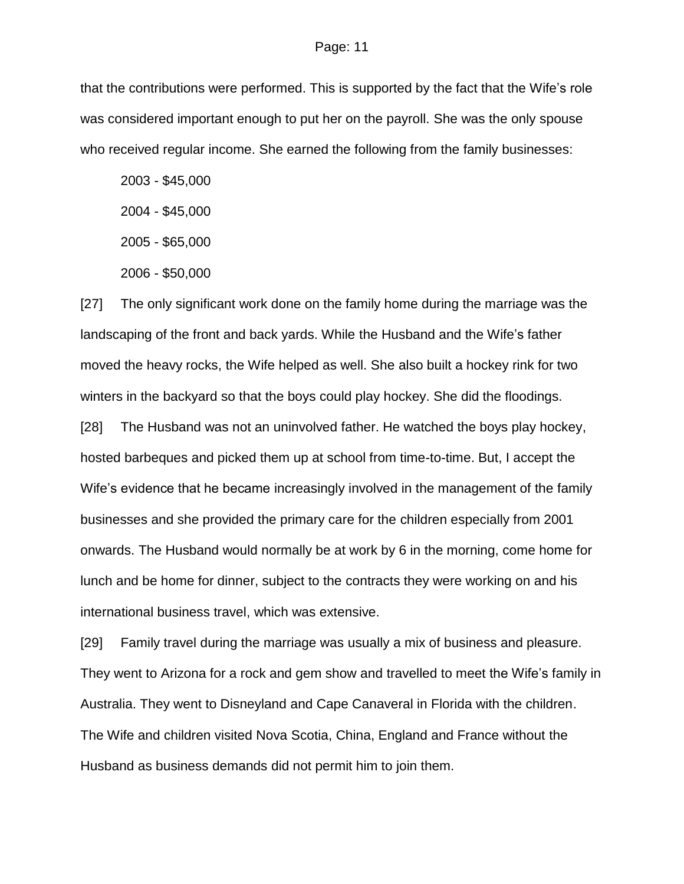that the contributions were performed. This is supported by the fact that the Wife's role was considered important enough to put her on the payroll. She was the only spouse who received regular income. She earned the following from the family businesses:

2003 - $45,000

2004 - $45,000

2005 - $65,000

2006 - $50,000

[27] The only significant work done on the family home during the marriage was the landscaping of the front and back yards. While the Husband and the Wife's father moved the heavy rocks, the Wife helped as well. She also built a hockey rink for two winters in the backyard so that the boys could play hockey. She did the floodings.

[28] The Husband was not an uninvolved father. He watched the boys play hockey, hosted barbeques and picked them up at school from time-to-time. But, I accept the Wife's evidence that he became increasingly involved in the management of the family businesses and she provided the primary care for the children especially from 2001 onwards. The Husband would normally be at work by 6 in the morning, come home for lunch and be home for dinner, subject to the contracts they were working on and his international business travel, which was extensive.

[29] Family travel during the marriage was usually a mix of business and pleasure. They went to Arizona for a rock and gem show and travelled to meet the Wife's family in Australia. They went to Disneyland and Cape Canaveral in Florida with the children. The Wife and children visited Nova Scotia, China, England and France without the Husband as business demands did not permit him to join them.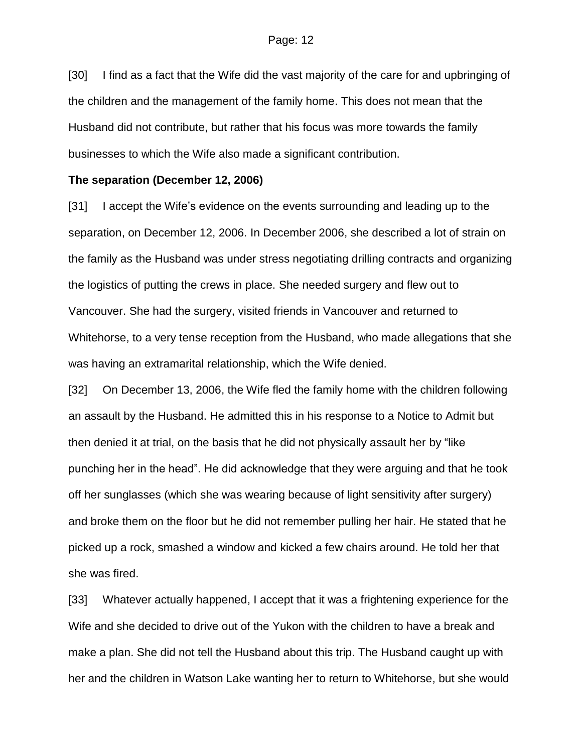[30] I find as a fact that the Wife did the vast majority of the care for and upbringing of the children and the management of the family home. This does not mean that the Husband did not contribute, but rather that his focus was more towards the family businesses to which the Wife also made a significant contribution.

**The separation (December 12, 2006)**

[31] I accept the Wife's evidence on the events surrounding and leading up to the separation, on December 12, 2006. In December 2006, she described a lot of strain on the family as the Husband was under stress negotiating drilling contracts and organizing the logistics of putting the crews in place. She needed surgery and flew out to Vancouver. She had the surgery, visited friends in Vancouver and returned to Whitehorse, to a very tense reception from the Husband, who made allegations that she was having an extramarital relationship, which the Wife denied.

[32] On December 13, 2006, the Wife fled the family home with the children following an assault by the Husband. He admitted this in his response to a Notice to Admit but then denied it at trial, on the basis that he did not physically assault her by "like punching her in the head". He did acknowledge that they were arguing and that he took off her sunglasses (which she was wearing because of light sensitivity after surgery) and broke them on the floor but he did not remember pulling her hair. He stated that he picked up a rock, smashed a window and kicked a few chairs around. He told her that she was fired.

[33] Whatever actually happened, I accept that it was a frightening experience for the Wife and she decided to drive out of the Yukon with the children to have a break and make a plan. She did not tell the Husband about this trip. The Husband caught up with her and the children in Watson Lake wanting her to return to Whitehorse, but she would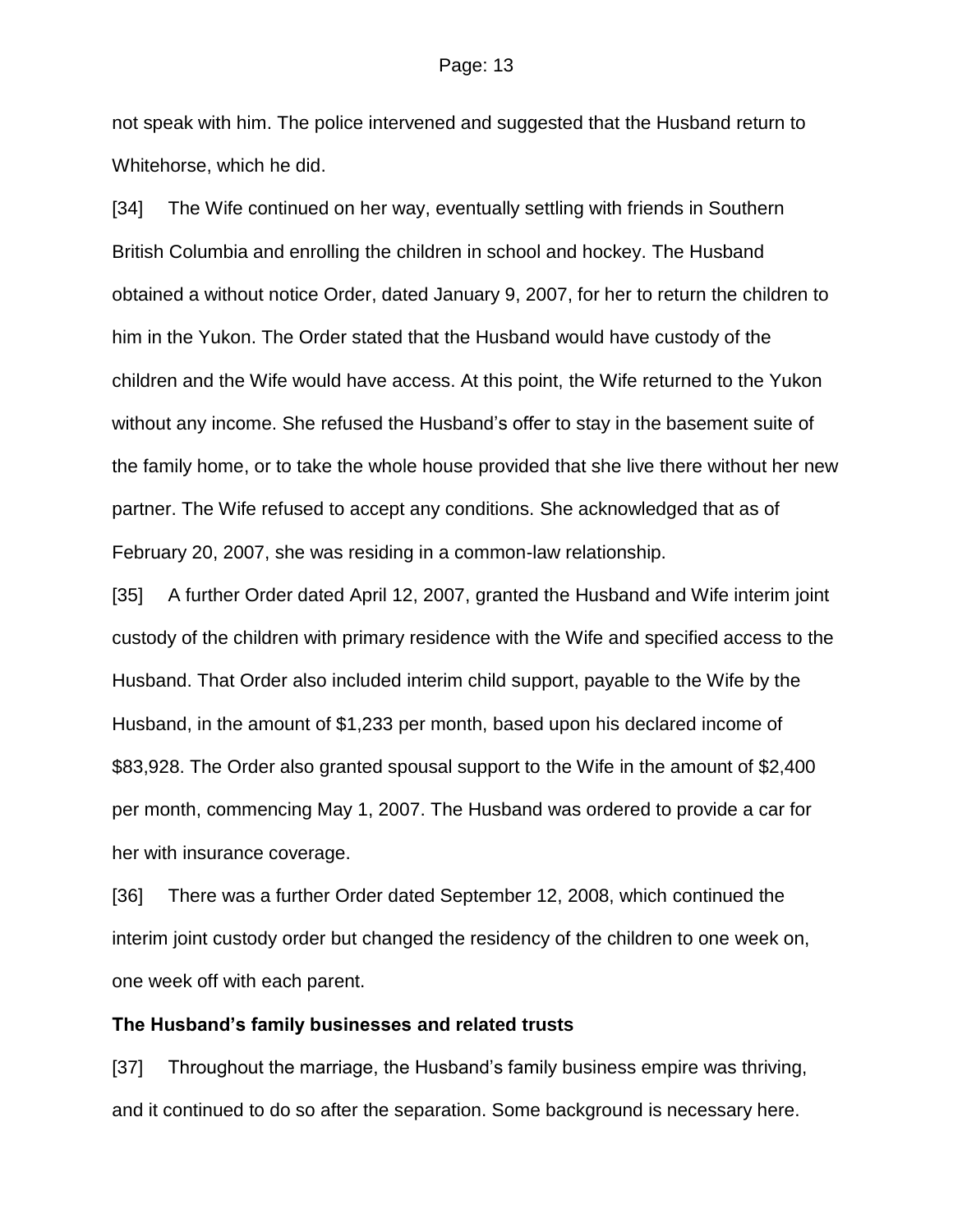not speak with him. The police intervened and suggested that the Husband return to Whitehorse, which he did.

[34] The Wife continued on her way, eventually settling with friends in Southern British Columbia and enrolling the children in school and hockey. The Husband obtained a without notice Order, dated January 9, 2007, for her to return the children to him in the Yukon. The Order stated that the Husband would have custody of the children and the Wife would have access. At this point, the Wife returned to the Yukon without any income. She refused the Husband's offer to stay in the basement suite of the family home, or to take the whole house provided that she live there without her new partner. The Wife refused to accept any conditions. She acknowledged that as of February 20, 2007, she was residing in a common-law relationship.

[35] A further Order dated April 12, 2007, granted the Husband and Wife interim joint custody of the children with primary residence with the Wife and specified access to the Husband. That Order also included interim child support, payable to the Wife by the Husband, in the amount of $1,233 per month, based upon his declared income of $83,928. The Order also granted spousal support to the Wife in the amount of $2,400 per month, commencing May 1, 2007. The Husband was ordered to provide a car for her with insurance coverage.

[36] There was a further Order dated September 12, 2008, which continued the interim joint custody order but changed the residency of the children to one week on, one week off with each parent.

**The Husband's family businesses and related trusts**

[37] Throughout the marriage, the Husband's family business empire was thriving, and it continued to do so after the separation. Some background is necessary here.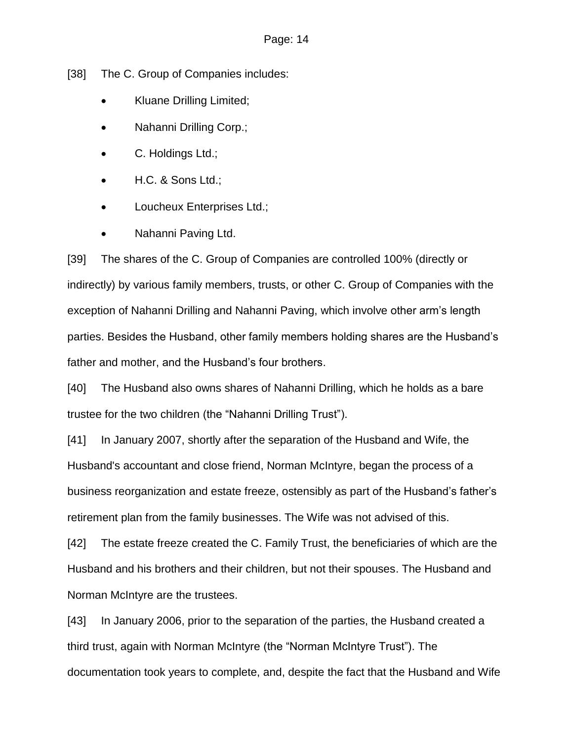[38] The C. Group of Companies includes:

- Kluane Drilling Limited;
- Nahanni Drilling Corp.;
- C. Holdings Ltd.;
- H.C. & Sons Ltd.;
- Loucheux Enterprises Ltd.;
- Nahanni Paving Ltd.

[39] The shares of the C. Group of Companies are controlled 100% (directly or indirectly) by various family members, trusts, or other C. Group of Companies with the exception of Nahanni Drilling and Nahanni Paving, which involve other arm's length parties. Besides the Husband, other family members holding shares are the Husband's father and mother, and the Husband's four brothers.

[40] The Husband also owns shares of Nahanni Drilling, which he holds as a bare trustee for the two children (the "Nahanni Drilling Trust").

[41] In January 2007, shortly after the separation of the Husband and Wife, the Husband's accountant and close friend, Norman McIntyre, began the process of a business reorganization and estate freeze, ostensibly as part of the Husband's father's retirement plan from the family businesses. The Wife was not advised of this.

[42] The estate freeze created the C. Family Trust, the beneficiaries of which are the Husband and his brothers and their children, but not their spouses. The Husband and Norman McIntyre are the trustees.

[43] In January 2006, prior to the separation of the parties, the Husband created a third trust, again with Norman McIntyre (the "Norman McIntyre Trust"). The documentation took years to complete, and, despite the fact that the Husband and Wife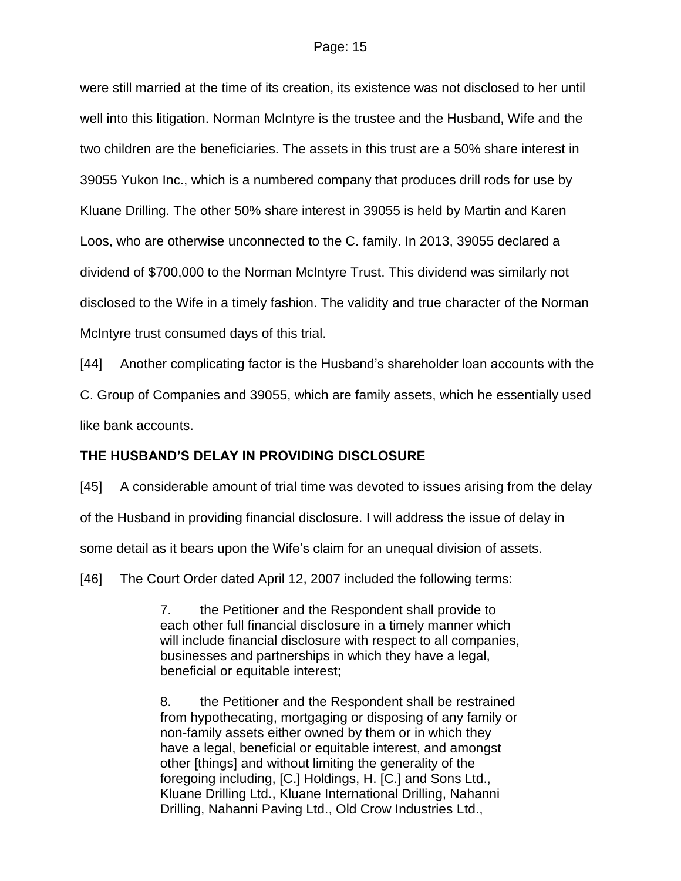were still married at the time of its creation, its existence was not disclosed to her until well into this litigation. Norman McIntyre is the trustee and the Husband, Wife and the two children are the beneficiaries. The assets in this trust are a 50% share interest in 39055 Yukon Inc., which is a numbered company that produces drill rods for use by Kluane Drilling. The other 50% share interest in 39055 is held by Martin and Karen Loos, who are otherwise unconnected to the C. family. In 2013, 39055 declared a dividend of $700,000 to the Norman McIntyre Trust. This dividend was similarly not disclosed to the Wife in a timely fashion. The validity and true character of the Norman McIntyre trust consumed days of this trial.

[44] Another complicating factor is the Husband's shareholder loan accounts with the C. Group of Companies and 39055, which are family assets, which he essentially used like bank accounts.

## THE HUSBAND'S DELAY IN PROVIDING DISCLOSURE

[45] A considerable amount of trial time was devoted to issues arising from the delay of the Husband in providing financial disclosure. I will address the issue of delay in some detail as it bears upon the Wife's claim for an unequal division of assets.

[46] The Court Order dated April 12, 2007 included the following terms:

> 7. the Petitioner and the Respondent shall provide to each other full financial disclosure in a timely manner which will include financial disclosure with respect to all companies, businesses and partnerships in which they have a legal, beneficial or equitable interest;
>
> 8. the Petitioner and the Respondent shall be restrained from hypothecating, mortgaging or disposing of any family or non-family assets either owned by them or in which they have a legal, beneficial or equitable interest, and amongst other [things] and without limiting the generality of the foregoing including, [C.] Holdings, H. [C.] and Sons Ltd., Kluane Drilling Ltd., Kluane International Drilling, Nahanni Drilling, Nahanni Paving Ltd., Old Crow Industries Ltd.,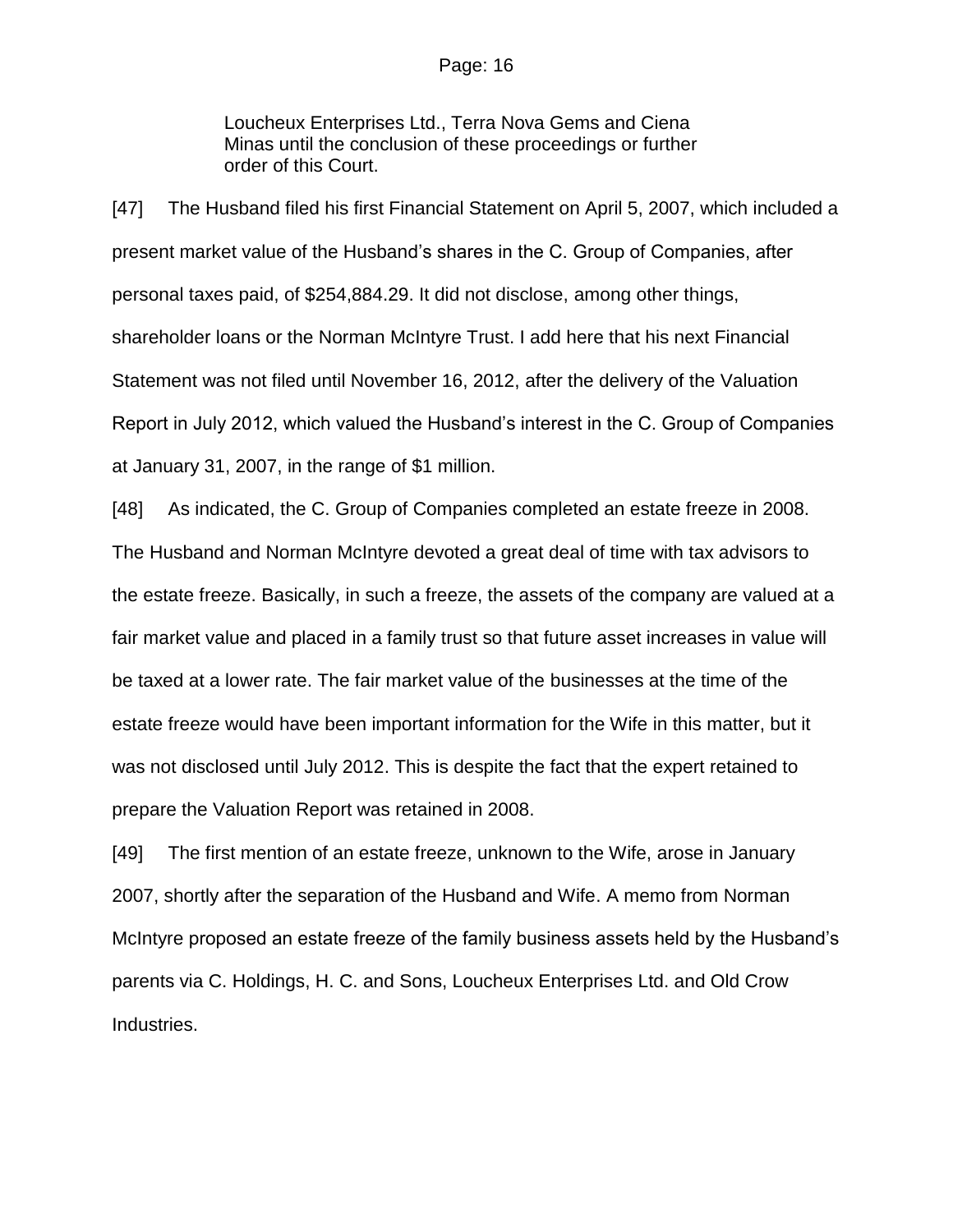> Loucheux Enterprises Ltd., Terra Nova Gems and Ciena Minas until the conclusion of these proceedings or further order of this Court.

[47] The Husband filed his first Financial Statement on April 5, 2007, which included a present market value of the Husband's shares in the C. Group of Companies, after personal taxes paid, of $254,884.29. It did not disclose, among other things, shareholder loans or the Norman McIntyre Trust. I add here that his next Financial Statement was not filed until November 16, 2012, after the delivery of the Valuation Report in July 2012, which valued the Husband's interest in the C. Group of Companies at January 31, 2007, in the range of $1 million.

[48] As indicated, the C. Group of Companies completed an estate freeze in 2008. The Husband and Norman McIntyre devoted a great deal of time with tax advisors to the estate freeze. Basically, in such a freeze, the assets of the company are valued at a fair market value and placed in a family trust so that future asset increases in value will be taxed at a lower rate. The fair market value of the businesses at the time of the estate freeze would have been important information for the Wife in this matter, but it was not disclosed until July 2012. This is despite the fact that the expert retained to prepare the Valuation Report was retained in 2008.

[49] The first mention of an estate freeze, unknown to the Wife, arose in January 2007, shortly after the separation of the Husband and Wife. A memo from Norman McIntyre proposed an estate freeze of the family business assets held by the Husband's parents via C. Holdings, H. C. and Sons, Loucheux Enterprises Ltd. and Old Crow Industries.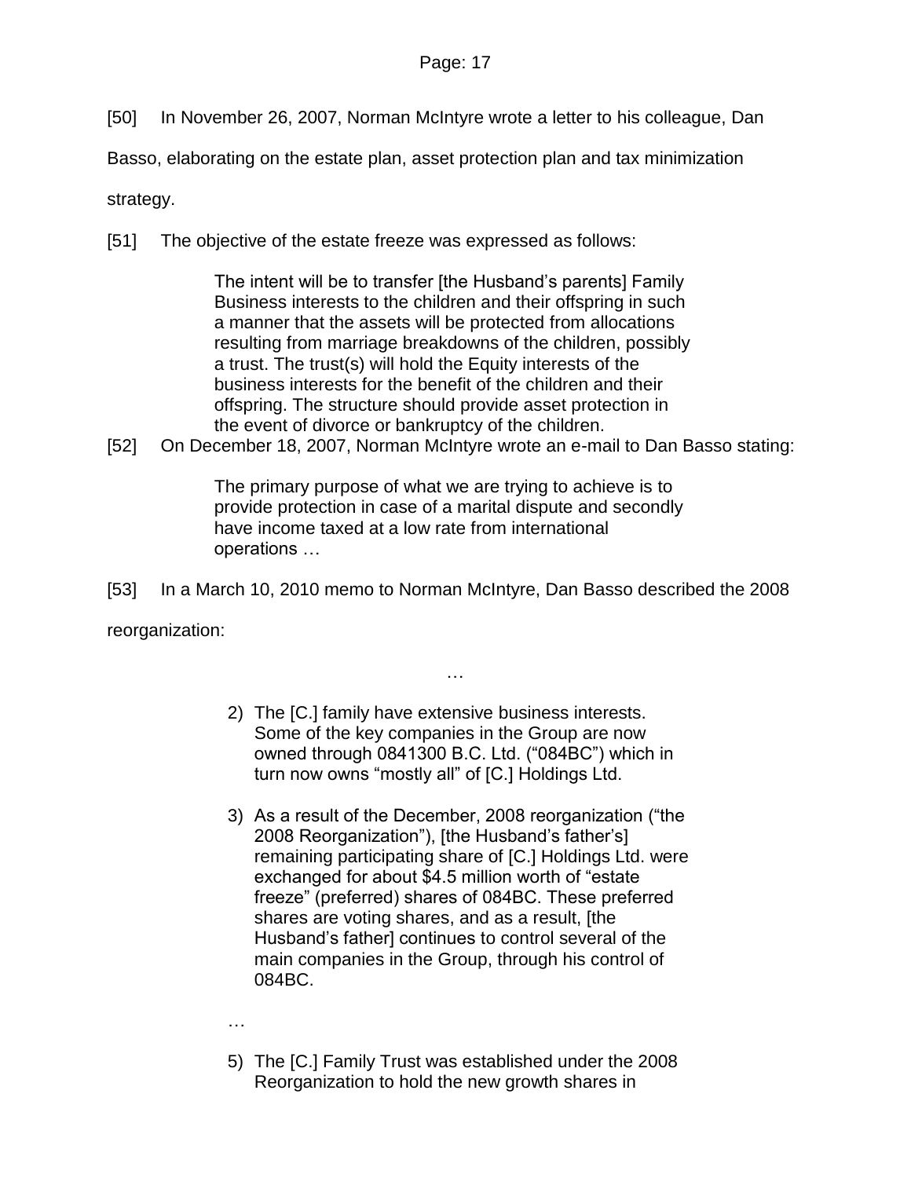[50] In November 26, 2007, Norman McIntyre wrote a letter to his colleague, Dan Basso, elaborating on the estate plan, asset protection plan and tax minimization strategy.

[51] The objective of the estate freeze was expressed as follows:

> The intent will be to transfer [the Husband's parents] Family Business interests to the children and their offspring in such a manner that the assets will be protected from allocations resulting from marriage breakdowns of the children, possibly a trust. The trust(s) will hold the Equity interests of the business interests for the benefit of the children and their offspring. The structure should provide asset protection in the event of divorce or bankruptcy of the children.

[52] On December 18, 2007, Norman McIntyre wrote an e-mail to Dan Basso stating:

> The primary purpose of what we are trying to achieve is to provide protection in case of a marital dispute and secondly have income taxed at a low rate from international operations …

[53] In a March 10, 2010 memo to Norman McIntyre, Dan Basso described the 2008 reorganization:

> …
>
> 2) The [C.] family have extensive business interests. Some of the key companies in the Group are now owned through 0841300 B.C. Ltd. ("084BC") which in turn now owns "mostly all" of [C.] Holdings Ltd.
>
> 3) As a result of the December, 2008 reorganization ("the 2008 Reorganization"), [the Husband's father's] remaining participating share of [C.] Holdings Ltd. were exchanged for about $4.5 million worth of "estate freeze" (preferred) shares of 084BC. These preferred shares are voting shares, and as a result, [the Husband's father] continues to control several of the main companies in the Group, through his control of 084BC.
>
> …
>
> 5) The [C.] Family Trust was established under the 2008 Reorganization to hold the new growth shares in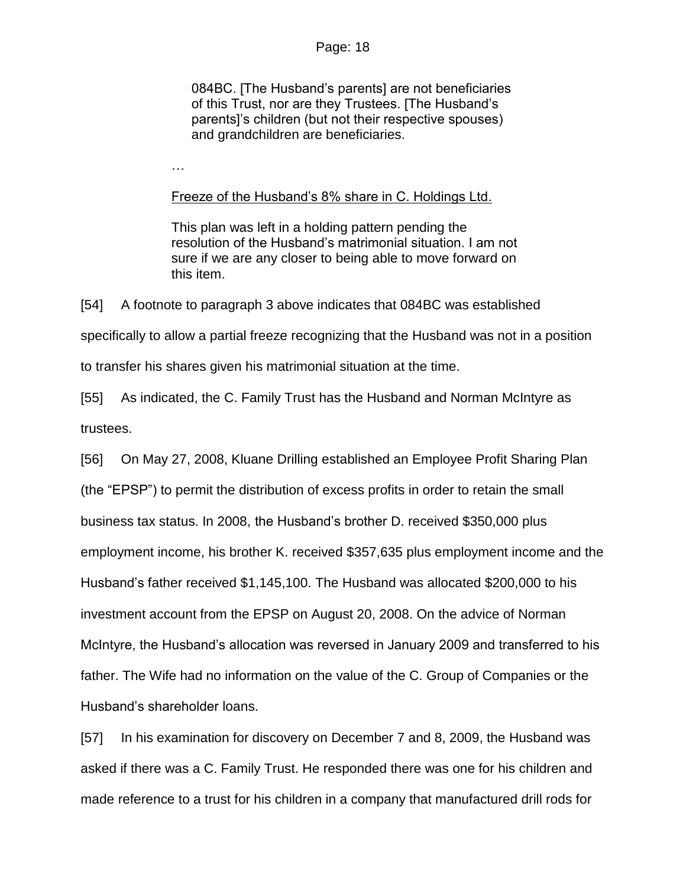> 084BC. [The Husband's parents] are not beneficiaries of this Trust, nor are they Trustees. [The Husband's parents]'s children (but not their respective spouses) and grandchildren are beneficiaries.
>
> …
>
> Freeze of the Husband's 8% share in C. Holdings Ltd.
>
> This plan was left in a holding pattern pending the resolution of the Husband's matrimonial situation. I am not sure if we are any closer to being able to move forward on this item.

[54] A footnote to paragraph 3 above indicates that 084BC was established specifically to allow a partial freeze recognizing that the Husband was not in a position to transfer his shares given his matrimonial situation at the time.

[55] As indicated, the C. Family Trust has the Husband and Norman McIntyre as trustees.

[56] On May 27, 2008, Kluane Drilling established an Employee Profit Sharing Plan (the "EPSP") to permit the distribution of excess profits in order to retain the small business tax status. In 2008, the Husband's brother D. received $350,000 plus employment income, his brother K. received $357,635 plus employment income and the Husband's father received $1,145,100. The Husband was allocated $200,000 to his investment account from the EPSP on August 20, 2008. On the advice of Norman McIntyre, the Husband's allocation was reversed in January 2009 and transferred to his father. The Wife had no information on the value of the C. Group of Companies or the Husband's shareholder loans.

[57] In his examination for discovery on December 7 and 8, 2009, the Husband was asked if there was a C. Family Trust. He responded there was one for his children and made reference to a trust for his children in a company that manufactured drill rods for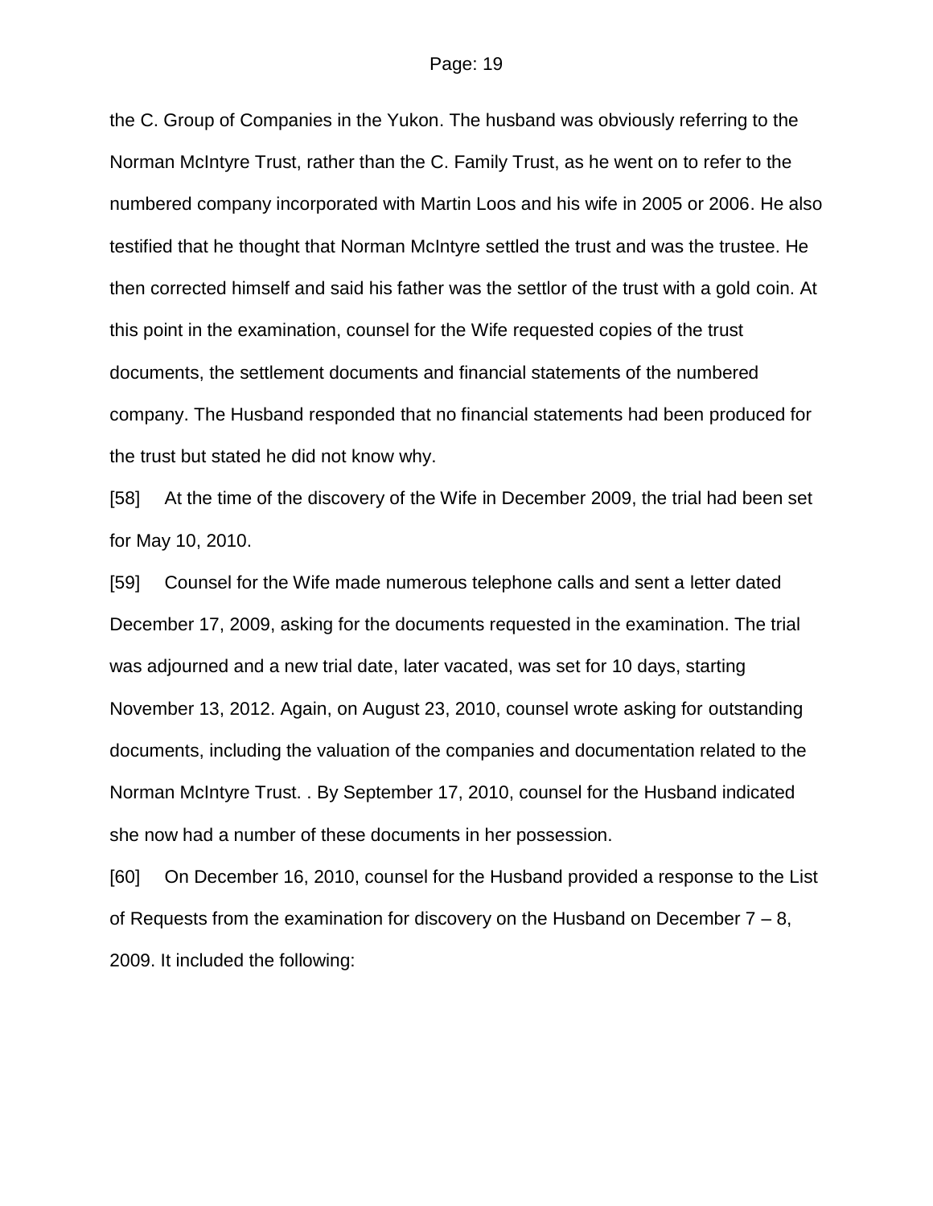the C. Group of Companies in the Yukon. The husband was obviously referring to the Norman McIntyre Trust, rather than the C. Family Trust, as he went on to refer to the numbered company incorporated with Martin Loos and his wife in 2005 or 2006. He also testified that he thought that Norman McIntyre settled the trust and was the trustee. He then corrected himself and said his father was the settlor of the trust with a gold coin. At this point in the examination, counsel for the Wife requested copies of the trust documents, the settlement documents and financial statements of the numbered company. The Husband responded that no financial statements had been produced for the trust but stated he did not know why.

[58] At the time of the discovery of the Wife in December 2009, the trial had been set for May 10, 2010.

[59] Counsel for the Wife made numerous telephone calls and sent a letter dated December 17, 2009, asking for the documents requested in the examination. The trial was adjourned and a new trial date, later vacated, was set for 10 days, starting November 13, 2012. Again, on August 23, 2010, counsel wrote asking for outstanding documents, including the valuation of the companies and documentation related to the Norman McIntyre Trust. . By September 17, 2010, counsel for the Husband indicated she now had a number of these documents in her possession.

[60] On December 16, 2010, counsel for the Husband provided a response to the List of Requests from the examination for discovery on the Husband on December 7 – 8, 2009. It included the following: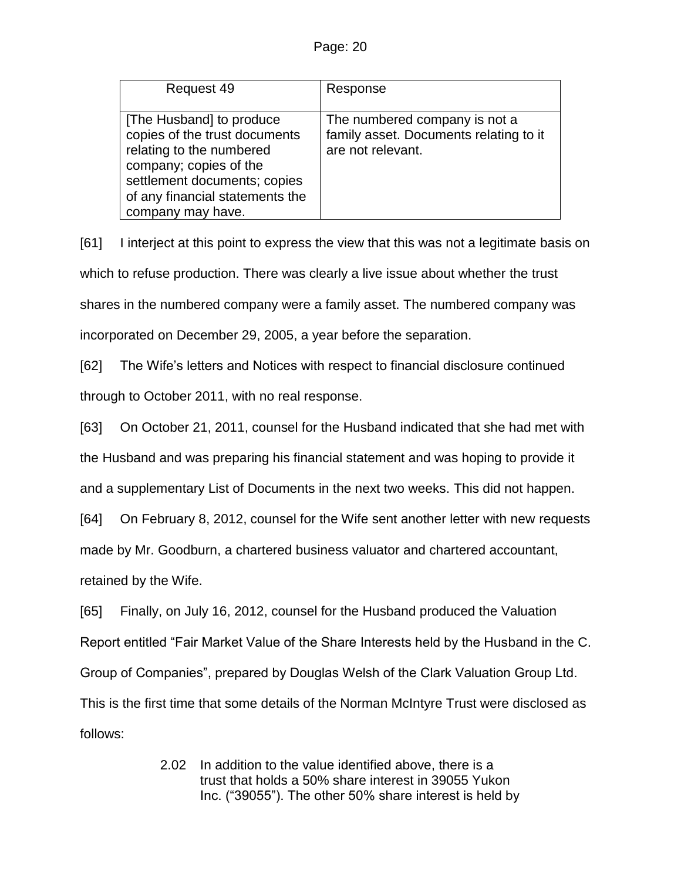| Request 49 | Response |
| --- | --- |
| [The Husband] to produce copies of the trust documents relating to the numbered company; copies of the settlement documents; copies of any financial statements the company may have. | The numbered company is not a family asset. Documents relating to it are not relevant. |

[61] I interject at this point to express the view that this was not a legitimate basis on which to refuse production. There was clearly a live issue about whether the trust shares in the numbered company were a family asset. The numbered company was incorporated on December 29, 2005, a year before the separation.

[62] The Wife's letters and Notices with respect to financial disclosure continued through to October 2011, with no real response.

[63] On October 21, 2011, counsel for the Husband indicated that she had met with the Husband and was preparing his financial statement and was hoping to provide it and a supplementary List of Documents in the next two weeks. This did not happen.

[64] On February 8, 2012, counsel for the Wife sent another letter with new requests made by Mr. Goodburn, a chartered business valuator and chartered accountant, retained by the Wife.

[65] Finally, on July 16, 2012, counsel for the Husband produced the Valuation Report entitled "Fair Market Value of the Share Interests held by the Husband in the C. Group of Companies", prepared by Douglas Welsh of the Clark Valuation Group Ltd. This is the first time that some details of the Norman McIntyre Trust were disclosed as follows:

> 2.02 In addition to the value identified above, there is a trust that holds a 50% share interest in 39055 Yukon Inc. ("39055"). The other 50% share interest is held by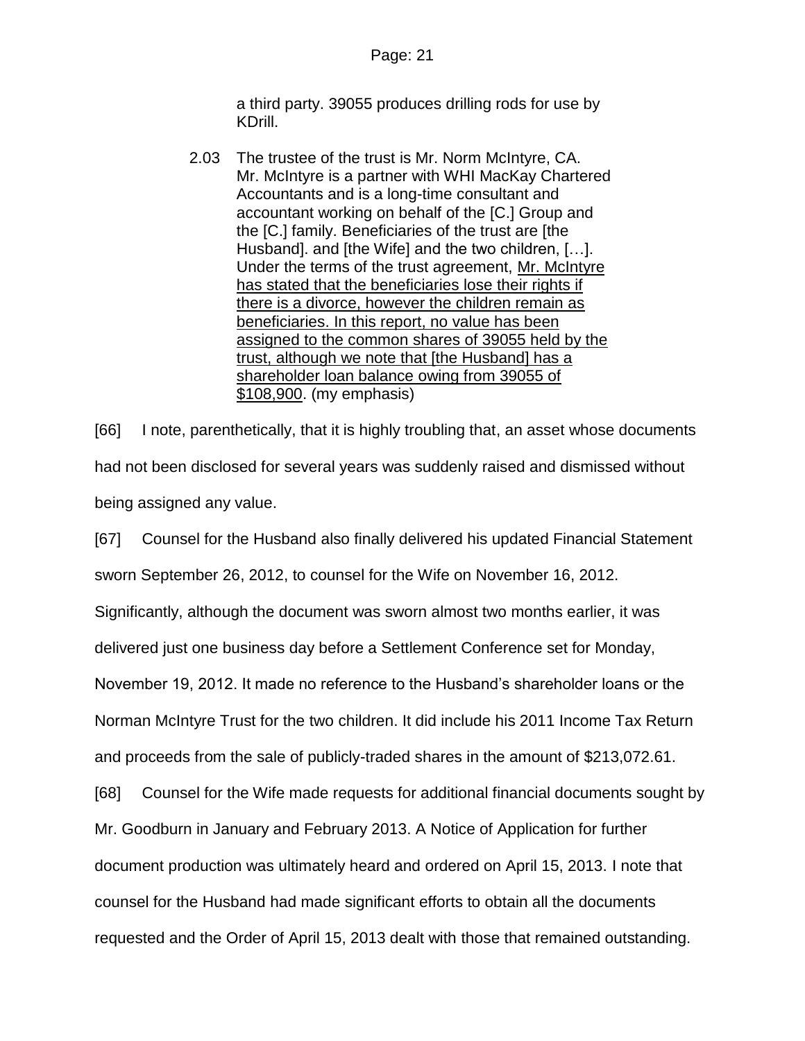> a third party. 39055 produces drilling rods for use by KDrill.
>
> 2.03 The trustee of the trust is Mr. Norm McIntyre, CA. Mr. McIntyre is a partner with WHI MacKay Chartered Accountants and is a long-time consultant and accountant working on behalf of the [C.] Group and the [C.] family. Beneficiaries of the trust are [the Husband]. and [the Wife] and the two children, […]. Under the terms of the trust agreement, <u>Mr. McIntyre has stated that the beneficiaries lose their rights if there is a divorce, however the children remain as beneficiaries. In this report, no value has been assigned to the common shares of 39055 held by the trust, although we note that [the Husband] has a shareholder loan balance owing from 39055 of $108,900</u>. (my emphasis)

[66] I note, parenthetically, that it is highly troubling that, an asset whose documents had not been disclosed for several years was suddenly raised and dismissed without being assigned any value.

[67] Counsel for the Husband also finally delivered his updated Financial Statement sworn September 26, 2012, to counsel for the Wife on November 16, 2012. Significantly, although the document was sworn almost two months earlier, it was delivered just one business day before a Settlement Conference set for Monday, November 19, 2012. It made no reference to the Husband's shareholder loans or the Norman McIntyre Trust for the two children. It did include his 2011 Income Tax Return and proceeds from the sale of publicly-traded shares in the amount of $213,072.61.

[68] Counsel for the Wife made requests for additional financial documents sought by Mr. Goodburn in January and February 2013. A Notice of Application for further document production was ultimately heard and ordered on April 15, 2013. I note that counsel for the Husband had made significant efforts to obtain all the documents requested and the Order of April 15, 2013 dealt with those that remained outstanding.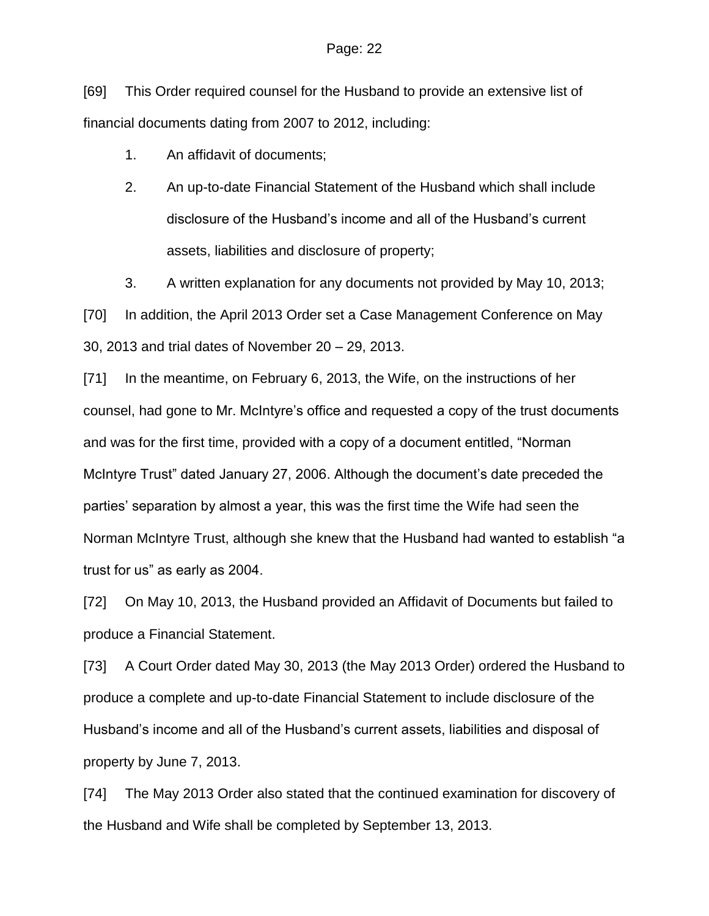[69] This Order required counsel for the Husband to provide an extensive list of financial documents dating from 2007 to 2012, including:

1. An affidavit of documents;
2. An up-to-date Financial Statement of the Husband which shall include disclosure of the Husband's income and all of the Husband's current assets, liabilities and disclosure of property;
3. A written explanation for any documents not provided by May 10, 2013;

[70] In addition, the April 2013 Order set a Case Management Conference on May 30, 2013 and trial dates of November 20 – 29, 2013.

[71] In the meantime, on February 6, 2013, the Wife, on the instructions of her counsel, had gone to Mr. McIntyre's office and requested a copy of the trust documents and was for the first time, provided with a copy of a document entitled, "Norman McIntyre Trust" dated January 27, 2006. Although the document's date preceded the parties' separation by almost a year, this was the first time the Wife had seen the Norman McIntyre Trust, although she knew that the Husband had wanted to establish "a trust for us" as early as 2004.

[72] On May 10, 2013, the Husband provided an Affidavit of Documents but failed to produce a Financial Statement.

[73] A Court Order dated May 30, 2013 (the May 2013 Order) ordered the Husband to produce a complete and up-to-date Financial Statement to include disclosure of the Husband's income and all of the Husband's current assets, liabilities and disposal of property by June 7, 2013.

[74] The May 2013 Order also stated that the continued examination for discovery of the Husband and Wife shall be completed by September 13, 2013.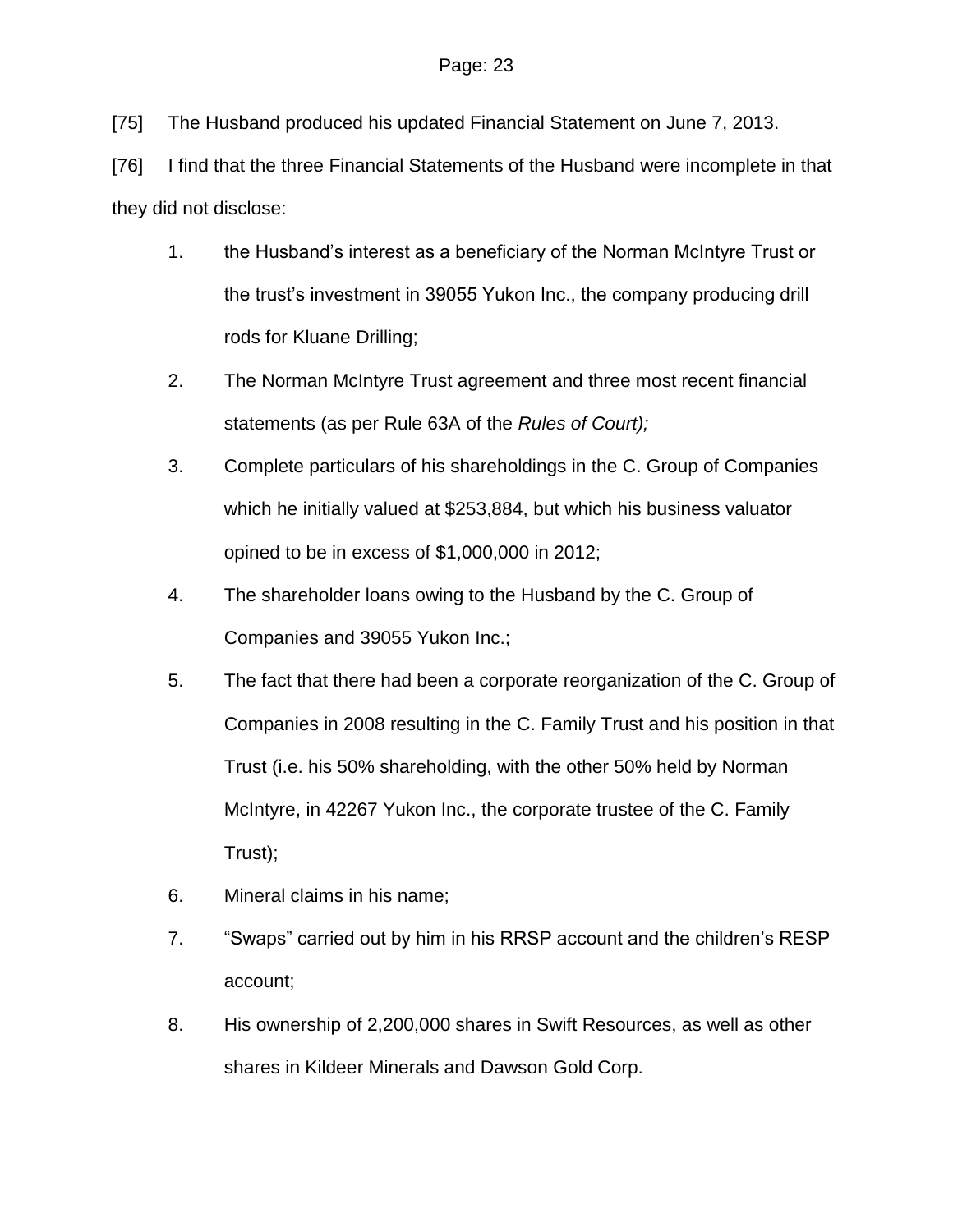[75] The Husband produced his updated Financial Statement on June 7, 2013.

[76] I find that the three Financial Statements of the Husband were incomplete in that they did not disclose:

1. the Husband's interest as a beneficiary of the Norman McIntyre Trust or the trust's investment in 39055 Yukon Inc., the company producing drill rods for Kluane Drilling;
2. The Norman McIntyre Trust agreement and three most recent financial statements (as per Rule 63A of the *Rules of Court);*
3. Complete particulars of his shareholdings in the C. Group of Companies which he initially valued at $253,884, but which his business valuator opined to be in excess of $1,000,000 in 2012;
4. The shareholder loans owing to the Husband by the C. Group of Companies and 39055 Yukon Inc.;
5. The fact that there had been a corporate reorganization of the C. Group of Companies in 2008 resulting in the C. Family Trust and his position in that Trust (i.e. his 50% shareholding, with the other 50% held by Norman McIntyre, in 42267 Yukon Inc., the corporate trustee of the C. Family Trust);
6. Mineral claims in his name;
7. "Swaps" carried out by him in his RRSP account and the children's RESP account;
8. His ownership of 2,200,000 shares in Swift Resources, as well as other shares in Kildeer Minerals and Dawson Gold Corp.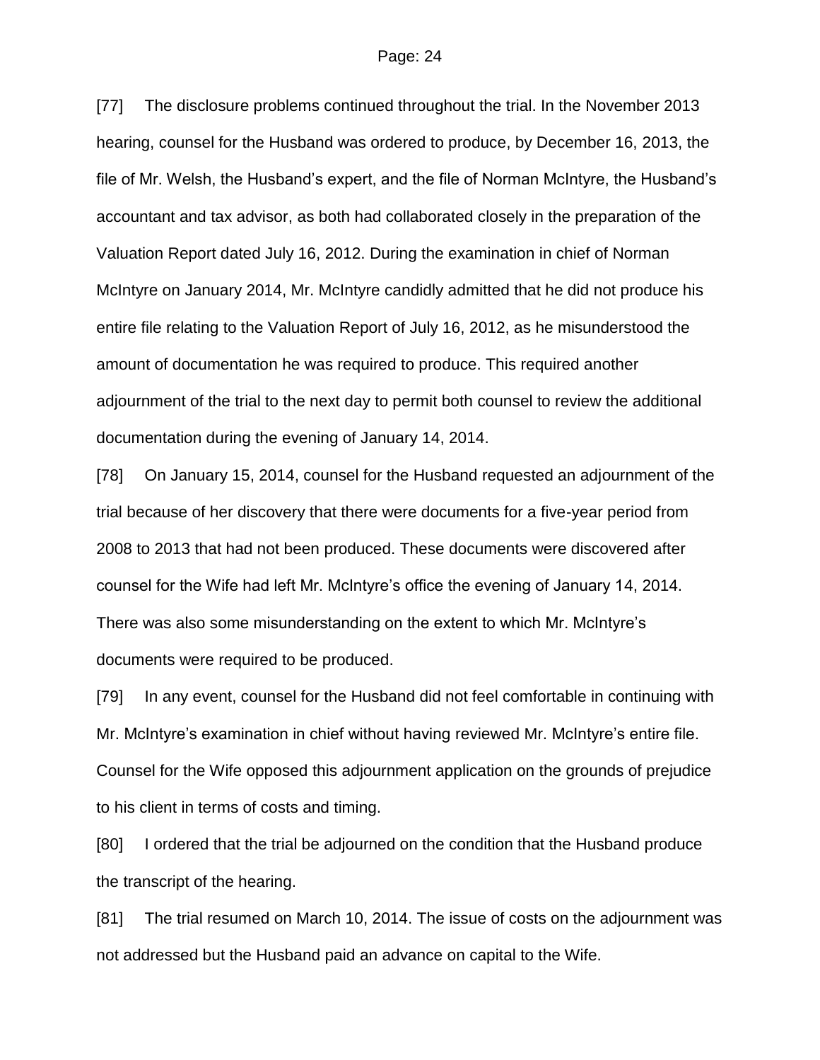[77] The disclosure problems continued throughout the trial. In the November 2013 hearing, counsel for the Husband was ordered to produce, by December 16, 2013, the file of Mr. Welsh, the Husband's expert, and the file of Norman McIntyre, the Husband's accountant and tax advisor, as both had collaborated closely in the preparation of the Valuation Report dated July 16, 2012. During the examination in chief of Norman McIntyre on January 2014, Mr. McIntyre candidly admitted that he did not produce his entire file relating to the Valuation Report of July 16, 2012, as he misunderstood the amount of documentation he was required to produce. This required another adjournment of the trial to the next day to permit both counsel to review the additional documentation during the evening of January 14, 2014.

[78] On January 15, 2014, counsel for the Husband requested an adjournment of the trial because of her discovery that there were documents for a five-year period from 2008 to 2013 that had not been produced. These documents were discovered after counsel for the Wife had left Mr. McIntyre's office the evening of January 14, 2014. There was also some misunderstanding on the extent to which Mr. McIntyre's documents were required to be produced.

[79] In any event, counsel for the Husband did not feel comfortable in continuing with Mr. McIntyre's examination in chief without having reviewed Mr. McIntyre's entire file. Counsel for the Wife opposed this adjournment application on the grounds of prejudice to his client in terms of costs and timing.

[80] I ordered that the trial be adjourned on the condition that the Husband produce the transcript of the hearing.

[81] The trial resumed on March 10, 2014. The issue of costs on the adjournment was not addressed but the Husband paid an advance on capital to the Wife.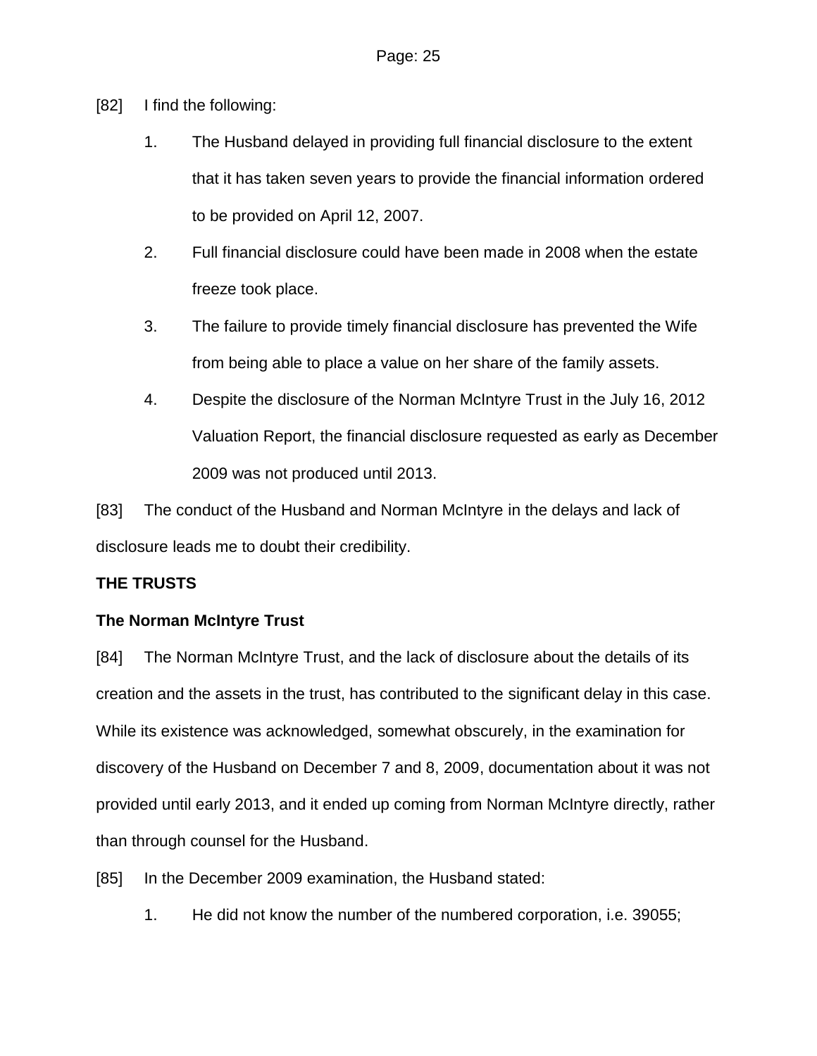[82] I find the following:

1. The Husband delayed in providing full financial disclosure to the extent that it has taken seven years to provide the financial information ordered to be provided on April 12, 2007.
2. Full financial disclosure could have been made in 2008 when the estate freeze took place.
3. The failure to provide timely financial disclosure has prevented the Wife from being able to place a value on her share of the family assets.
4. Despite the disclosure of the Norman McIntyre Trust in the July 16, 2012 Valuation Report, the financial disclosure requested as early as December 2009 was not produced until 2013.

[83] The conduct of the Husband and Norman McIntyre in the delays and lack of disclosure leads me to doubt their credibility.

**THE TRUSTS**

**The Norman McIntyre Trust**

[84] The Norman McIntyre Trust, and the lack of disclosure about the details of its creation and the assets in the trust, has contributed to the significant delay in this case. While its existence was acknowledged, somewhat obscurely, in the examination for discovery of the Husband on December 7 and 8, 2009, documentation about it was not provided until early 2013, and it ended up coming from Norman McIntyre directly, rather than through counsel for the Husband.

[85] In the December 2009 examination, the Husband stated:

1. He did not know the number of the numbered corporation, i.e. 39055;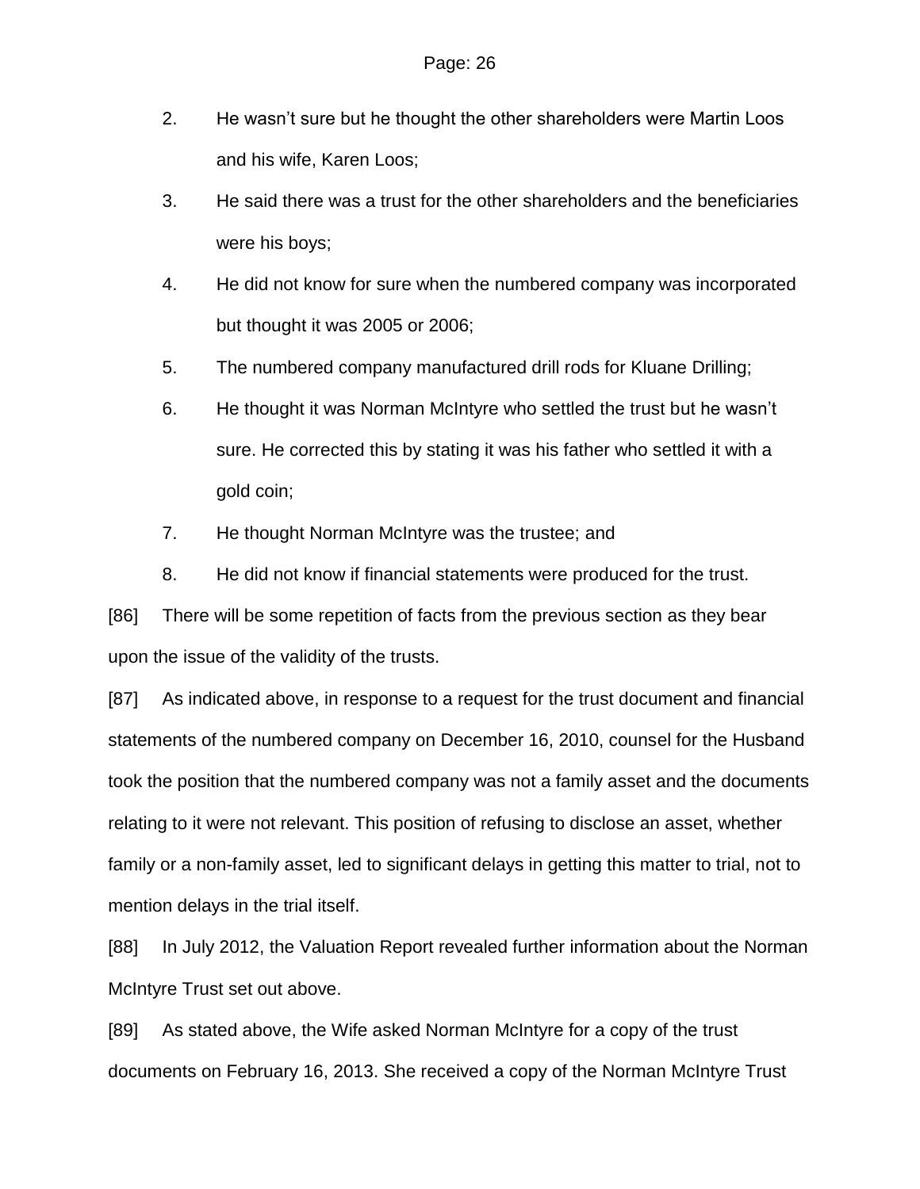2. He wasn't sure but he thought the other shareholders were Martin Loos and his wife, Karen Loos;
3. He said there was a trust for the other shareholders and the beneficiaries were his boys;
4. He did not know for sure when the numbered company was incorporated but thought it was 2005 or 2006;
5. The numbered company manufactured drill rods for Kluane Drilling;
6. He thought it was Norman McIntyre who settled the trust but he wasn't sure. He corrected this by stating it was his father who settled it with a gold coin;
7. He thought Norman McIntyre was the trustee; and
8. He did not know if financial statements were produced for the trust.

[86] There will be some repetition of facts from the previous section as they bear upon the issue of the validity of the trusts.

[87] As indicated above, in response to a request for the trust document and financial statements of the numbered company on December 16, 2010, counsel for the Husband took the position that the numbered company was not a family asset and the documents relating to it were not relevant. This position of refusing to disclose an asset, whether family or a non-family asset, led to significant delays in getting this matter to trial, not to mention delays in the trial itself.

[88] In July 2012, the Valuation Report revealed further information about the Norman McIntyre Trust set out above.

[89] As stated above, the Wife asked Norman McIntyre for a copy of the trust documents on February 16, 2013. She received a copy of the Norman McIntyre Trust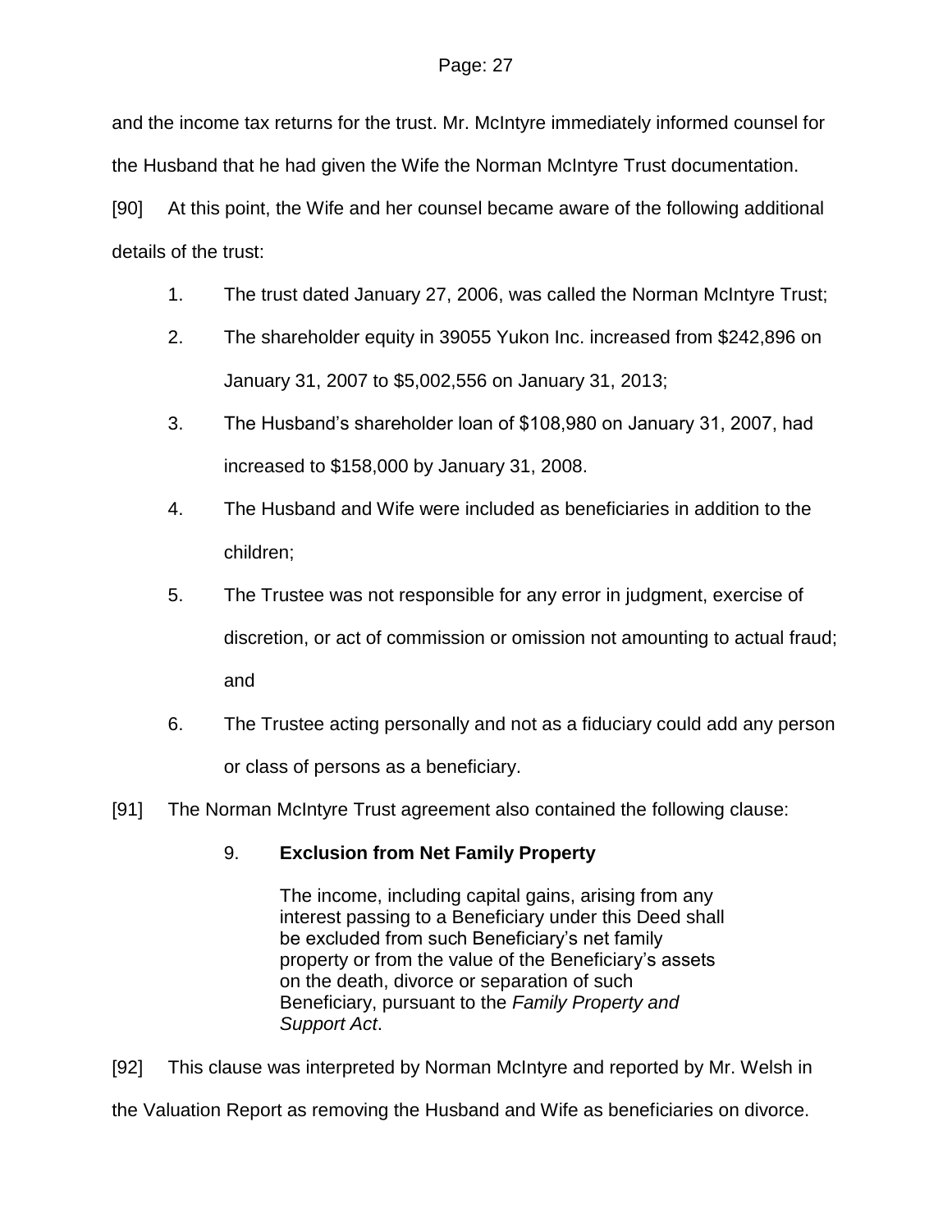and the income tax returns for the trust. Mr. McIntyre immediately informed counsel for the Husband that he had given the Wife the Norman McIntyre Trust documentation.

[90] At this point, the Wife and her counsel became aware of the following additional details of the trust:

1. The trust dated January 27, 2006, was called the Norman McIntyre Trust;
2. The shareholder equity in 39055 Yukon Inc. increased from $242,896 on January 31, 2007 to $5,002,556 on January 31, 2013;
3. The Husband's shareholder loan of $108,980 on January 31, 2007, had increased to $158,000 by January 31, 2008.
4. The Husband and Wife were included as beneficiaries in addition to the children;
5. The Trustee was not responsible for any error in judgment, exercise of discretion, or act of commission or omission not amounting to actual fraud; and
6. The Trustee acting personally and not as a fiduciary could add any person or class of persons as a beneficiary.

[91] The Norman McIntyre Trust agreement also contained the following clause:

> 9. **Exclusion from Net Family Property**
>
> The income, including capital gains, arising from any interest passing to a Beneficiary under this Deed shall be excluded from such Beneficiary's net family property or from the value of the Beneficiary's assets on the death, divorce or separation of such Beneficiary, pursuant to the *Family Property and Support Act*.

[92] This clause was interpreted by Norman McIntyre and reported by Mr. Welsh in the Valuation Report as removing the Husband and Wife as beneficiaries on divorce.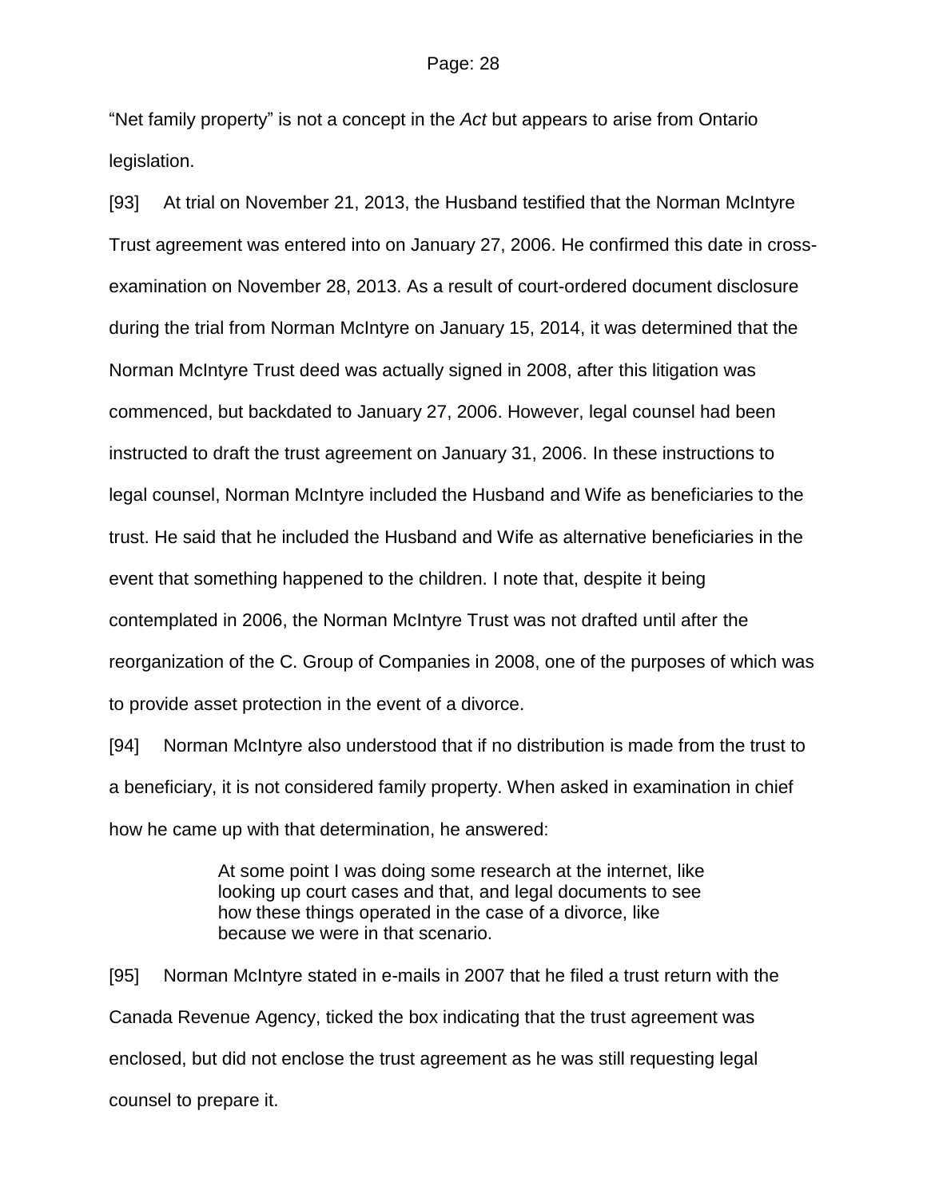"Net family property" is not a concept in the *Act* but appears to arise from Ontario legislation.

[93] At trial on November 21, 2013, the Husband testified that the Norman McIntyre Trust agreement was entered into on January 27, 2006. He confirmed this date in cross-examination on November 28, 2013. As a result of court-ordered document disclosure during the trial from Norman McIntyre on January 15, 2014, it was determined that the Norman McIntyre Trust deed was actually signed in 2008, after this litigation was commenced, but backdated to January 27, 2006. However, legal counsel had been instructed to draft the trust agreement on January 31, 2006. In these instructions to legal counsel, Norman McIntyre included the Husband and Wife as beneficiaries to the trust. He said that he included the Husband and Wife as alternative beneficiaries in the event that something happened to the children. I note that, despite it being contemplated in 2006, the Norman McIntyre Trust was not drafted until after the reorganization of the C. Group of Companies in 2008, one of the purposes of which was to provide asset protection in the event of a divorce.

[94] Norman McIntyre also understood that if no distribution is made from the trust to a beneficiary, it is not considered family property. When asked in examination in chief how he came up with that determination, he answered:

> At some point I was doing some research at the internet, like looking up court cases and that, and legal documents to see how these things operated in the case of a divorce, like because we were in that scenario.

[95] Norman McIntyre stated in e-mails in 2007 that he filed a trust return with the Canada Revenue Agency, ticked the box indicating that the trust agreement was enclosed, but did not enclose the trust agreement as he was still requesting legal counsel to prepare it.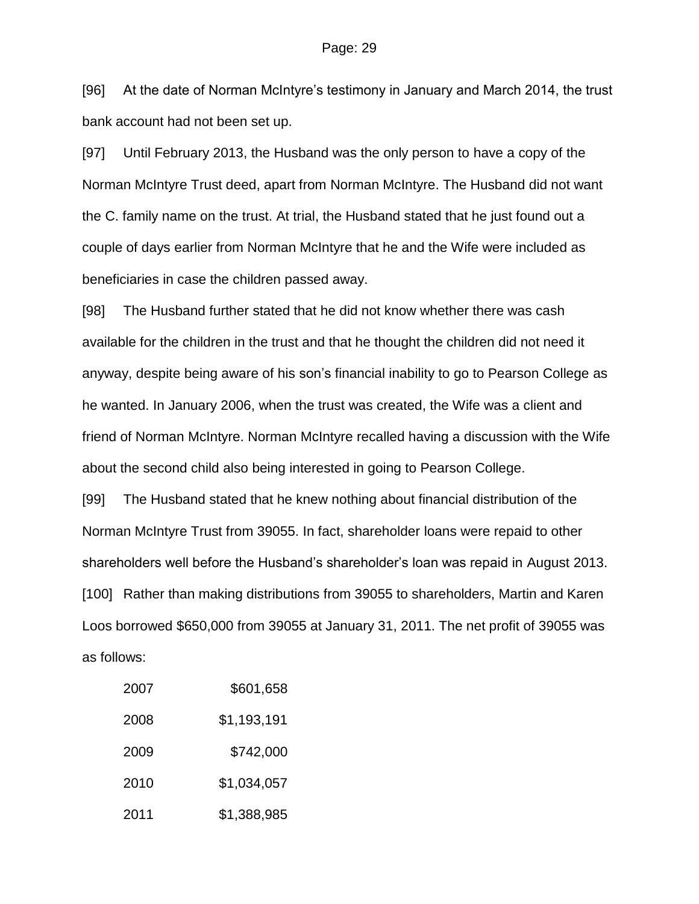[96] At the date of Norman McIntyre's testimony in January and March 2014, the trust bank account had not been set up.

[97] Until February 2013, the Husband was the only person to have a copy of the Norman McIntyre Trust deed, apart from Norman McIntyre. The Husband did not want the C. family name on the trust. At trial, the Husband stated that he just found out a couple of days earlier from Norman McIntyre that he and the Wife were included as beneficiaries in case the children passed away.

[98] The Husband further stated that he did not know whether there was cash available for the children in the trust and that he thought the children did not need it anyway, despite being aware of his son's financial inability to go to Pearson College as he wanted. In January 2006, when the trust was created, the Wife was a client and friend of Norman McIntyre. Norman McIntyre recalled having a discussion with the Wife about the second child also being interested in going to Pearson College.

[99] The Husband stated that he knew nothing about financial distribution of the Norman McIntyre Trust from 39055. In fact, shareholder loans were repaid to other shareholders well before the Husband's shareholder's loan was repaid in August 2013.

[100] Rather than making distributions from 39055 to shareholders, Martin and Karen Loos borrowed $650,000 from 39055 at January 31, 2011. The net profit of 39055 was as follows:

| | |
|---|---|
| 2007 | $601,658 |
| 2008 | $1,193,191 |
| 2009 | $742,000 |
| 2010 | $1,034,057 |
| 2011 | $1,388,985 |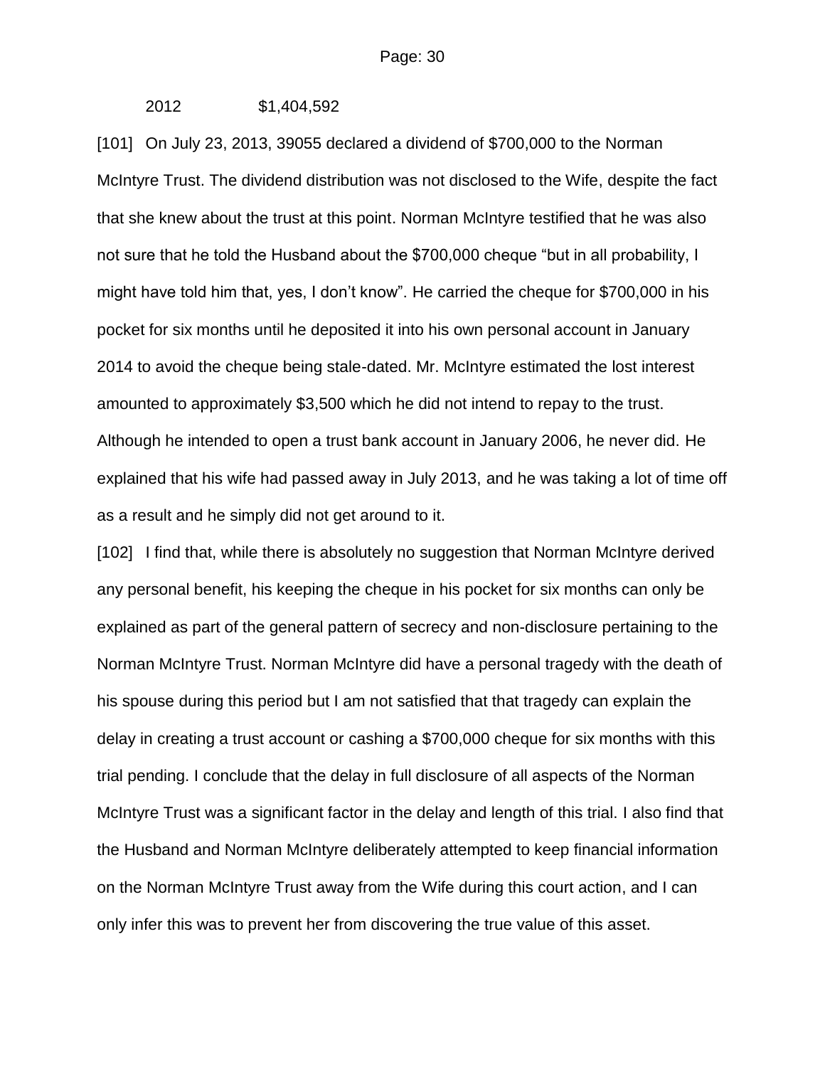2012 $1,404,592

[101] On July 23, 2013, 39055 declared a dividend of $700,000 to the Norman McIntyre Trust. The dividend distribution was not disclosed to the Wife, despite the fact that she knew about the trust at this point. Norman McIntyre testified that he was also not sure that he told the Husband about the $700,000 cheque "but in all probability, I might have told him that, yes, I don't know". He carried the cheque for $700,000 in his pocket for six months until he deposited it into his own personal account in January 2014 to avoid the cheque being stale-dated. Mr. McIntyre estimated the lost interest amounted to approximately $3,500 which he did not intend to repay to the trust. Although he intended to open a trust bank account in January 2006, he never did. He explained that his wife had passed away in July 2013, and he was taking a lot of time off as a result and he simply did not get around to it.

[102] I find that, while there is absolutely no suggestion that Norman McIntyre derived any personal benefit, his keeping the cheque in his pocket for six months can only be explained as part of the general pattern of secrecy and non-disclosure pertaining to the Norman McIntyre Trust. Norman McIntyre did have a personal tragedy with the death of his spouse during this period but I am not satisfied that that tragedy can explain the delay in creating a trust account or cashing a $700,000 cheque for six months with this trial pending. I conclude that the delay in full disclosure of all aspects of the Norman McIntyre Trust was a significant factor in the delay and length of this trial. I also find that the Husband and Norman McIntyre deliberately attempted to keep financial information on the Norman McIntyre Trust away from the Wife during this court action, and I can only infer this was to prevent her from discovering the true value of this asset.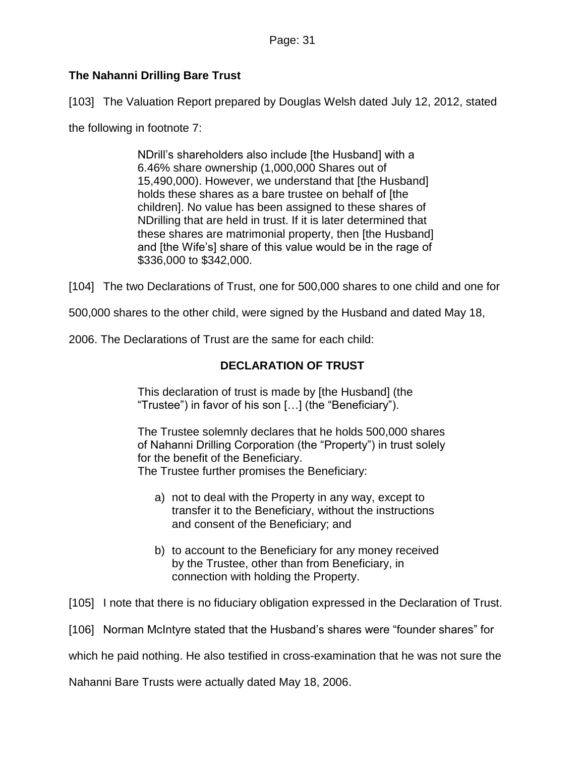**The Nahanni Drilling Bare Trust**

[103] The Valuation Report prepared by Douglas Welsh dated July 12, 2012, stated the following in footnote 7:

> NDrill's shareholders also include [the Husband] with a 6.46% share ownership (1,000,000 Shares out of 15,490,000). However, we understand that [the Husband] holds these shares as a bare trustee on behalf of [the children]. No value has been assigned to these shares of NDrilling that are held in trust. If it is later determined that these shares are matrimonial property, then [the Husband] and [the Wife's] share of this value would be in the rage of \$336,000 to \$342,000.

[104] The two Declarations of Trust, one for 500,000 shares to one child and one for 500,000 shares to the other child, were signed by the Husband and dated May 18, 2006. The Declarations of Trust are the same for each child:

> **DECLARATION OF TRUST**
>
> This declaration of trust is made by [the Husband] (the "Trustee") in favor of his son […] (the "Beneficiary").
>
> The Trustee solemnly declares that he holds 500,000 shares of Nahanni Drilling Corporation (the "Property") in trust solely for the benefit of the Beneficiary.
> The Trustee further promises the Beneficiary:
>
> a) not to deal with the Property in any way, except to transfer it to the Beneficiary, without the instructions and consent of the Beneficiary; and
>
> b) to account to the Beneficiary for any money received by the Trustee, other than from Beneficiary, in connection with holding the Property.

[105] I note that there is no fiduciary obligation expressed in the Declaration of Trust.

[106] Norman McIntyre stated that the Husband's shares were "founder shares" for which he paid nothing. He also testified in cross-examination that he was not sure the Nahanni Bare Trusts were actually dated May 18, 2006.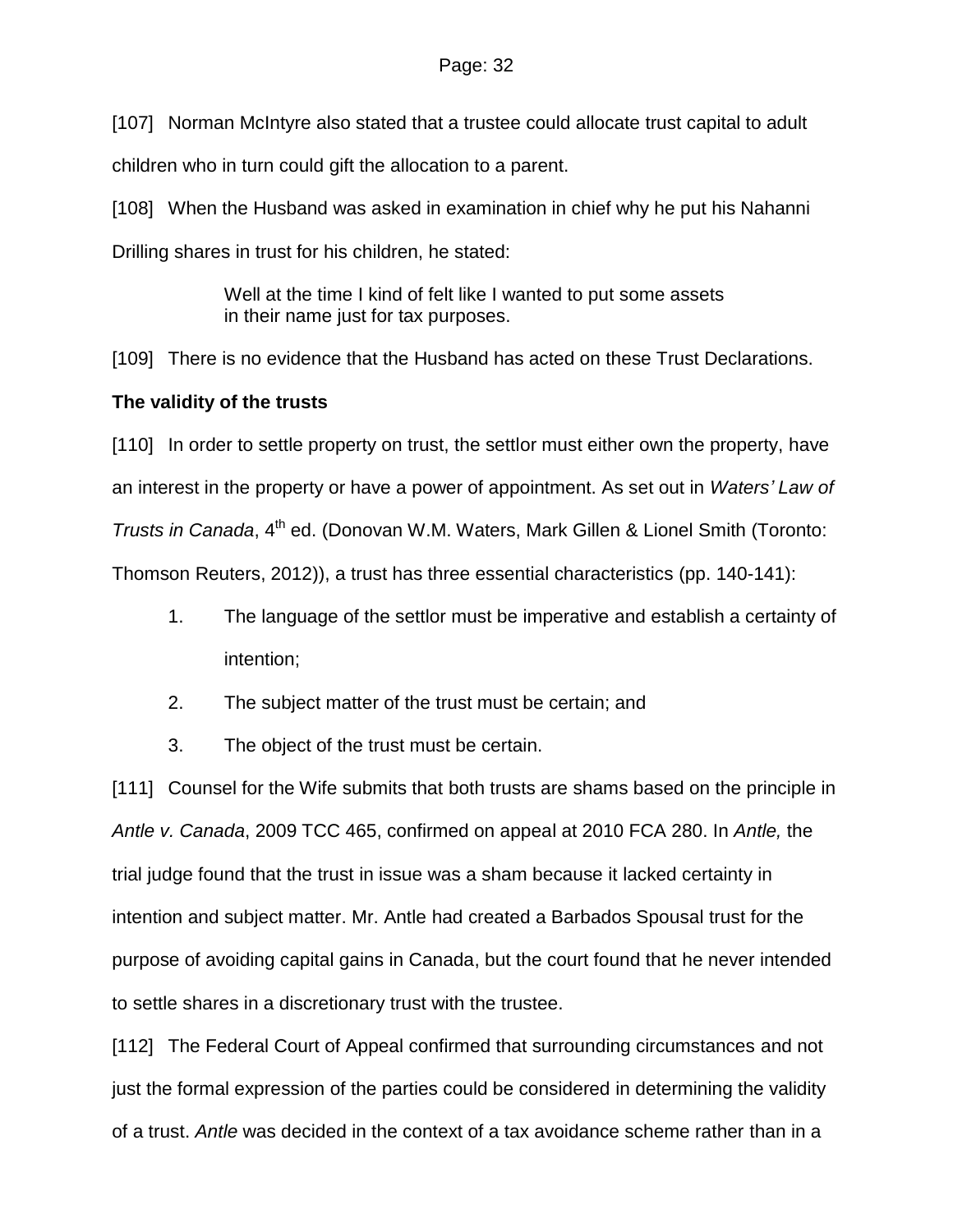[107] Norman McIntyre also stated that a trustee could allocate trust capital to adult children who in turn could gift the allocation to a parent.

[108] When the Husband was asked in examination in chief why he put his Nahanni Drilling shares in trust for his children, he stated:

> Well at the time I kind of felt like I wanted to put some assets in their name just for tax purposes.

[109] There is no evidence that the Husband has acted on these Trust Declarations.

**The validity of the trusts**

[110] In order to settle property on trust, the settlor must either own the property, have an interest in the property or have a power of appointment. As set out in *Waters' Law of Trusts in Canada*, 4th ed. (Donovan W.M. Waters, Mark Gillen & Lionel Smith (Toronto: Thomson Reuters, 2012)), a trust has three essential characteristics (pp. 140-141):

1. The language of the settlor must be imperative and establish a certainty of intention;
2. The subject matter of the trust must be certain; and
3. The object of the trust must be certain.

[111] Counsel for the Wife submits that both trusts are shams based on the principle in *Antle v. Canada*, 2009 TCC 465, confirmed on appeal at 2010 FCA 280. In *Antle,* the trial judge found that the trust in issue was a sham because it lacked certainty in intention and subject matter. Mr. Antle had created a Barbados Spousal trust for the purpose of avoiding capital gains in Canada, but the court found that he never intended to settle shares in a discretionary trust with the trustee.

[112] The Federal Court of Appeal confirmed that surrounding circumstances and not just the formal expression of the parties could be considered in determining the validity of a trust. *Antle* was decided in the context of a tax avoidance scheme rather than in a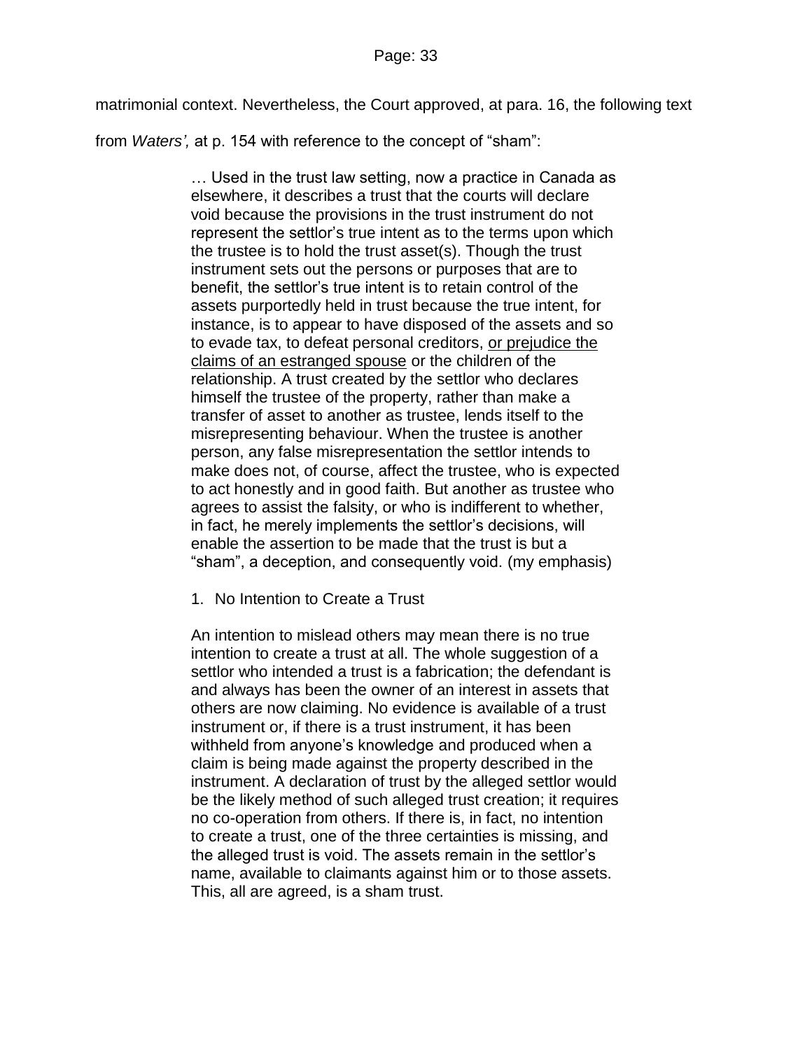matrimonial context. Nevertheless, the Court approved, at para. 16, the following text from *Waters',* at p. 154 with reference to the concept of "sham":

> … Used in the trust law setting, now a practice in Canada as elsewhere, it describes a trust that the courts will declare void because the provisions in the trust instrument do not represent the settlor's true intent as to the terms upon which the trustee is to hold the trust asset(s). Though the trust instrument sets out the persons or purposes that are to benefit, the settlor's true intent is to retain control of the assets purportedly held in trust because the true intent, for instance, is to appear to have disposed of the assets and so to evade tax, to defeat personal creditors, <u>or prejudice the claims of an estranged spouse</u> or the children of the relationship. A trust created by the settlor who declares himself the trustee of the property, rather than make a transfer of asset to another as trustee, lends itself to the misrepresenting behaviour. When the trustee is another person, any false misrepresentation the settlor intends to make does not, of course, affect the trustee, who is expected to act honestly and in good faith. But another as trustee who agrees to assist the falsity, or who is indifferent to whether, in fact, he merely implements the settlor's decisions, will enable the assertion to be made that the trust is but a "sham", a deception, and consequently void. (my emphasis)
>
> 1. No Intention to Create a Trust
>
> An intention to mislead others may mean there is no true intention to create a trust at all. The whole suggestion of a settlor who intended a trust is a fabrication; the defendant is and always has been the owner of an interest in assets that others are now claiming. No evidence is available of a trust instrument or, if there is a trust instrument, it has been withheld from anyone's knowledge and produced when a claim is being made against the property described in the instrument. A declaration of trust by the alleged settlor would be the likely method of such alleged trust creation; it requires no co-operation from others. If there is, in fact, no intention to create a trust, one of the three certainties is missing, and the alleged trust is void. The assets remain in the settlor's name, available to claimants against him or to those assets. This, all are agreed, is a sham trust.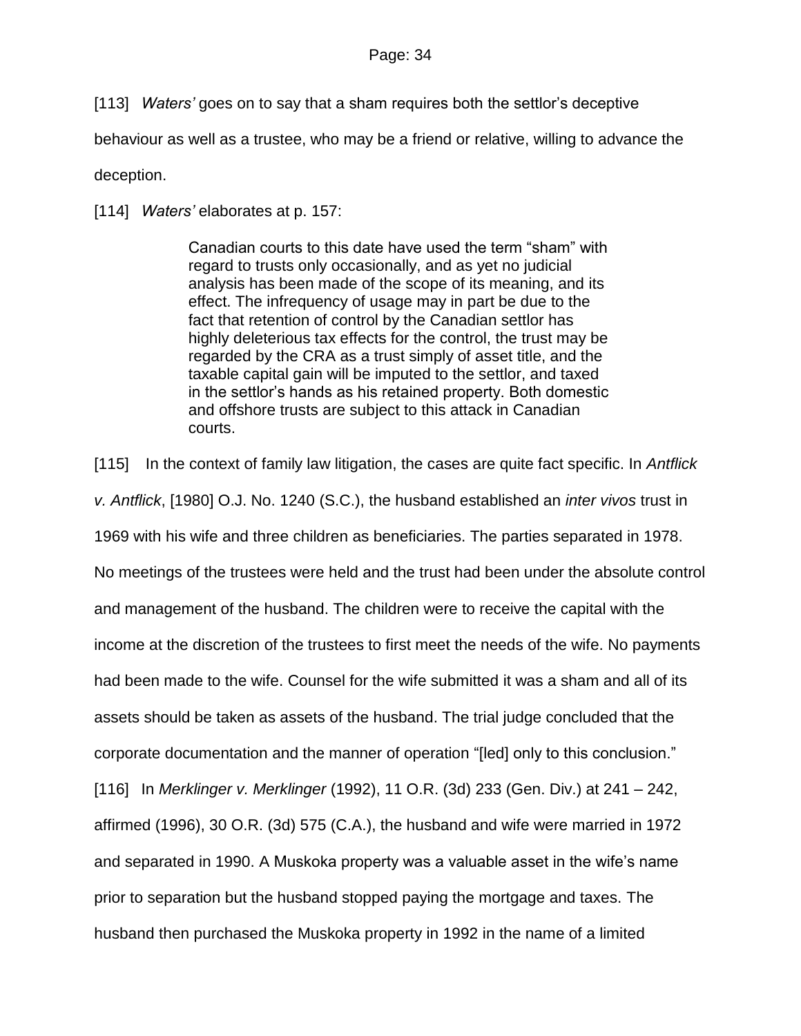[113] *Waters'* goes on to say that a sham requires both the settlor's deceptive behaviour as well as a trustee, who may be a friend or relative, willing to advance the deception.

[114] *Waters'* elaborates at p. 157:

> Canadian courts to this date have used the term "sham" with regard to trusts only occasionally, and as yet no judicial analysis has been made of the scope of its meaning, and its effect. The infrequency of usage may in part be due to the fact that retention of control by the Canadian settlor has highly deleterious tax effects for the control, the trust may be regarded by the CRA as a trust simply of asset title, and the taxable capital gain will be imputed to the settlor, and taxed in the settlor's hands as his retained property. Both domestic and offshore trusts are subject to this attack in Canadian courts.

[115] In the context of family law litigation, the cases are quite fact specific. In *Antflick v. Antflick*, [1980] O.J. No. 1240 (S.C.), the husband established an *inter vivos* trust in 1969 with his wife and three children as beneficiaries. The parties separated in 1978. No meetings of the trustees were held and the trust had been under the absolute control and management of the husband. The children were to receive the capital with the income at the discretion of the trustees to first meet the needs of the wife. No payments had been made to the wife. Counsel for the wife submitted it was a sham and all of its assets should be taken as assets of the husband. The trial judge concluded that the corporate documentation and the manner of operation "[led] only to this conclusion."

[116] In *Merklinger v. Merklinger* (1992), 11 O.R. (3d) 233 (Gen. Div.) at 241 – 242, affirmed (1996), 30 O.R. (3d) 575 (C.A.), the husband and wife were married in 1972 and separated in 1990. A Muskoka property was a valuable asset in the wife's name prior to separation but the husband stopped paying the mortgage and taxes. The husband then purchased the Muskoka property in 1992 in the name of a limited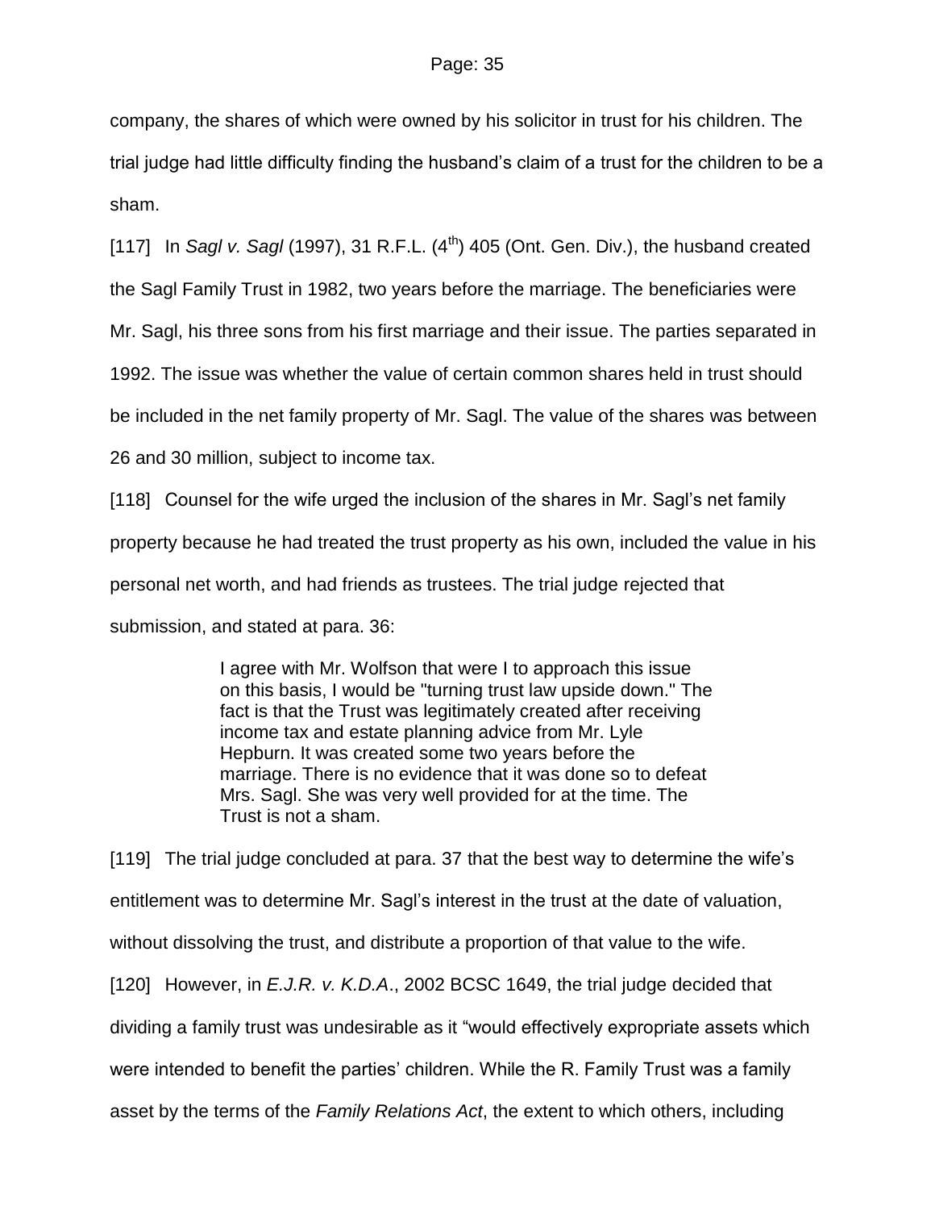company, the shares of which were owned by his solicitor in trust for his children. The trial judge had little difficulty finding the husband's claim of a trust for the children to be a sham.

[117] In *Sagl v. Sagl* (1997), 31 R.F.L. (4th) 405 (Ont. Gen. Div.), the husband created the Sagl Family Trust in 1982, two years before the marriage. The beneficiaries were Mr. Sagl, his three sons from his first marriage and their issue. The parties separated in 1992. The issue was whether the value of certain common shares held in trust should be included in the net family property of Mr. Sagl. The value of the shares was between 26 and 30 million, subject to income tax.

[118] Counsel for the wife urged the inclusion of the shares in Mr. Sagl's net family property because he had treated the trust property as his own, included the value in his personal net worth, and had friends as trustees. The trial judge rejected that submission, and stated at para. 36:

> I agree with Mr. Wolfson that were I to approach this issue on this basis, I would be "turning trust law upside down." The fact is that the Trust was legitimately created after receiving income tax and estate planning advice from Mr. Lyle Hepburn. It was created some two years before the marriage. There is no evidence that it was done so to defeat Mrs. Sagl. She was very well provided for at the time. The Trust is not a sham.

[119] The trial judge concluded at para. 37 that the best way to determine the wife's entitlement was to determine Mr. Sagl's interest in the trust at the date of valuation, without dissolving the trust, and distribute a proportion of that value to the wife.

[120] However, in *E.J.R. v. K.D.A.*, 2002 BCSC 1649, the trial judge decided that dividing a family trust was undesirable as it "would effectively expropriate assets which were intended to benefit the parties' children. While the R. Family Trust was a family asset by the terms of the *Family Relations Act*, the extent to which others, including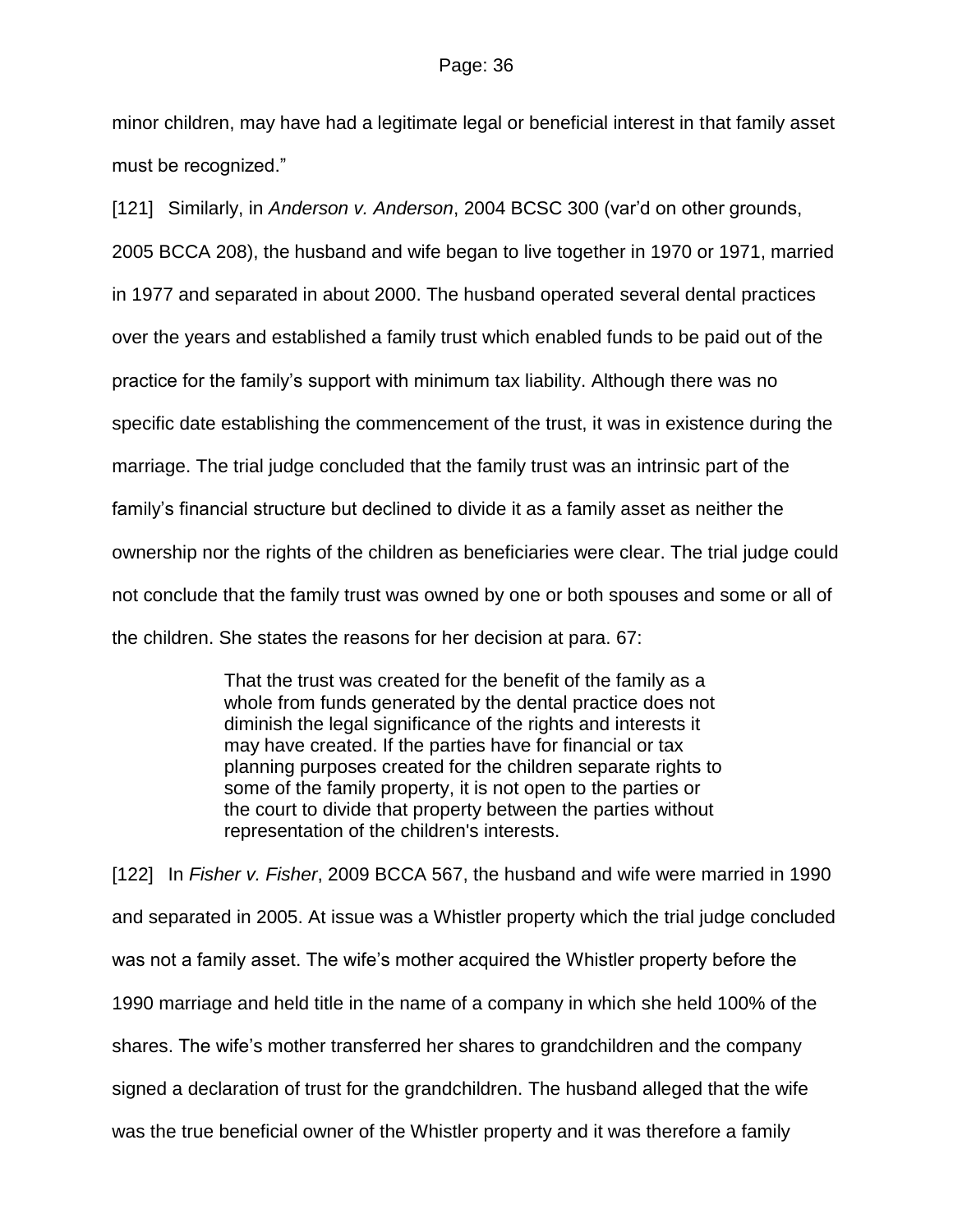minor children, may have had a legitimate legal or beneficial interest in that family asset must be recognized."

[121] Similarly, in *Anderson v. Anderson*, 2004 BCSC 300 (var'd on other grounds, 2005 BCCA 208), the husband and wife began to live together in 1970 or 1971, married in 1977 and separated in about 2000. The husband operated several dental practices over the years and established a family trust which enabled funds to be paid out of the practice for the family's support with minimum tax liability. Although there was no specific date establishing the commencement of the trust, it was in existence during the marriage. The trial judge concluded that the family trust was an intrinsic part of the family's financial structure but declined to divide it as a family asset as neither the ownership nor the rights of the children as beneficiaries were clear. The trial judge could not conclude that the family trust was owned by one or both spouses and some or all of the children. She states the reasons for her decision at para. 67:

> That the trust was created for the benefit of the family as a whole from funds generated by the dental practice does not diminish the legal significance of the rights and interests it may have created. If the parties have for financial or tax planning purposes created for the children separate rights to some of the family property, it is not open to the parties or the court to divide that property between the parties without representation of the children's interests.

[122] In *Fisher v. Fisher*, 2009 BCCA 567, the husband and wife were married in 1990 and separated in 2005. At issue was a Whistler property which the trial judge concluded was not a family asset. The wife's mother acquired the Whistler property before the 1990 marriage and held title in the name of a company in which she held 100% of the shares. The wife's mother transferred her shares to grandchildren and the company signed a declaration of trust for the grandchildren. The husband alleged that the wife was the true beneficial owner of the Whistler property and it was therefore a family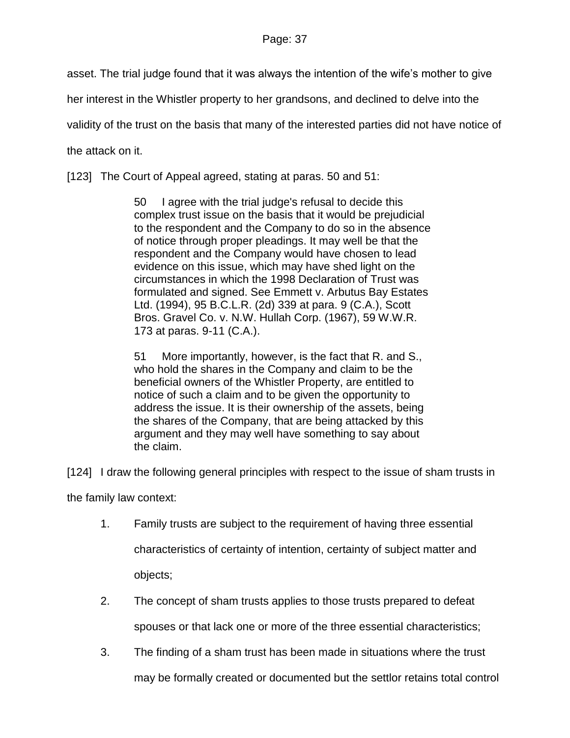asset. The trial judge found that it was always the intention of the wife's mother to give her interest in the Whistler property to her grandsons, and declined to delve into the validity of the trust on the basis that many of the interested parties did not have notice of the attack on it.

[123] The Court of Appeal agreed, stating at paras. 50 and 51:

> 50 I agree with the trial judge's refusal to decide this complex trust issue on the basis that it would be prejudicial to the respondent and the Company to do so in the absence of notice through proper pleadings. It may well be that the respondent and the Company would have chosen to lead evidence on this issue, which may have shed light on the circumstances in which the 1998 Declaration of Trust was formulated and signed. See Emmett v. Arbutus Bay Estates Ltd. (1994), 95 B.C.L.R. (2d) 339 at para. 9 (C.A.), Scott Bros. Gravel Co. v. N.W. Hullah Corp. (1967), 59 W.W.R. 173 at paras. 9-11 (C.A.).
>
> 51 More importantly, however, is the fact that R. and S., who hold the shares in the Company and claim to be the beneficial owners of the Whistler Property, are entitled to notice of such a claim and to be given the opportunity to address the issue. It is their ownership of the assets, being the shares of the Company, that are being attacked by this argument and they may well have something to say about the claim.

[124] I draw the following general principles with respect to the issue of sham trusts in the family law context:

1. Family trusts are subject to the requirement of having three essential characteristics of certainty of intention, certainty of subject matter and objects;
2. The concept of sham trusts applies to those trusts prepared to defeat spouses or that lack one or more of the three essential characteristics;
3. The finding of a sham trust has been made in situations where the trust may be formally created or documented but the settlor retains total control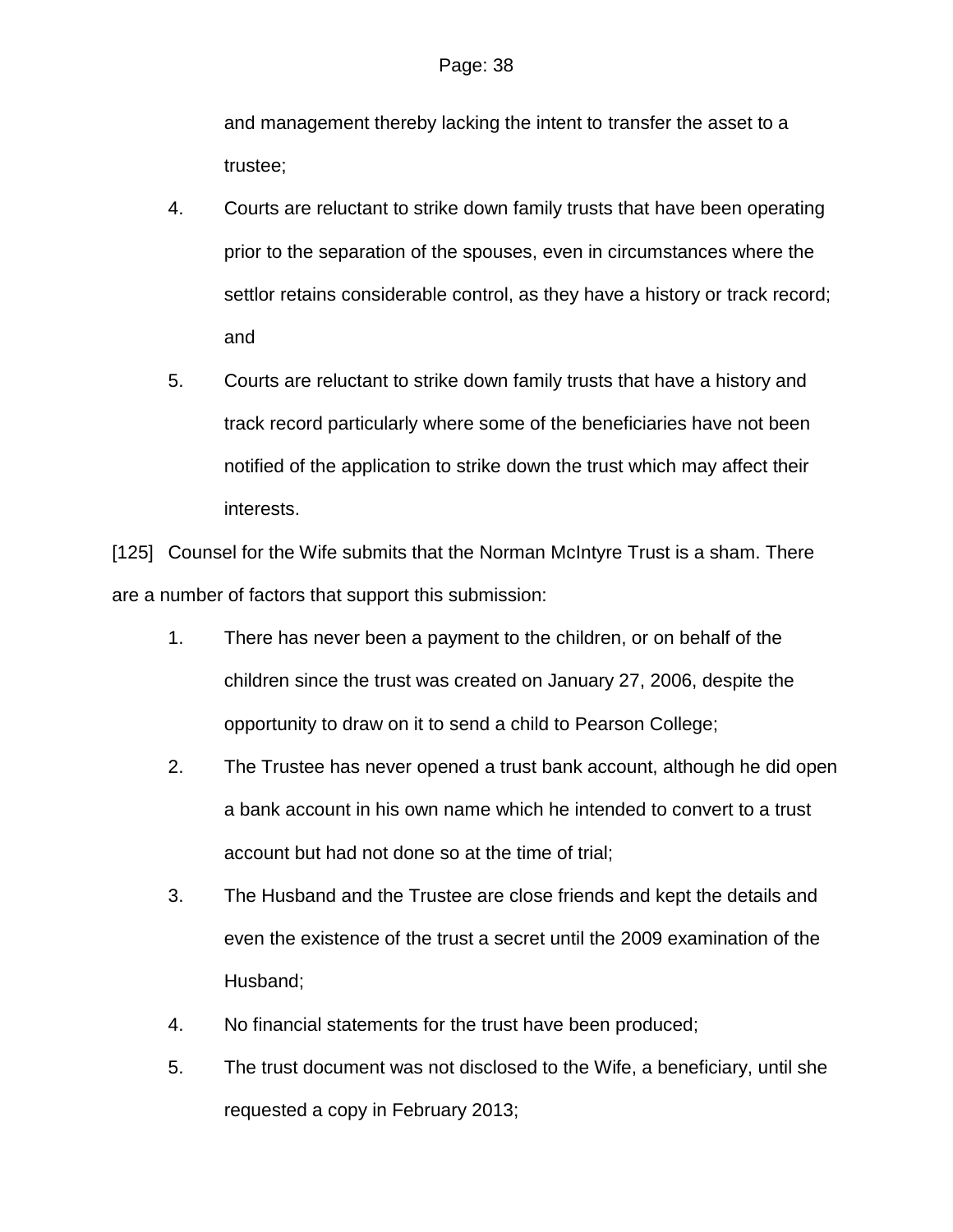and management thereby lacking the intent to transfer the asset to a trustee;

4. Courts are reluctant to strike down family trusts that have been operating prior to the separation of the spouses, even in circumstances where the settlor retains considerable control, as they have a history or track record; and

5. Courts are reluctant to strike down family trusts that have a history and track record particularly where some of the beneficiaries have not been notified of the application to strike down the trust which may affect their interests.

[125] Counsel for the Wife submits that the Norman McIntyre Trust is a sham. There are a number of factors that support this submission:

1. There has never been a payment to the children, or on behalf of the children since the trust was created on January 27, 2006, despite the opportunity to draw on it to send a child to Pearson College;

2. The Trustee has never opened a trust bank account, although he did open a bank account in his own name which he intended to convert to a trust account but had not done so at the time of trial;

3. The Husband and the Trustee are close friends and kept the details and even the existence of the trust a secret until the 2009 examination of the Husband;

4. No financial statements for the trust have been produced;

5. The trust document was not disclosed to the Wife, a beneficiary, until she requested a copy in February 2013;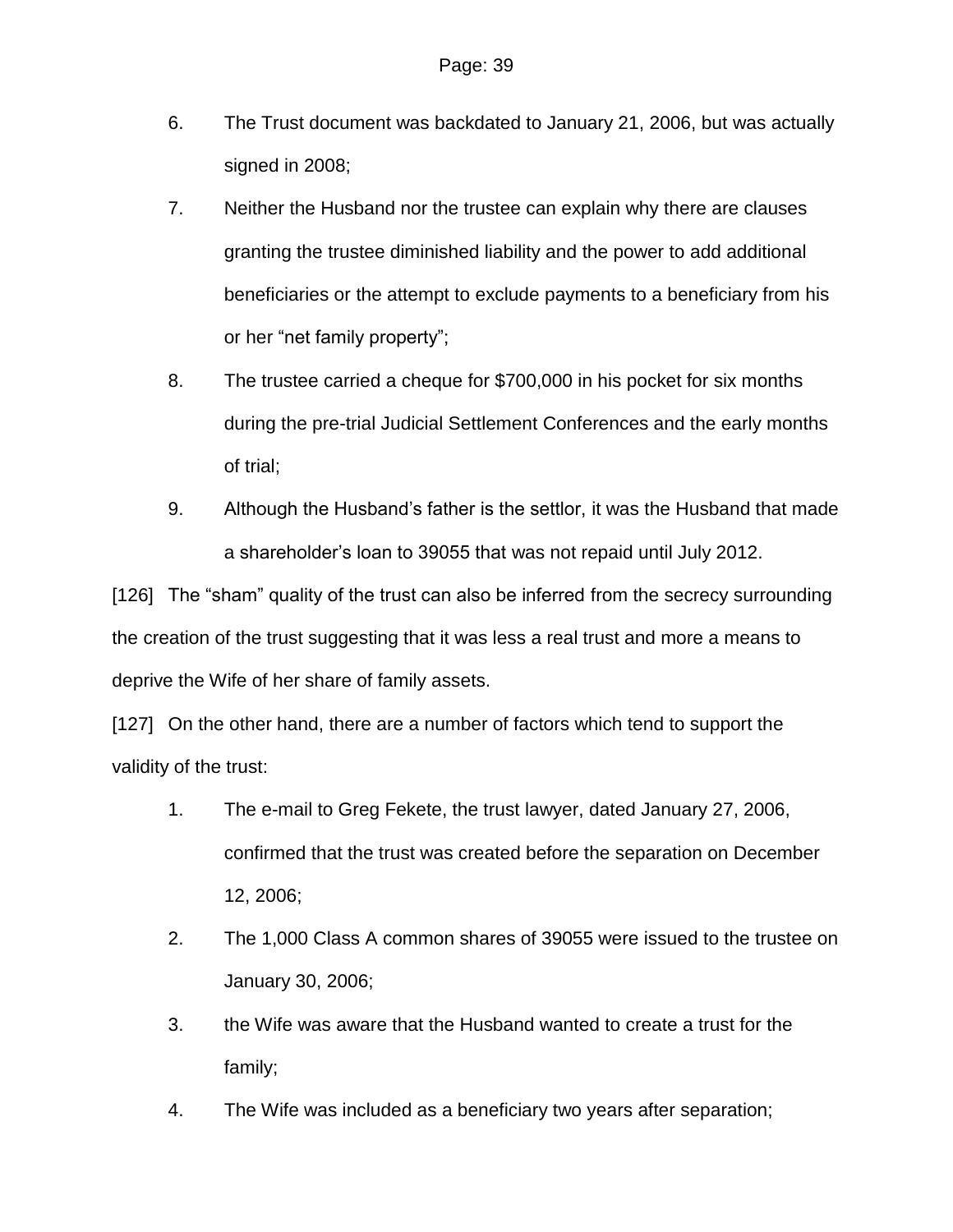6. The Trust document was backdated to January 21, 2006, but was actually signed in 2008;

7. Neither the Husband nor the trustee can explain why there are clauses granting the trustee diminished liability and the power to add additional beneficiaries or the attempt to exclude payments to a beneficiary from his or her "net family property";

8. The trustee carried a cheque for $700,000 in his pocket for six months during the pre-trial Judicial Settlement Conferences and the early months of trial;

9. Although the Husband's father is the settlor, it was the Husband that made a shareholder's loan to 39055 that was not repaid until July 2012.

[126] The "sham" quality of the trust can also be inferred from the secrecy surrounding the creation of the trust suggesting that it was less a real trust and more a means to deprive the Wife of her share of family assets.

[127] On the other hand, there are a number of factors which tend to support the validity of the trust:

1. The e-mail to Greg Fekete, the trust lawyer, dated January 27, 2006, confirmed that the trust was created before the separation on December 12, 2006;

2. The 1,000 Class A common shares of 39055 were issued to the trustee on January 30, 2006;

3. the Wife was aware that the Husband wanted to create a trust for the family;

4. The Wife was included as a beneficiary two years after separation;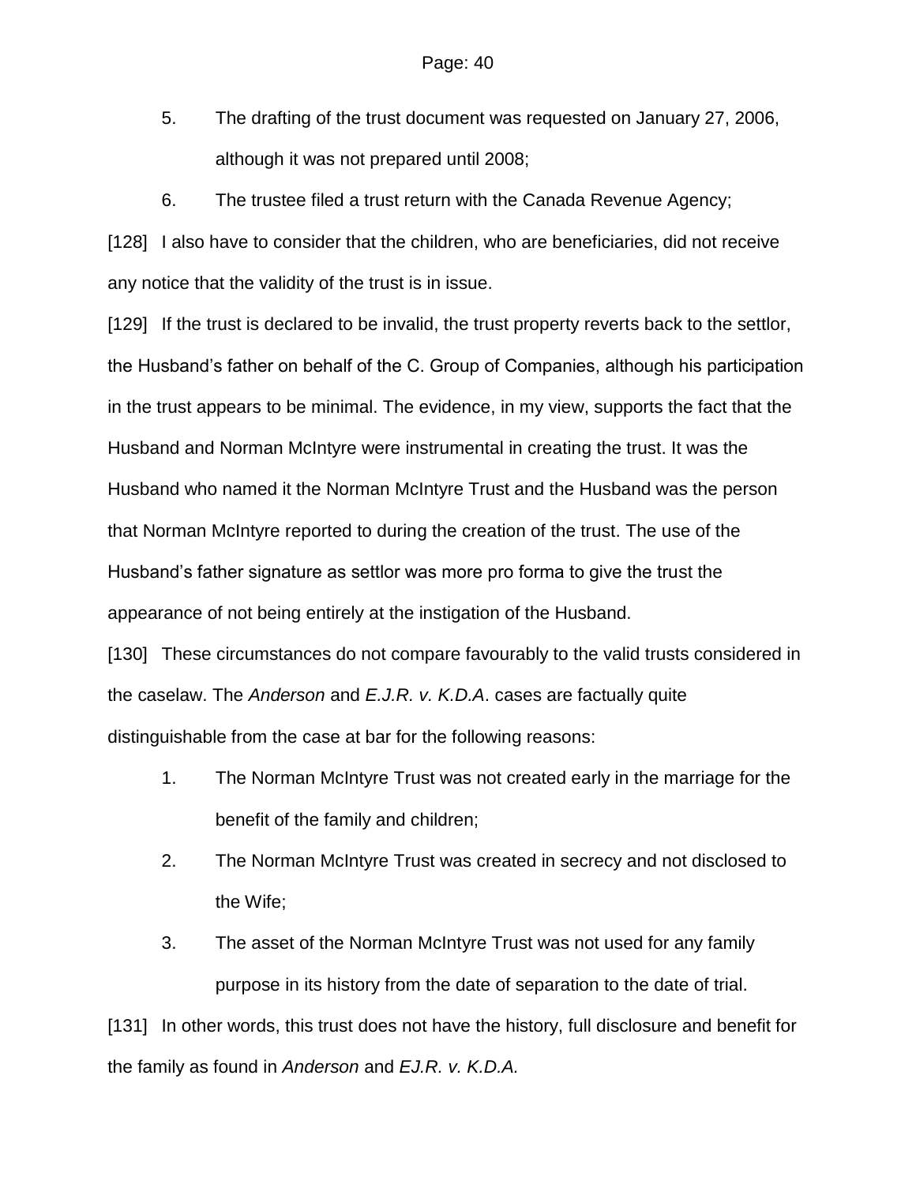5. The drafting of the trust document was requested on January 27, 2006, although it was not prepared until 2008;

6. The trustee filed a trust return with the Canada Revenue Agency;

[128] I also have to consider that the children, who are beneficiaries, did not receive any notice that the validity of the trust is in issue.

[129] If the trust is declared to be invalid, the trust property reverts back to the settlor, the Husband's father on behalf of the C. Group of Companies, although his participation in the trust appears to be minimal. The evidence, in my view, supports the fact that the Husband and Norman McIntyre were instrumental in creating the trust. It was the Husband who named it the Norman McIntyre Trust and the Husband was the person that Norman McIntyre reported to during the creation of the trust. The use of the Husband's father signature as settlor was more pro forma to give the trust the appearance of not being entirely at the instigation of the Husband.

[130] These circumstances do not compare favourably to the valid trusts considered in the caselaw. The *Anderson* and *E.J.R. v. K.D.A*. cases are factually quite distinguishable from the case at bar for the following reasons:

1. The Norman McIntyre Trust was not created early in the marriage for the benefit of the family and children;

2. The Norman McIntyre Trust was created in secrecy and not disclosed to the Wife;

3. The asset of the Norman McIntyre Trust was not used for any family purpose in its history from the date of separation to the date of trial.

[131] In other words, this trust does not have the history, full disclosure and benefit for the family as found in *Anderson* and *EJ.R. v. K.D.A.*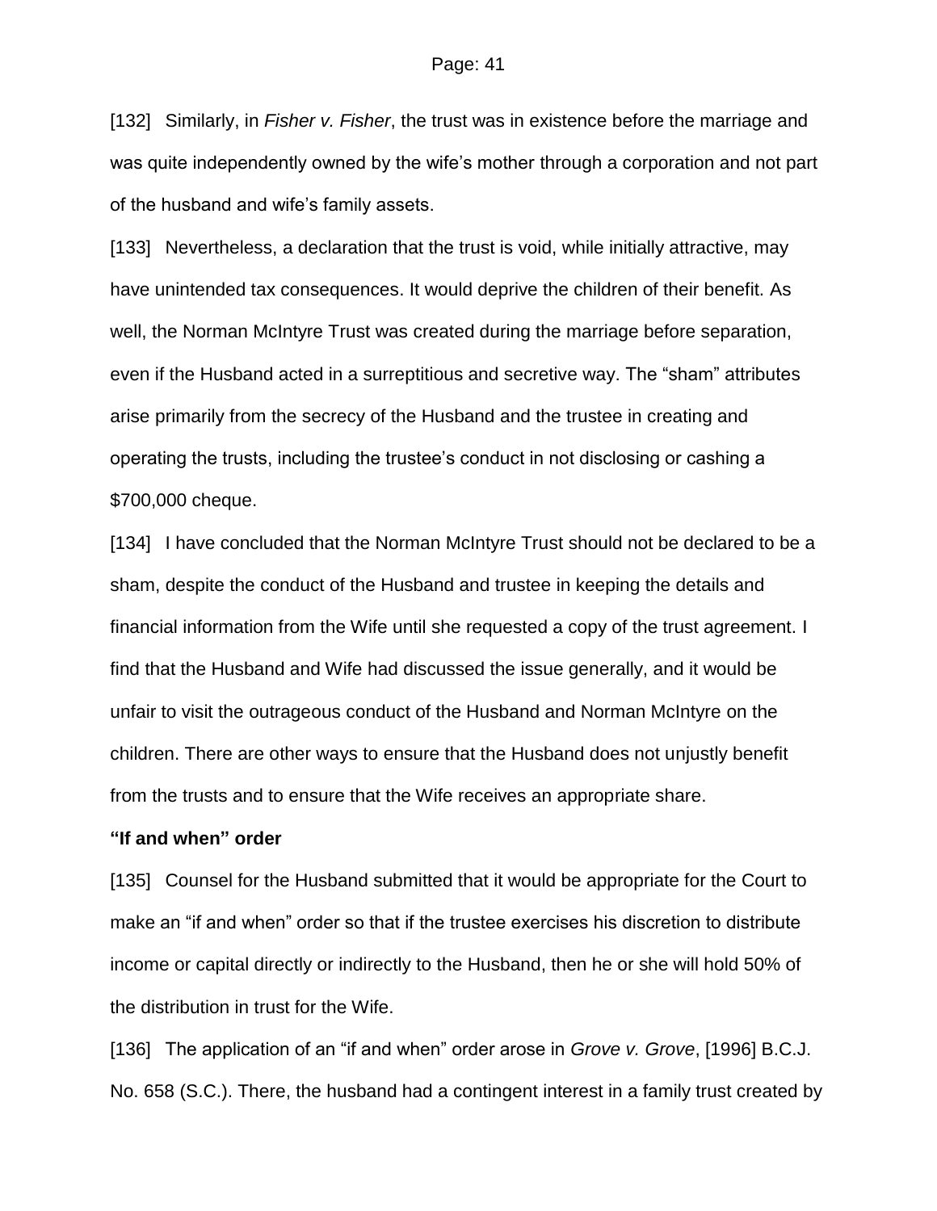[132] Similarly, in *Fisher v. Fisher*, the trust was in existence before the marriage and was quite independently owned by the wife's mother through a corporation and not part of the husband and wife's family assets.

[133] Nevertheless, a declaration that the trust is void, while initially attractive, may have unintended tax consequences. It would deprive the children of their benefit. As well, the Norman McIntyre Trust was created during the marriage before separation, even if the Husband acted in a surreptitious and secretive way. The "sham" attributes arise primarily from the secrecy of the Husband and the trustee in creating and operating the trusts, including the trustee's conduct in not disclosing or cashing a $700,000 cheque.

[134] I have concluded that the Norman McIntyre Trust should not be declared to be a sham, despite the conduct of the Husband and trustee in keeping the details and financial information from the Wife until she requested a copy of the trust agreement. I find that the Husband and Wife had discussed the issue generally, and it would be unfair to visit the outrageous conduct of the Husband and Norman McIntyre on the children. There are other ways to ensure that the Husband does not unjustly benefit from the trusts and to ensure that the Wife receives an appropriate share.

**"If and when" order**

[135] Counsel for the Husband submitted that it would be appropriate for the Court to make an "if and when" order so that if the trustee exercises his discretion to distribute income or capital directly or indirectly to the Husband, then he or she will hold 50% of the distribution in trust for the Wife.

[136] The application of an "if and when" order arose in *Grove v. Grove*, [1996] B.C.J. No. 658 (S.C.). There, the husband had a contingent interest in a family trust created by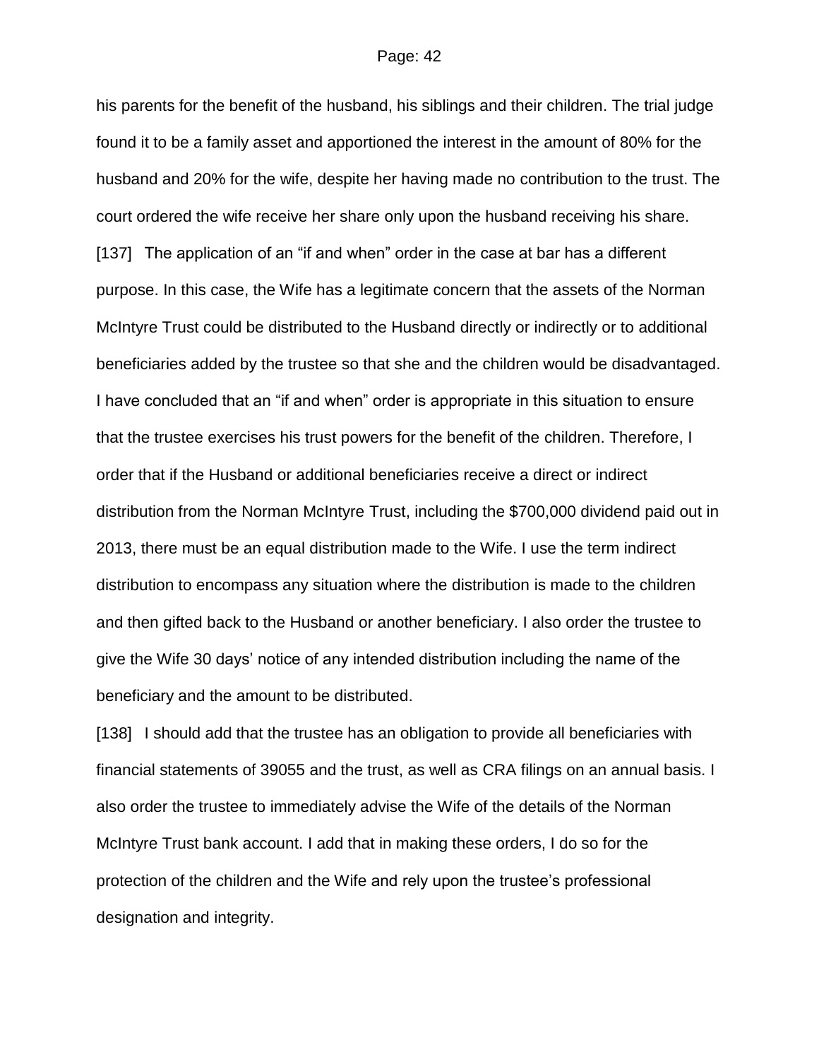his parents for the benefit of the husband, his siblings and their children. The trial judge found it to be a family asset and apportioned the interest in the amount of 80% for the husband and 20% for the wife, despite her having made no contribution to the trust. The court ordered the wife receive her share only upon the husband receiving his share.

[137] The application of an "if and when" order in the case at bar has a different purpose. In this case, the Wife has a legitimate concern that the assets of the Norman McIntyre Trust could be distributed to the Husband directly or indirectly or to additional beneficiaries added by the trustee so that she and the children would be disadvantaged. I have concluded that an "if and when" order is appropriate in this situation to ensure that the trustee exercises his trust powers for the benefit of the children. Therefore, I order that if the Husband or additional beneficiaries receive a direct or indirect distribution from the Norman McIntyre Trust, including the $700,000 dividend paid out in 2013, there must be an equal distribution made to the Wife. I use the term indirect distribution to encompass any situation where the distribution is made to the children and then gifted back to the Husband or another beneficiary. I also order the trustee to give the Wife 30 days' notice of any intended distribution including the name of the beneficiary and the amount to be distributed.

[138] I should add that the trustee has an obligation to provide all beneficiaries with financial statements of 39055 and the trust, as well as CRA filings on an annual basis. I also order the trustee to immediately advise the Wife of the details of the Norman McIntyre Trust bank account. I add that in making these orders, I do so for the protection of the children and the Wife and rely upon the trustee's professional designation and integrity.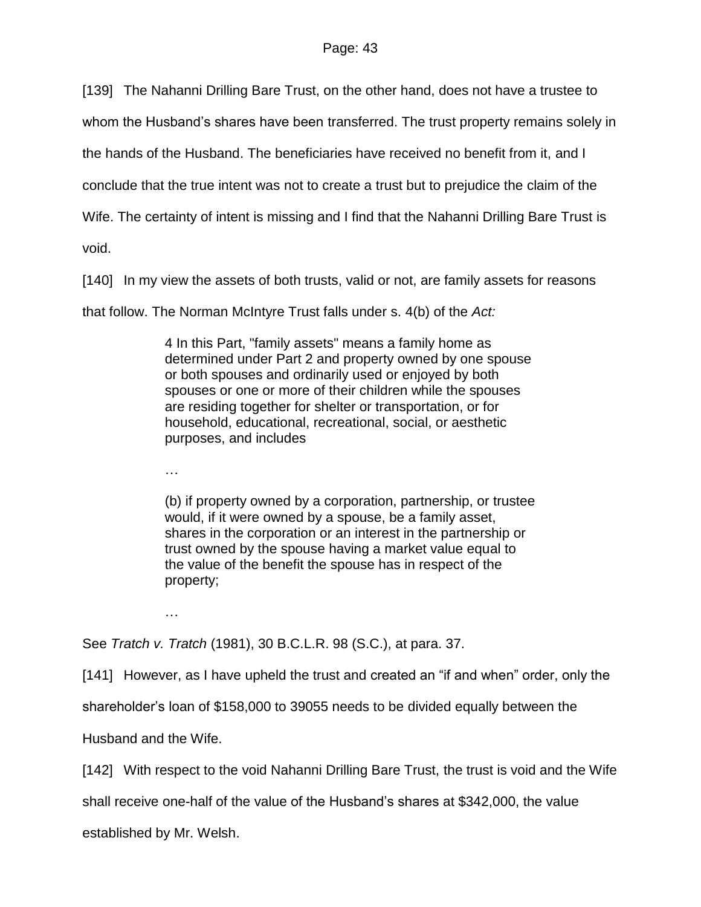[139] The Nahanni Drilling Bare Trust, on the other hand, does not have a trustee to whom the Husband's shares have been transferred. The trust property remains solely in the hands of the Husband. The beneficiaries have received no benefit from it, and I conclude that the true intent was not to create a trust but to prejudice the claim of the Wife. The certainty of intent is missing and I find that the Nahanni Drilling Bare Trust is void.

[140] In my view the assets of both trusts, valid or not, are family assets for reasons that follow. The Norman McIntyre Trust falls under s. 4(b) of the *Act:*

> 4 In this Part, "family assets" means a family home as determined under Part 2 and property owned by one spouse or both spouses and ordinarily used or enjoyed by both spouses or one or more of their children while the spouses are residing together for shelter or transportation, or for household, educational, recreational, social, or aesthetic purposes, and includes
>
> …
>
> (b) if property owned by a corporation, partnership, or trustee would, if it were owned by a spouse, be a family asset, shares in the corporation or an interest in the partnership or trust owned by the spouse having a market value equal to the value of the benefit the spouse has in respect of the property;
>
> …

See *Tratch v. Tratch* (1981), 30 B.C.L.R. 98 (S.C.), at para. 37.

[141] However, as I have upheld the trust and created an "if and when" order, only the shareholder's loan of $158,000 to 39055 needs to be divided equally between the Husband and the Wife.

[142] With respect to the void Nahanni Drilling Bare Trust, the trust is void and the Wife shall receive one-half of the value of the Husband's shares at $342,000, the value established by Mr. Welsh.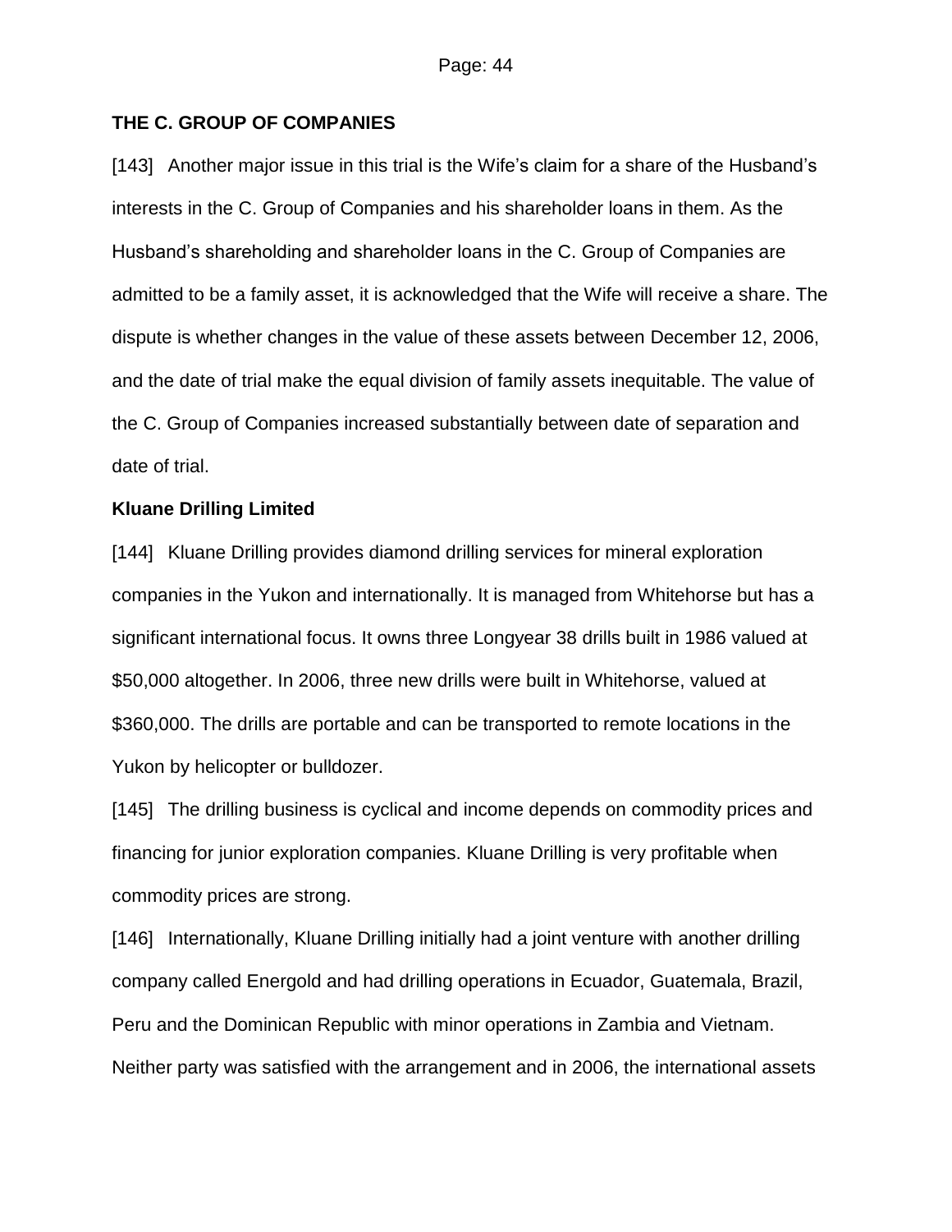**THE C. GROUP OF COMPANIES**

[143] Another major issue in this trial is the Wife's claim for a share of the Husband's interests in the C. Group of Companies and his shareholder loans in them. As the Husband's shareholding and shareholder loans in the C. Group of Companies are admitted to be a family asset, it is acknowledged that the Wife will receive a share. The dispute is whether changes in the value of these assets between December 12, 2006, and the date of trial make the equal division of family assets inequitable. The value of the C. Group of Companies increased substantially between date of separation and date of trial.

**Kluane Drilling Limited**

[144] Kluane Drilling provides diamond drilling services for mineral exploration companies in the Yukon and internationally. It is managed from Whitehorse but has a significant international focus. It owns three Longyear 38 drills built in 1986 valued at $50,000 altogether. In 2006, three new drills were built in Whitehorse, valued at $360,000. The drills are portable and can be transported to remote locations in the Yukon by helicopter or bulldozer.

[145] The drilling business is cyclical and income depends on commodity prices and financing for junior exploration companies. Kluane Drilling is very profitable when commodity prices are strong.

[146] Internationally, Kluane Drilling initially had a joint venture with another drilling company called Energold and had drilling operations in Ecuador, Guatemala, Brazil, Peru and the Dominican Republic with minor operations in Zambia and Vietnam. Neither party was satisfied with the arrangement and in 2006, the international assets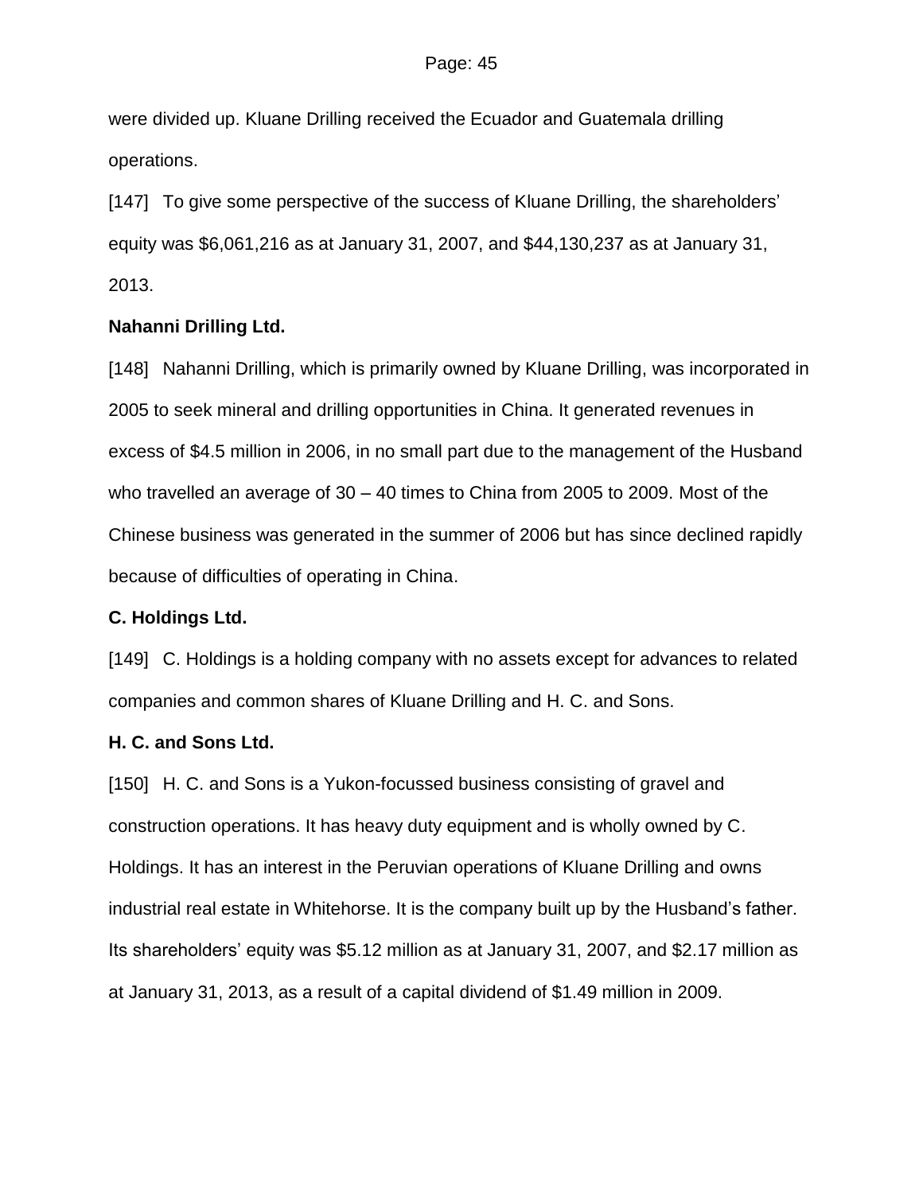were divided up. Kluane Drilling received the Ecuador and Guatemala drilling operations.

[147] To give some perspective of the success of Kluane Drilling, the shareholders' equity was $6,061,216 as at January 31, 2007, and $44,130,237 as at January 31, 2013.

**Nahanni Drilling Ltd.**

[148] Nahanni Drilling, which is primarily owned by Kluane Drilling, was incorporated in 2005 to seek mineral and drilling opportunities in China. It generated revenues in excess of $4.5 million in 2006, in no small part due to the management of the Husband who travelled an average of 30 – 40 times to China from 2005 to 2009. Most of the Chinese business was generated in the summer of 2006 but has since declined rapidly because of difficulties of operating in China.

**C. Holdings Ltd.**

[149] C. Holdings is a holding company with no assets except for advances to related companies and common shares of Kluane Drilling and H. C. and Sons.

**H. C. and Sons Ltd.**

[150] H. C. and Sons is a Yukon-focussed business consisting of gravel and construction operations. It has heavy duty equipment and is wholly owned by C. Holdings. It has an interest in the Peruvian operations of Kluane Drilling and owns industrial real estate in Whitehorse. It is the company built up by the Husband's father. Its shareholders' equity was $5.12 million as at January 31, 2007, and $2.17 million as at January 31, 2013, as a result of a capital dividend of $1.49 million in 2009.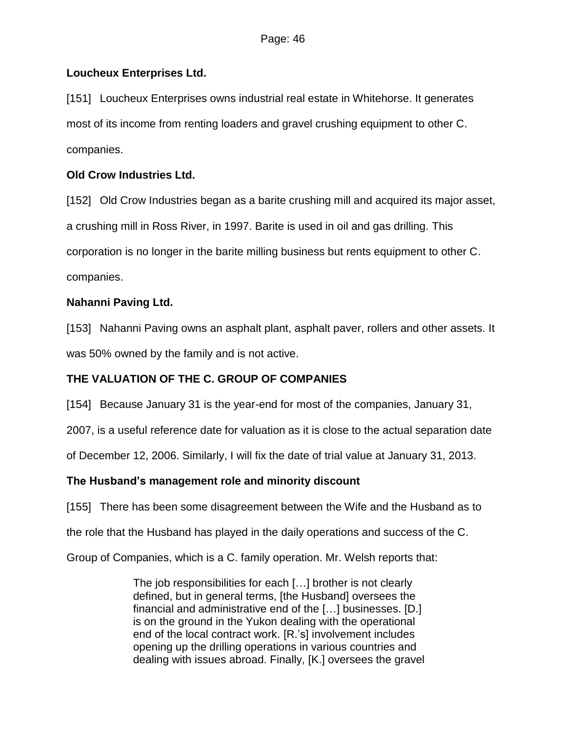**Loucheux Enterprises Ltd.**

[151] Loucheux Enterprises owns industrial real estate in Whitehorse. It generates most of its income from renting loaders and gravel crushing equipment to other C. companies.

**Old Crow Industries Ltd.**

[152] Old Crow Industries began as a barite crushing mill and acquired its major asset, a crushing mill in Ross River, in 1997. Barite is used in oil and gas drilling. This corporation is no longer in the barite milling business but rents equipment to other C. companies.

**Nahanni Paving Ltd.**

[153] Nahanni Paving owns an asphalt plant, asphalt paver, rollers and other assets. It was 50% owned by the family and is not active.

## THE VALUATION OF THE C. GROUP OF COMPANIES

[154] Because January 31 is the year-end for most of the companies, January 31, 2007, is a useful reference date for valuation as it is close to the actual separation date of December 12, 2006. Similarly, I will fix the date of trial value at January 31, 2013.

**The Husband's management role and minority discount**

[155] There has been some disagreement between the Wife and the Husband as to the role that the Husband has played in the daily operations and success of the C. Group of Companies, which is a C. family operation. Mr. Welsh reports that:

> The job responsibilities for each […] brother is not clearly defined, but in general terms, [the Husband] oversees the financial and administrative end of the […] businesses. [D.] is on the ground in the Yukon dealing with the operational end of the local contract work. [R.'s] involvement includes opening up the drilling operations in various countries and dealing with issues abroad. Finally, [K.] oversees the gravel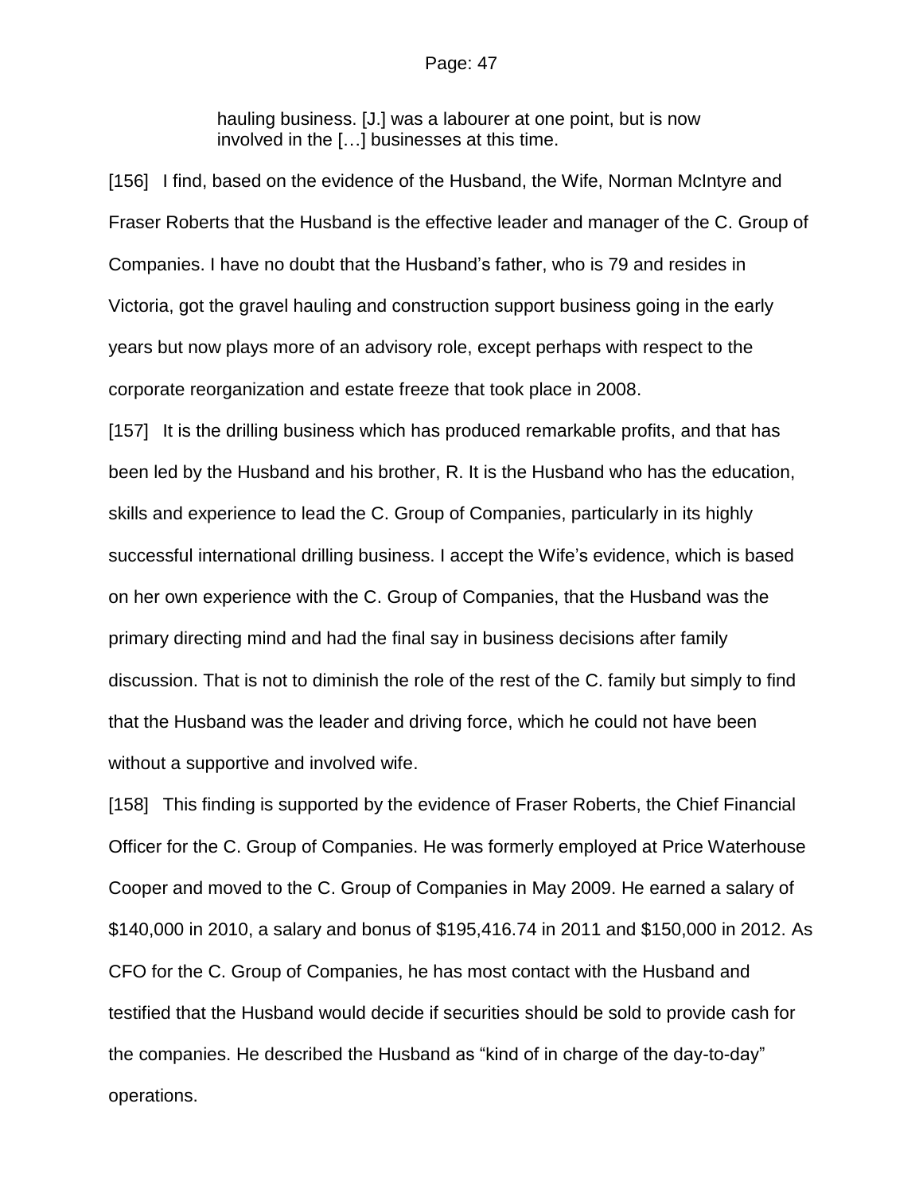> hauling business. [J.] was a labourer at one point, but is now involved in the […] businesses at this time.

[156] I find, based on the evidence of the Husband, the Wife, Norman McIntyre and Fraser Roberts that the Husband is the effective leader and manager of the C. Group of Companies. I have no doubt that the Husband's father, who is 79 and resides in Victoria, got the gravel hauling and construction support business going in the early years but now plays more of an advisory role, except perhaps with respect to the corporate reorganization and estate freeze that took place in 2008.

[157] It is the drilling business which has produced remarkable profits, and that has been led by the Husband and his brother, R. It is the Husband who has the education, skills and experience to lead the C. Group of Companies, particularly in its highly successful international drilling business. I accept the Wife's evidence, which is based on her own experience with the C. Group of Companies, that the Husband was the primary directing mind and had the final say in business decisions after family discussion. That is not to diminish the role of the rest of the C. family but simply to find that the Husband was the leader and driving force, which he could not have been without a supportive and involved wife.

[158] This finding is supported by the evidence of Fraser Roberts, the Chief Financial Officer for the C. Group of Companies. He was formerly employed at Price Waterhouse Cooper and moved to the C. Group of Companies in May 2009. He earned a salary of $140,000 in 2010, a salary and bonus of $195,416.74 in 2011 and $150,000 in 2012. As CFO for the C. Group of Companies, he has most contact with the Husband and testified that the Husband would decide if securities should be sold to provide cash for the companies. He described the Husband as "kind of in charge of the day-to-day" operations.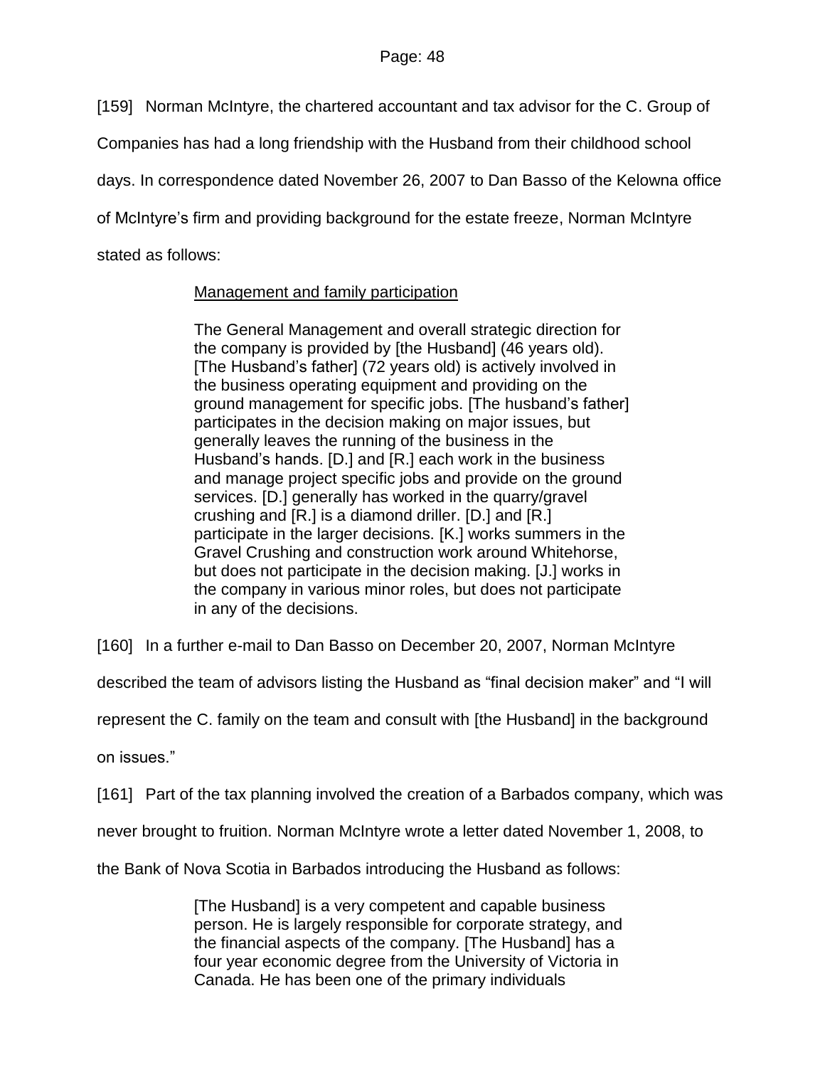[159] Norman McIntyre, the chartered accountant and tax advisor for the C. Group of Companies has had a long friendship with the Husband from their childhood school days. In correspondence dated November 26, 2007 to Dan Basso of the Kelowna office of McIntyre's firm and providing background for the estate freeze, Norman McIntyre stated as follows:

> Management and family participation
>
> The General Management and overall strategic direction for the company is provided by [the Husband] (46 years old). [The Husband's father] (72 years old) is actively involved in the business operating equipment and providing on the ground management for specific jobs. [The husband's father] participates in the decision making on major issues, but generally leaves the running of the business in the Husband's hands. [D.] and [R.] each work in the business and manage project specific jobs and provide on the ground services. [D.] generally has worked in the quarry/gravel crushing and [R.] is a diamond driller. [D.] and [R.] participate in the larger decisions. [K.] works summers in the Gravel Crushing and construction work around Whitehorse, but does not participate in the decision making. [J.] works in the company in various minor roles, but does not participate in any of the decisions.

[160] In a further e-mail to Dan Basso on December 20, 2007, Norman McIntyre described the team of advisors listing the Husband as "final decision maker" and "I will represent the C. family on the team and consult with [the Husband] in the background on issues."

[161] Part of the tax planning involved the creation of a Barbados company, which was never brought to fruition. Norman McIntyre wrote a letter dated November 1, 2008, to the Bank of Nova Scotia in Barbados introducing the Husband as follows:

> [The Husband] is a very competent and capable business person. He is largely responsible for corporate strategy, and the financial aspects of the company. [The Husband] has a four year economic degree from the University of Victoria in Canada. He has been one of the primary individuals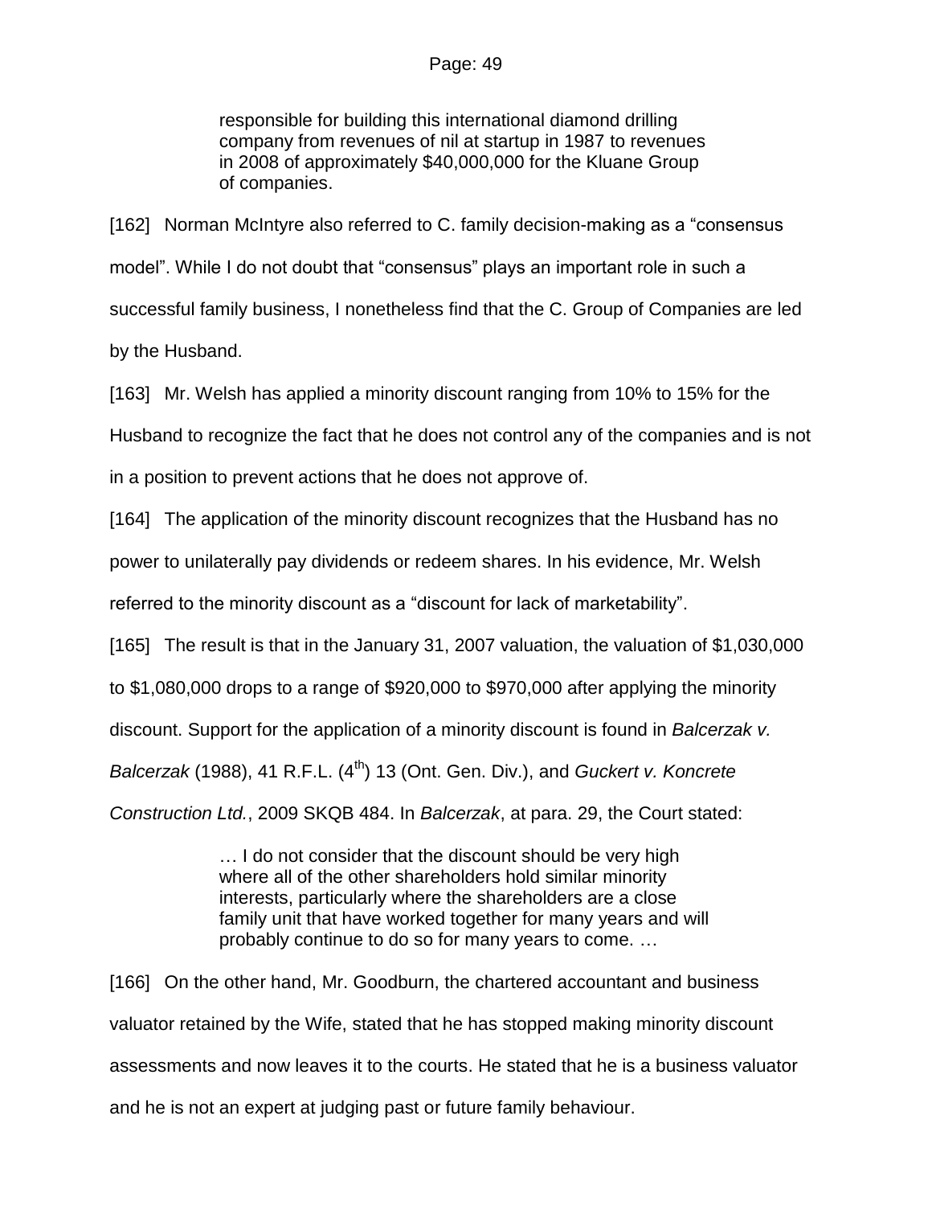> responsible for building this international diamond drilling company from revenues of nil at startup in 1987 to revenues in 2008 of approximately $40,000,000 for the Kluane Group of companies.

[162] Norman McIntyre also referred to C. family decision-making as a "consensus model". While I do not doubt that "consensus" plays an important role in such a successful family business, I nonetheless find that the C. Group of Companies are led by the Husband.

[163] Mr. Welsh has applied a minority discount ranging from 10% to 15% for the Husband to recognize the fact that he does not control any of the companies and is not in a position to prevent actions that he does not approve of.

[164] The application of the minority discount recognizes that the Husband has no power to unilaterally pay dividends or redeem shares. In his evidence, Mr. Welsh referred to the minority discount as a "discount for lack of marketability".

[165] The result is that in the January 31, 2007 valuation, the valuation of $1,030,000 to $1,080,000 drops to a range of $920,000 to $970,000 after applying the minority discount. Support for the application of a minority discount is found in *Balcerzak v. Balcerzak* (1988), 41 R.F.L. (4th) 13 (Ont. Gen. Div.), and *Guckert v. Koncrete Construction Ltd.*, 2009 SKQB 484. In *Balcerzak*, at para. 29, the Court stated:

> … I do not consider that the discount should be very high where all of the other shareholders hold similar minority interests, particularly where the shareholders are a close family unit that have worked together for many years and will probably continue to do so for many years to come. …

[166] On the other hand, Mr. Goodburn, the chartered accountant and business valuator retained by the Wife, stated that he has stopped making minority discount assessments and now leaves it to the courts. He stated that he is a business valuator and he is not an expert at judging past or future family behaviour.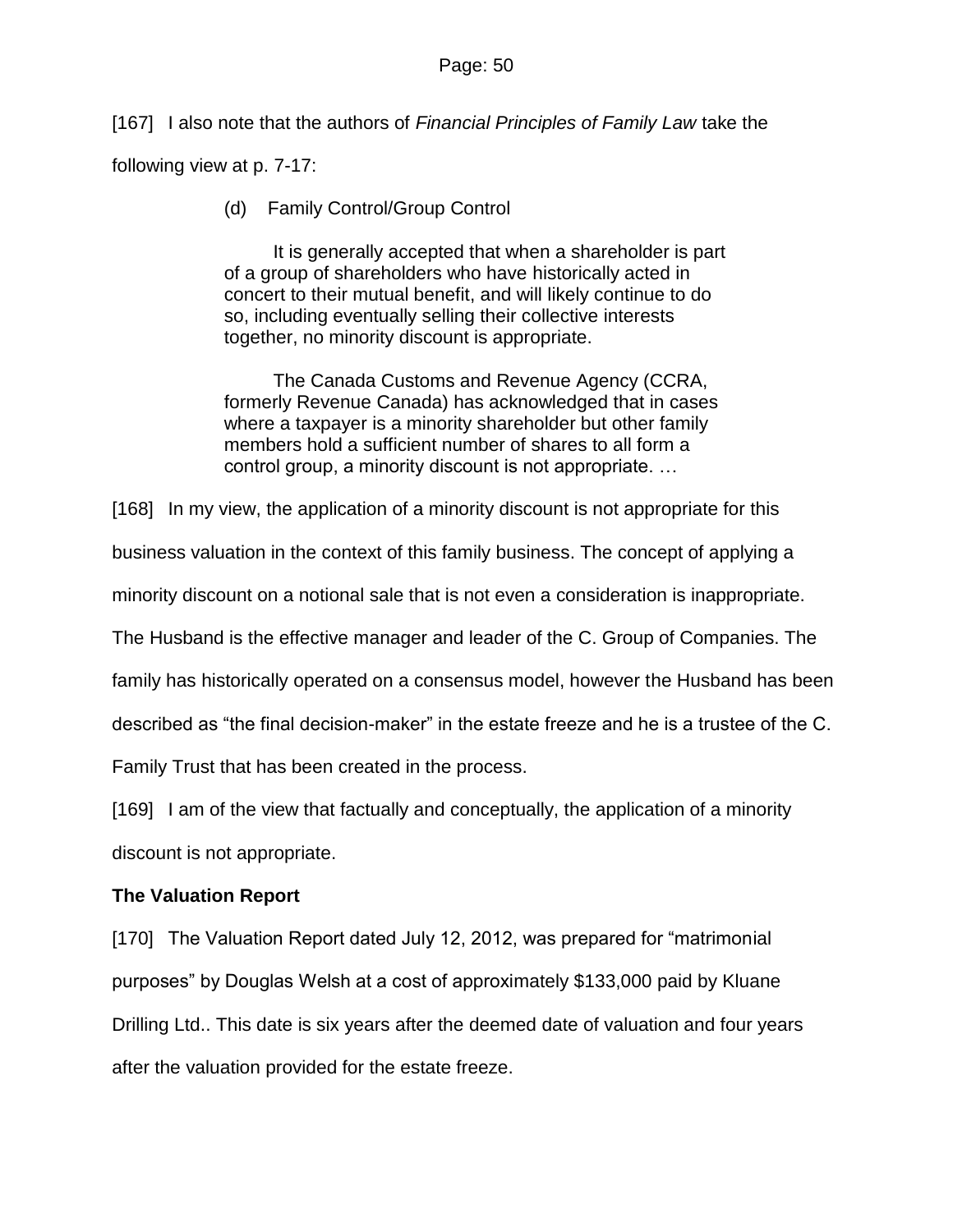[167] I also note that the authors of *Financial Principles of Family Law* take the following view at p. 7-17:

> (d) Family Control/Group Control
>
> It is generally accepted that when a shareholder is part of a group of shareholders who have historically acted in concert to their mutual benefit, and will likely continue to do so, including eventually selling their collective interests together, no minority discount is appropriate.
>
> The Canada Customs and Revenue Agency (CCRA, formerly Revenue Canada) has acknowledged that in cases where a taxpayer is a minority shareholder but other family members hold a sufficient number of shares to all form a control group, a minority discount is not appropriate. …

[168] In my view, the application of a minority discount is not appropriate for this business valuation in the context of this family business. The concept of applying a minority discount on a notional sale that is not even a consideration is inappropriate. The Husband is the effective manager and leader of the C. Group of Companies. The family has historically operated on a consensus model, however the Husband has been described as "the final decision-maker" in the estate freeze and he is a trustee of the C. Family Trust that has been created in the process.

[169] I am of the view that factually and conceptually, the application of a minority discount is not appropriate.

**The Valuation Report**

[170] The Valuation Report dated July 12, 2012, was prepared for "matrimonial purposes" by Douglas Welsh at a cost of approximately $133,000 paid by Kluane Drilling Ltd.. This date is six years after the deemed date of valuation and four years after the valuation provided for the estate freeze.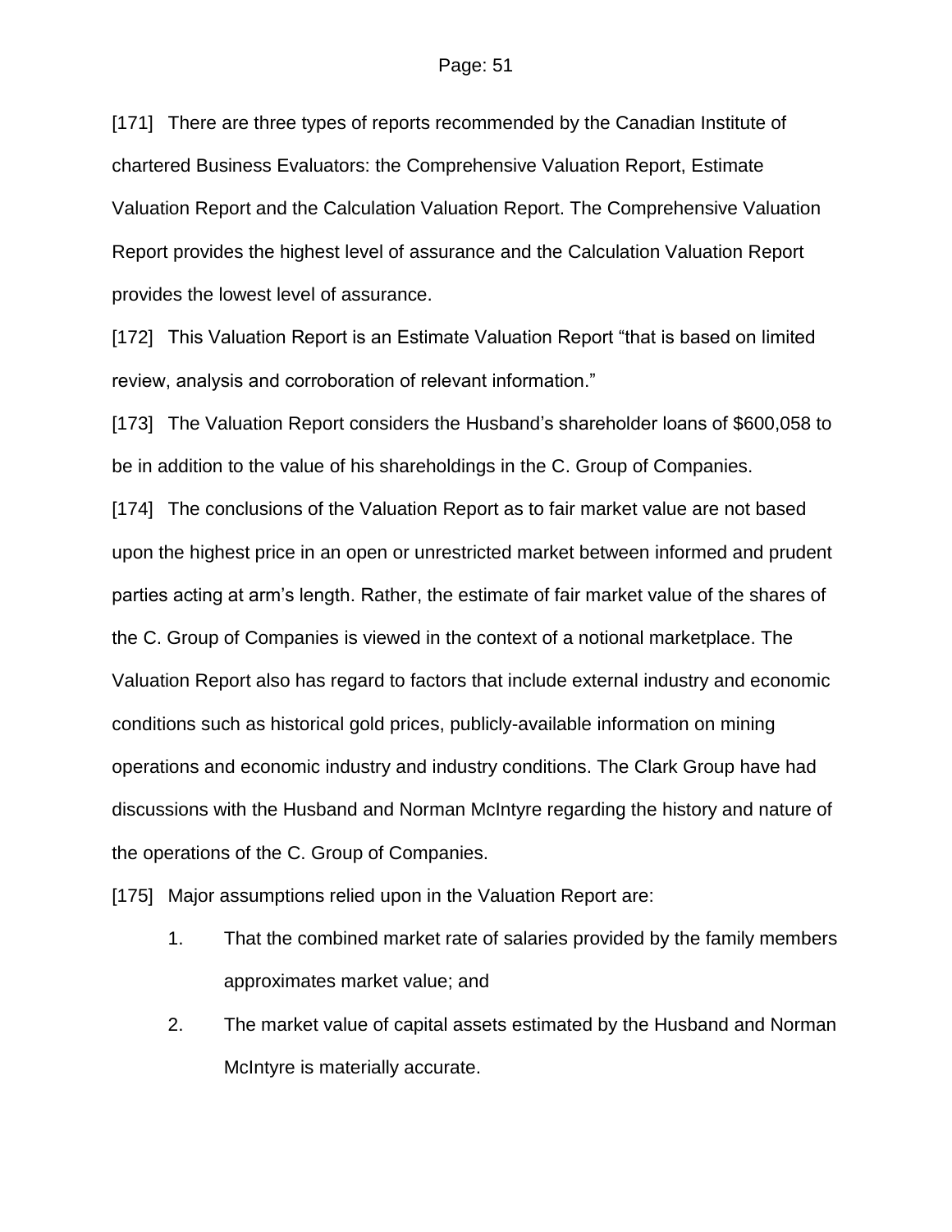[171] There are three types of reports recommended by the Canadian Institute of chartered Business Evaluators: the Comprehensive Valuation Report, Estimate Valuation Report and the Calculation Valuation Report. The Comprehensive Valuation Report provides the highest level of assurance and the Calculation Valuation Report provides the lowest level of assurance.

[172] This Valuation Report is an Estimate Valuation Report "that is based on limited review, analysis and corroboration of relevant information."

[173] The Valuation Report considers the Husband's shareholder loans of $600,058 to be in addition to the value of his shareholdings in the C. Group of Companies.

[174] The conclusions of the Valuation Report as to fair market value are not based upon the highest price in an open or unrestricted market between informed and prudent parties acting at arm's length. Rather, the estimate of fair market value of the shares of the C. Group of Companies is viewed in the context of a notional marketplace. The Valuation Report also has regard to factors that include external industry and economic conditions such as historical gold prices, publicly-available information on mining operations and economic industry and industry conditions. The Clark Group have had discussions with the Husband and Norman McIntyre regarding the history and nature of the operations of the C. Group of Companies.

[175] Major assumptions relied upon in the Valuation Report are:

1. That the combined market rate of salaries provided by the family members approximates market value; and
2. The market value of capital assets estimated by the Husband and Norman McIntyre is materially accurate.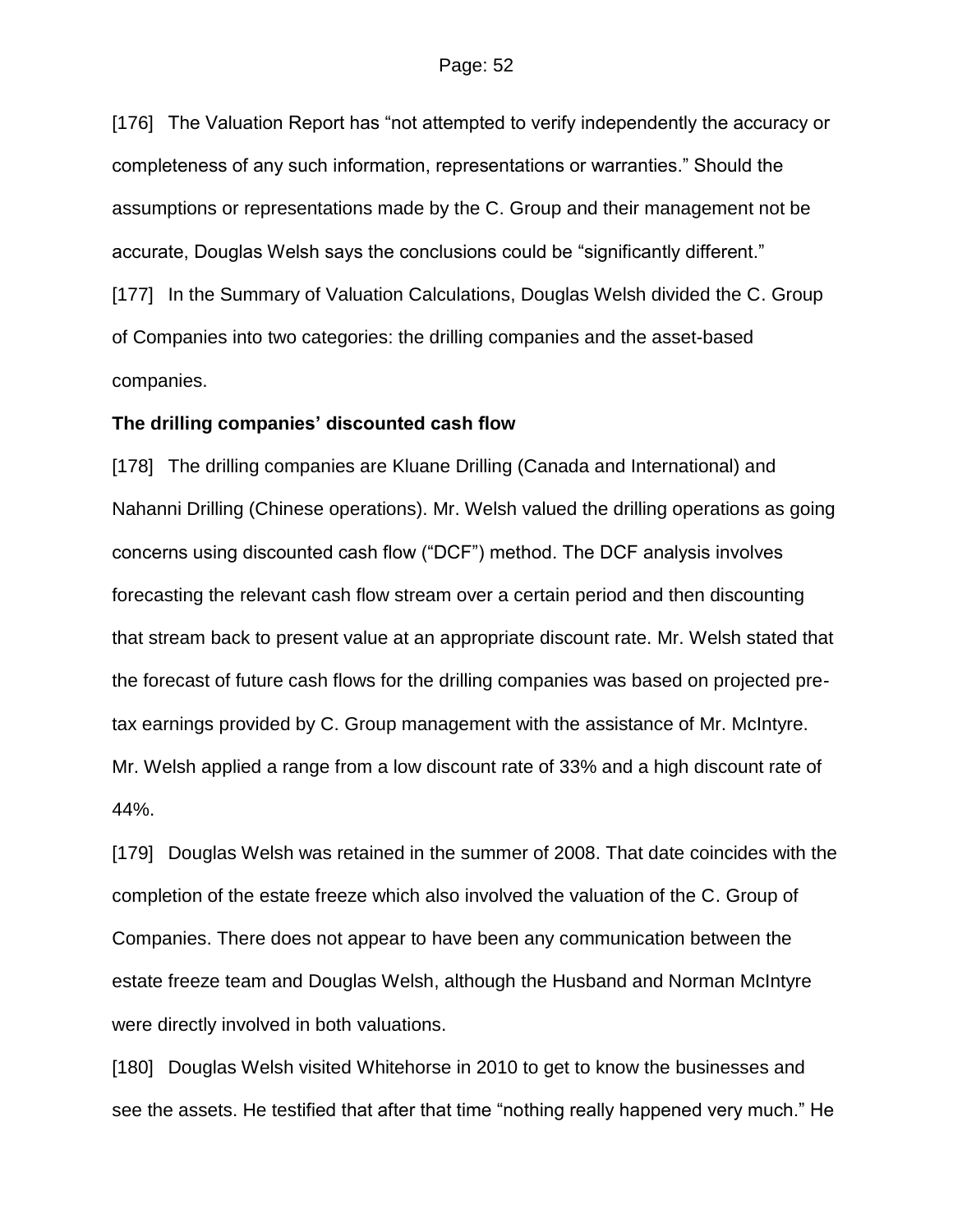[176] The Valuation Report has "not attempted to verify independently the accuracy or completeness of any such information, representations or warranties." Should the assumptions or representations made by the C. Group and their management not be accurate, Douglas Welsh says the conclusions could be "significantly different."

[177] In the Summary of Valuation Calculations, Douglas Welsh divided the C. Group of Companies into two categories: the drilling companies and the asset-based companies.

**The drilling companies' discounted cash flow**

[178] The drilling companies are Kluane Drilling (Canada and International) and Nahanni Drilling (Chinese operations). Mr. Welsh valued the drilling operations as going concerns using discounted cash flow ("DCF") method. The DCF analysis involves forecasting the relevant cash flow stream over a certain period and then discounting that stream back to present value at an appropriate discount rate. Mr. Welsh stated that the forecast of future cash flows for the drilling companies was based on projected pre-tax earnings provided by C. Group management with the assistance of Mr. McIntyre. Mr. Welsh applied a range from a low discount rate of 33% and a high discount rate of 44%.

[179] Douglas Welsh was retained in the summer of 2008. That date coincides with the completion of the estate freeze which also involved the valuation of the C. Group of Companies. There does not appear to have been any communication between the estate freeze team and Douglas Welsh, although the Husband and Norman McIntyre were directly involved in both valuations.

[180] Douglas Welsh visited Whitehorse in 2010 to get to know the businesses and see the assets. He testified that after that time "nothing really happened very much." He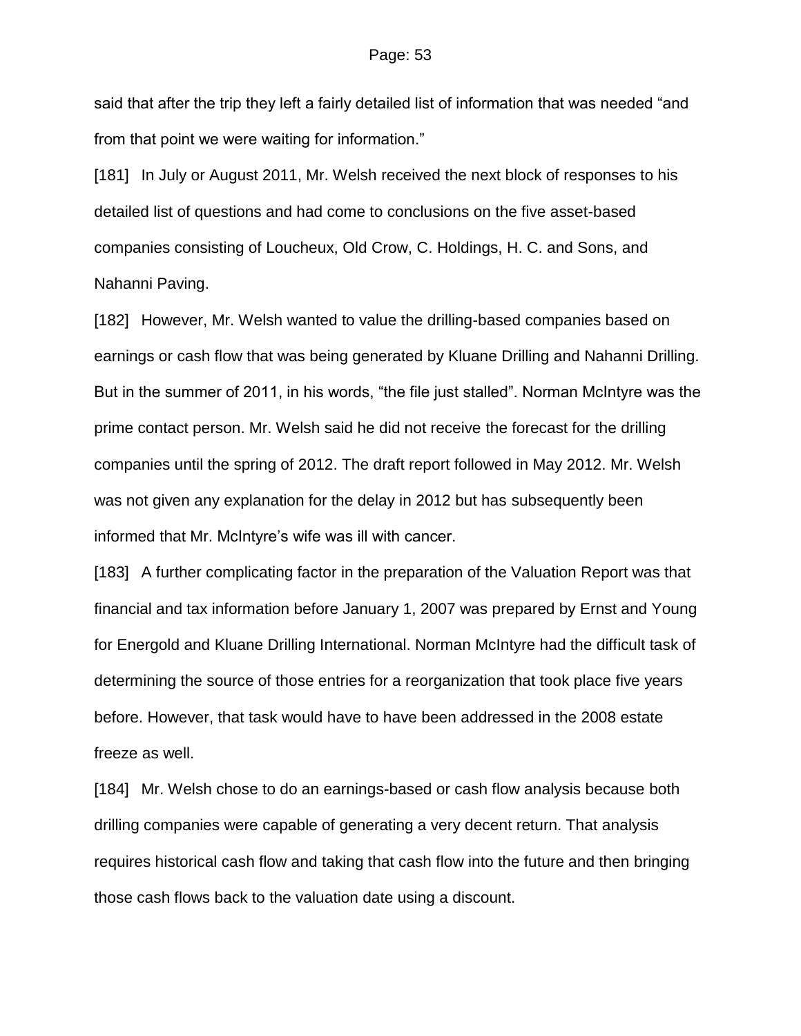said that after the trip they left a fairly detailed list of information that was needed "and from that point we were waiting for information."

[181] In July or August 2011, Mr. Welsh received the next block of responses to his detailed list of questions and had come to conclusions on the five asset-based companies consisting of Loucheux, Old Crow, C. Holdings, H. C. and Sons, and Nahanni Paving.

[182] However, Mr. Welsh wanted to value the drilling-based companies based on earnings or cash flow that was being generated by Kluane Drilling and Nahanni Drilling. But in the summer of 2011, in his words, "the file just stalled". Norman McIntyre was the prime contact person. Mr. Welsh said he did not receive the forecast for the drilling companies until the spring of 2012. The draft report followed in May 2012. Mr. Welsh was not given any explanation for the delay in 2012 but has subsequently been informed that Mr. McIntyre's wife was ill with cancer.

[183] A further complicating factor in the preparation of the Valuation Report was that financial and tax information before January 1, 2007 was prepared by Ernst and Young for Energold and Kluane Drilling International. Norman McIntyre had the difficult task of determining the source of those entries for a reorganization that took place five years before. However, that task would have to have been addressed in the 2008 estate freeze as well.

[184] Mr. Welsh chose to do an earnings-based or cash flow analysis because both drilling companies were capable of generating a very decent return. That analysis requires historical cash flow and taking that cash flow into the future and then bringing those cash flows back to the valuation date using a discount.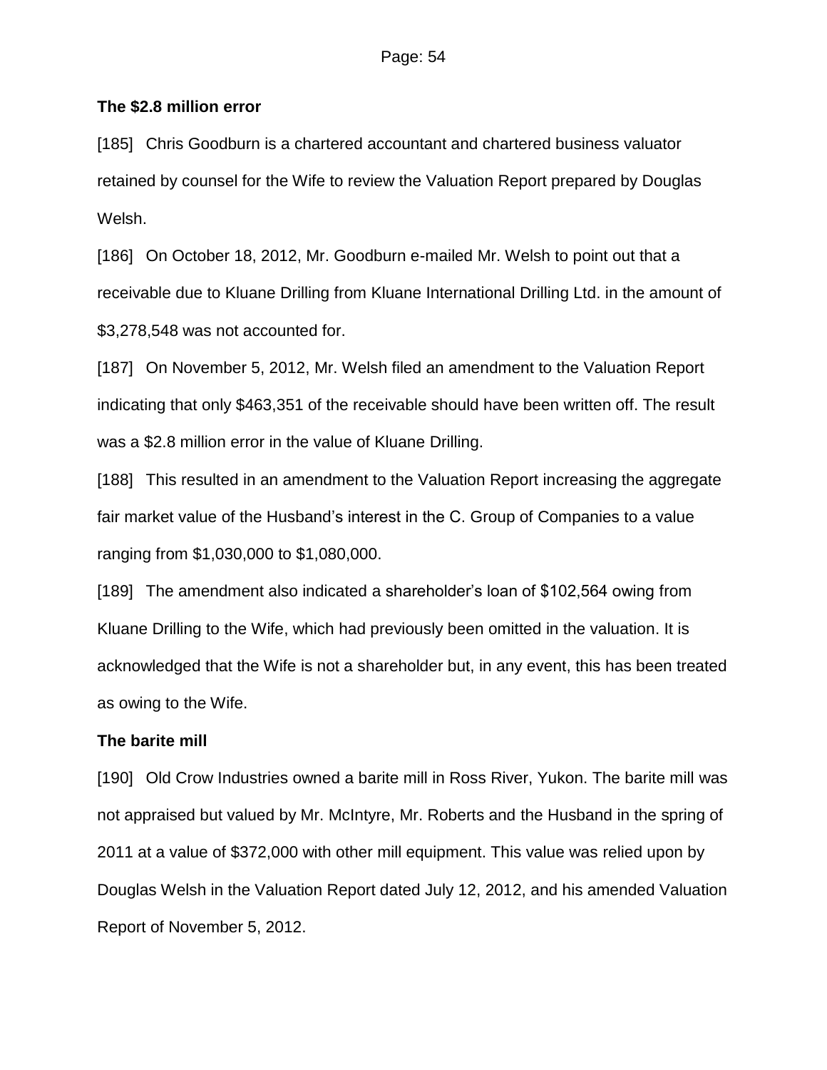**The $2.8 million error**

[185] Chris Goodburn is a chartered accountant and chartered business valuator retained by counsel for the Wife to review the Valuation Report prepared by Douglas Welsh.

[186] On October 18, 2012, Mr. Goodburn e-mailed Mr. Welsh to point out that a receivable due to Kluane Drilling from Kluane International Drilling Ltd. in the amount of $3,278,548 was not accounted for.

[187] On November 5, 2012, Mr. Welsh filed an amendment to the Valuation Report indicating that only $463,351 of the receivable should have been written off. The result was a $2.8 million error in the value of Kluane Drilling.

[188] This resulted in an amendment to the Valuation Report increasing the aggregate fair market value of the Husband's interest in the C. Group of Companies to a value ranging from $1,030,000 to $1,080,000.

[189] The amendment also indicated a shareholder's loan of $102,564 owing from Kluane Drilling to the Wife, which had previously been omitted in the valuation. It is acknowledged that the Wife is not a shareholder but, in any event, this has been treated as owing to the Wife.

**The barite mill**

[190] Old Crow Industries owned a barite mill in Ross River, Yukon. The barite mill was not appraised but valued by Mr. McIntyre, Mr. Roberts and the Husband in the spring of 2011 at a value of $372,000 with other mill equipment. This value was relied upon by Douglas Welsh in the Valuation Report dated July 12, 2012, and his amended Valuation Report of November 5, 2012.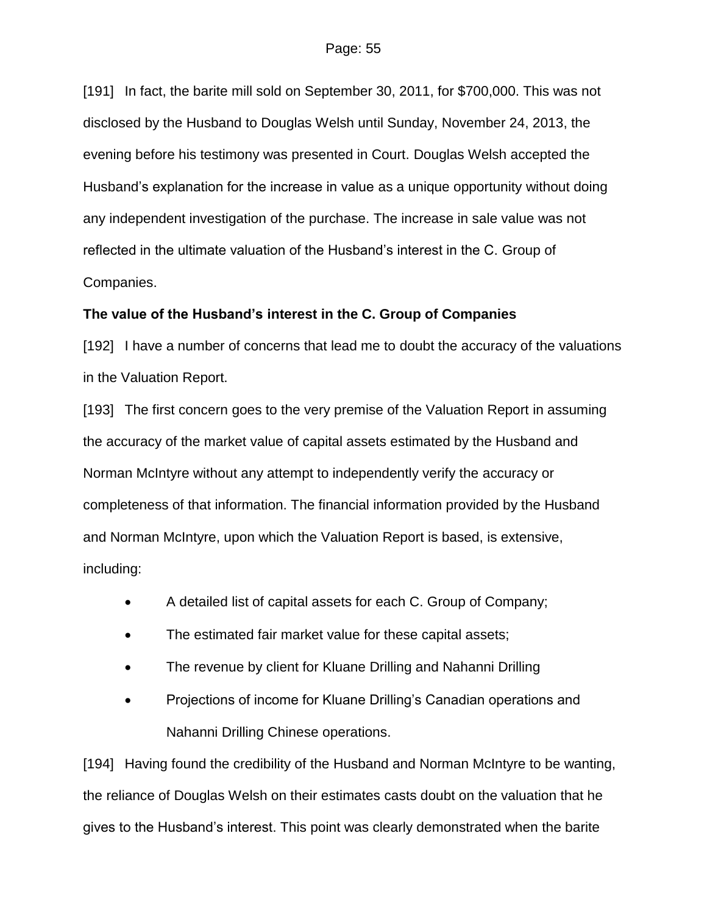[191] In fact, the barite mill sold on September 30, 2011, for $700,000. This was not disclosed by the Husband to Douglas Welsh until Sunday, November 24, 2013, the evening before his testimony was presented in Court. Douglas Welsh accepted the Husband's explanation for the increase in value as a unique opportunity without doing any independent investigation of the purchase. The increase in sale value was not reflected in the ultimate valuation of the Husband's interest in the C. Group of Companies.

**The value of the Husband's interest in the C. Group of Companies**

[192] I have a number of concerns that lead me to doubt the accuracy of the valuations in the Valuation Report.

[193] The first concern goes to the very premise of the Valuation Report in assuming the accuracy of the market value of capital assets estimated by the Husband and Norman McIntyre without any attempt to independently verify the accuracy or completeness of that information. The financial information provided by the Husband and Norman McIntyre, upon which the Valuation Report is based, is extensive, including:

- A detailed list of capital assets for each C. Group of Company;
- The estimated fair market value for these capital assets;
- The revenue by client for Kluane Drilling and Nahanni Drilling
- Projections of income for Kluane Drilling's Canadian operations and Nahanni Drilling Chinese operations.

[194] Having found the credibility of the Husband and Norman McIntyre to be wanting, the reliance of Douglas Welsh on their estimates casts doubt on the valuation that he gives to the Husband's interest. This point was clearly demonstrated when the barite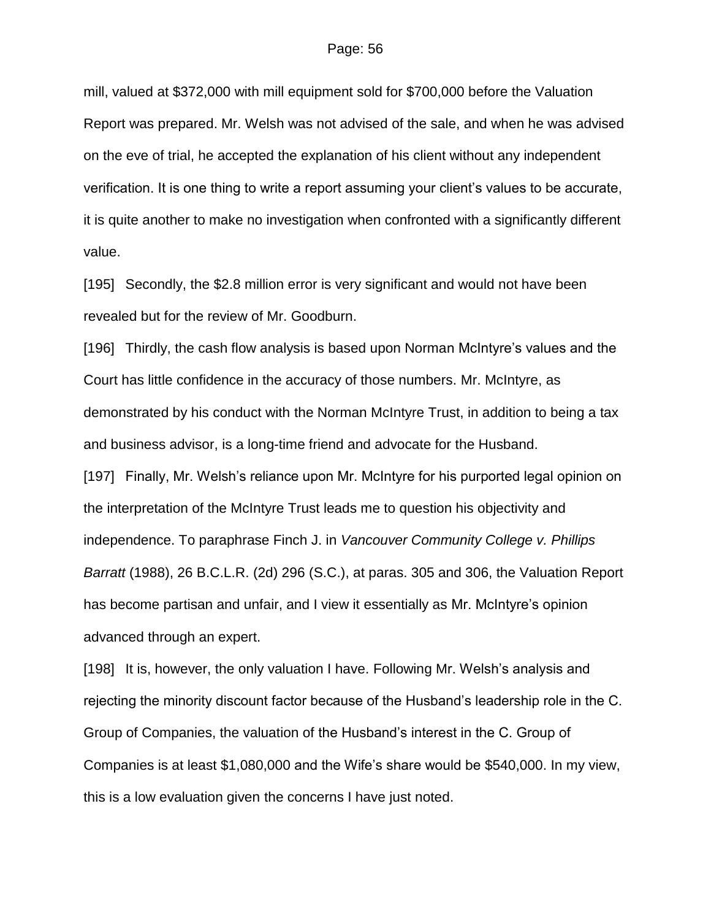mill, valued at $372,000 with mill equipment sold for $700,000 before the Valuation Report was prepared. Mr. Welsh was not advised of the sale, and when he was advised on the eve of trial, he accepted the explanation of his client without any independent verification. It is one thing to write a report assuming your client's values to be accurate, it is quite another to make no investigation when confronted with a significantly different value.

[195] Secondly, the $2.8 million error is very significant and would not have been revealed but for the review of Mr. Goodburn.

[196] Thirdly, the cash flow analysis is based upon Norman McIntyre's values and the Court has little confidence in the accuracy of those numbers. Mr. McIntyre, as demonstrated by his conduct with the Norman McIntyre Trust, in addition to being a tax and business advisor, is a long-time friend and advocate for the Husband.

[197] Finally, Mr. Welsh's reliance upon Mr. McIntyre for his purported legal opinion on the interpretation of the McIntyre Trust leads me to question his objectivity and independence. To paraphrase Finch J. in *Vancouver Community College v. Phillips Barratt* (1988), 26 B.C.L.R. (2d) 296 (S.C.), at paras. 305 and 306, the Valuation Report has become partisan and unfair, and I view it essentially as Mr. McIntyre's opinion advanced through an expert.

[198] It is, however, the only valuation I have. Following Mr. Welsh's analysis and rejecting the minority discount factor because of the Husband's leadership role in the C. Group of Companies, the valuation of the Husband's interest in the C. Group of Companies is at least $1,080,000 and the Wife's share would be $540,000. In my view, this is a low evaluation given the concerns I have just noted.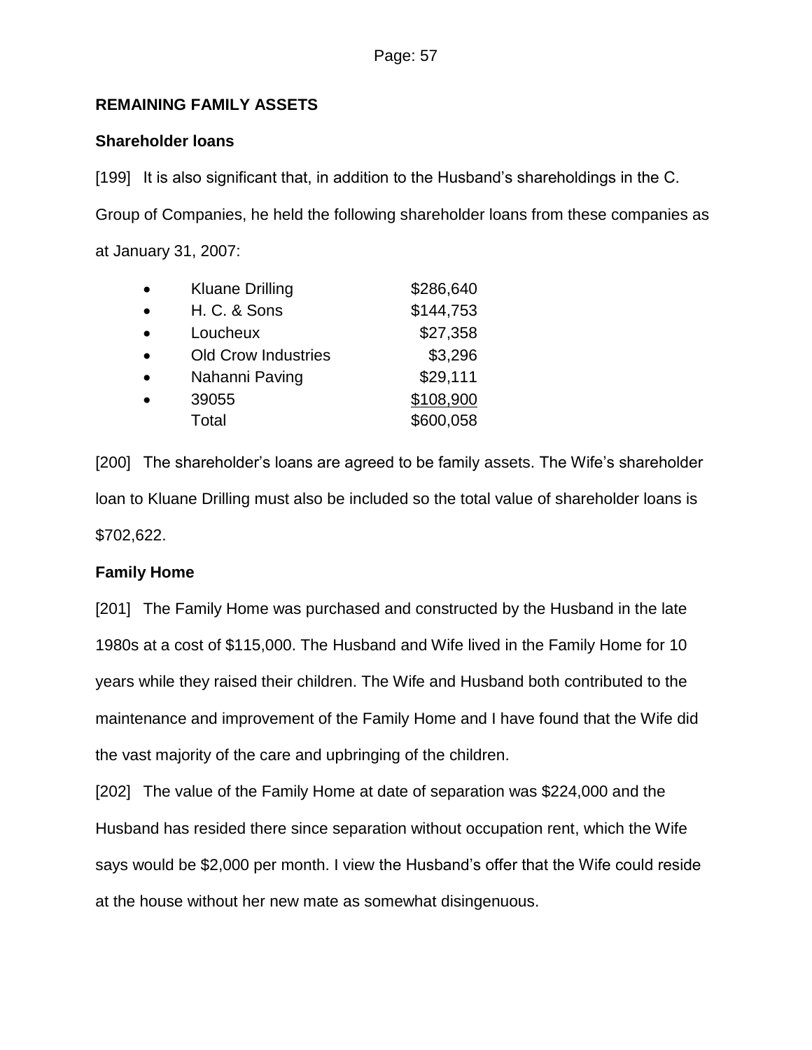## REMAINING FAMILY ASSETS

### Shareholder loans

[199] It is also significant that, in addition to the Husband's shareholdings in the C. Group of Companies, he held the following shareholder loans from these companies as at January 31, 2007:

| | |
|---|---|
| Kluane Drilling | \$286,640 |
| H. C. & Sons | \$144,753 |
| Loucheux | \$27,358 |
| Old Crow Industries | \$3,296 |
| Nahanni Paving | \$29,111 |
| 39055 | \$108,900 |
| Total | \$600,058 |

[200] The shareholder's loans are agreed to be family assets. The Wife's shareholder loan to Kluane Drilling must also be included so the total value of shareholder loans is \$702,622.

### Family Home

[201] The Family Home was purchased and constructed by the Husband in the late 1980s at a cost of \$115,000. The Husband and Wife lived in the Family Home for 10 years while they raised their children. The Wife and Husband both contributed to the maintenance and improvement of the Family Home and I have found that the Wife did the vast majority of the care and upbringing of the children.

[202] The value of the Family Home at date of separation was \$224,000 and the Husband has resided there since separation without occupation rent, which the Wife says would be \$2,000 per month. I view the Husband's offer that the Wife could reside at the house without her new mate as somewhat disingenuous.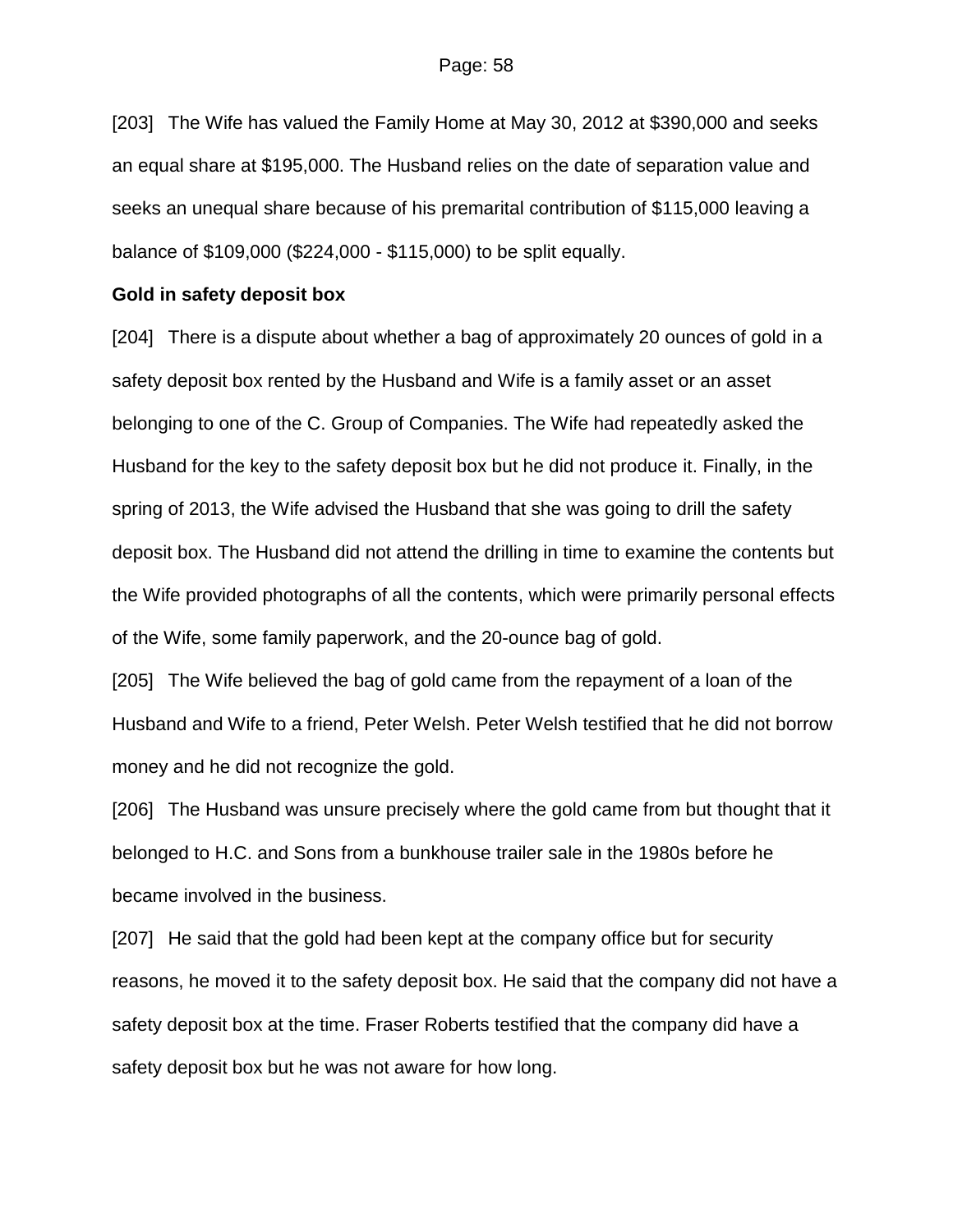[203] The Wife has valued the Family Home at May 30, 2012 at $390,000 and seeks an equal share at $195,000. The Husband relies on the date of separation value and seeks an unequal share because of his premarital contribution of $115,000 leaving a balance of $109,000 ($224,000 - $115,000) to be split equally.

**Gold in safety deposit box**

[204] There is a dispute about whether a bag of approximately 20 ounces of gold in a safety deposit box rented by the Husband and Wife is a family asset or an asset belonging to one of the C. Group of Companies. The Wife had repeatedly asked the Husband for the key to the safety deposit box but he did not produce it. Finally, in the spring of 2013, the Wife advised the Husband that she was going to drill the safety deposit box. The Husband did not attend the drilling in time to examine the contents but the Wife provided photographs of all the contents, which were primarily personal effects of the Wife, some family paperwork, and the 20-ounce bag of gold.

[205] The Wife believed the bag of gold came from the repayment of a loan of the Husband and Wife to a friend, Peter Welsh. Peter Welsh testified that he did not borrow money and he did not recognize the gold.

[206] The Husband was unsure precisely where the gold came from but thought that it belonged to H.C. and Sons from a bunkhouse trailer sale in the 1980s before he became involved in the business.

[207] He said that the gold had been kept at the company office but for security reasons, he moved it to the safety deposit box. He said that the company did not have a safety deposit box at the time. Fraser Roberts testified that the company did have a safety deposit box but he was not aware for how long.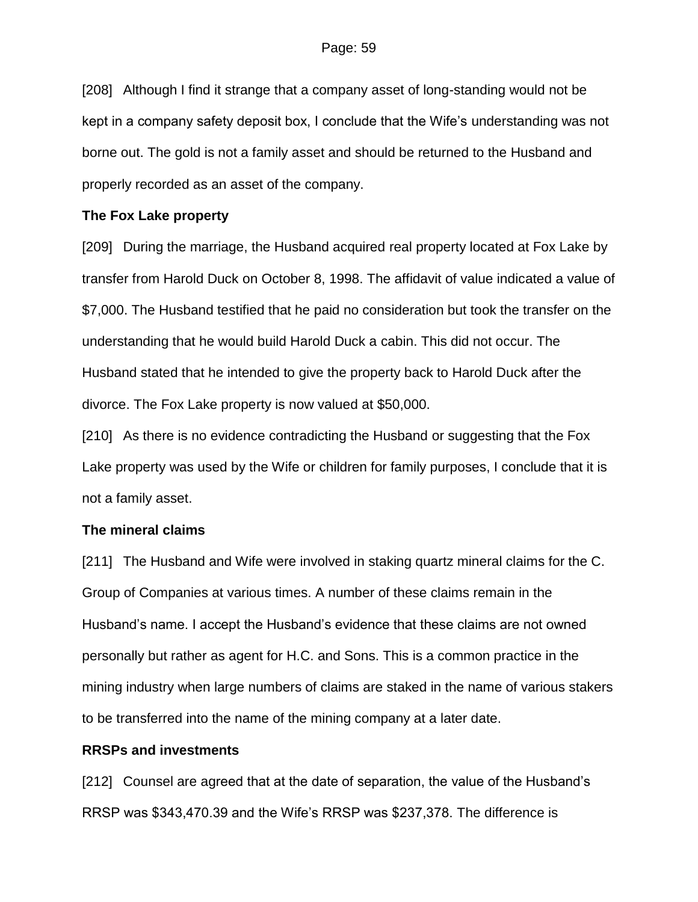[208] Although I find it strange that a company asset of long-standing would not be kept in a company safety deposit box, I conclude that the Wife's understanding was not borne out. The gold is not a family asset and should be returned to the Husband and properly recorded as an asset of the company.

**The Fox Lake property**

[209] During the marriage, the Husband acquired real property located at Fox Lake by transfer from Harold Duck on October 8, 1998. The affidavit of value indicated a value of $7,000. The Husband testified that he paid no consideration but took the transfer on the understanding that he would build Harold Duck a cabin. This did not occur. The Husband stated that he intended to give the property back to Harold Duck after the divorce. The Fox Lake property is now valued at $50,000.

[210] As there is no evidence contradicting the Husband or suggesting that the Fox Lake property was used by the Wife or children for family purposes, I conclude that it is not a family asset.

**The mineral claims**

[211] The Husband and Wife were involved in staking quartz mineral claims for the C. Group of Companies at various times. A number of these claims remain in the Husband's name. I accept the Husband's evidence that these claims are not owned personally but rather as agent for H.C. and Sons. This is a common practice in the mining industry when large numbers of claims are staked in the name of various stakers to be transferred into the name of the mining company at a later date.

**RRSPs and investments**

[212] Counsel are agreed that at the date of separation, the value of the Husband's RRSP was $343,470.39 and the Wife's RRSP was $237,378. The difference is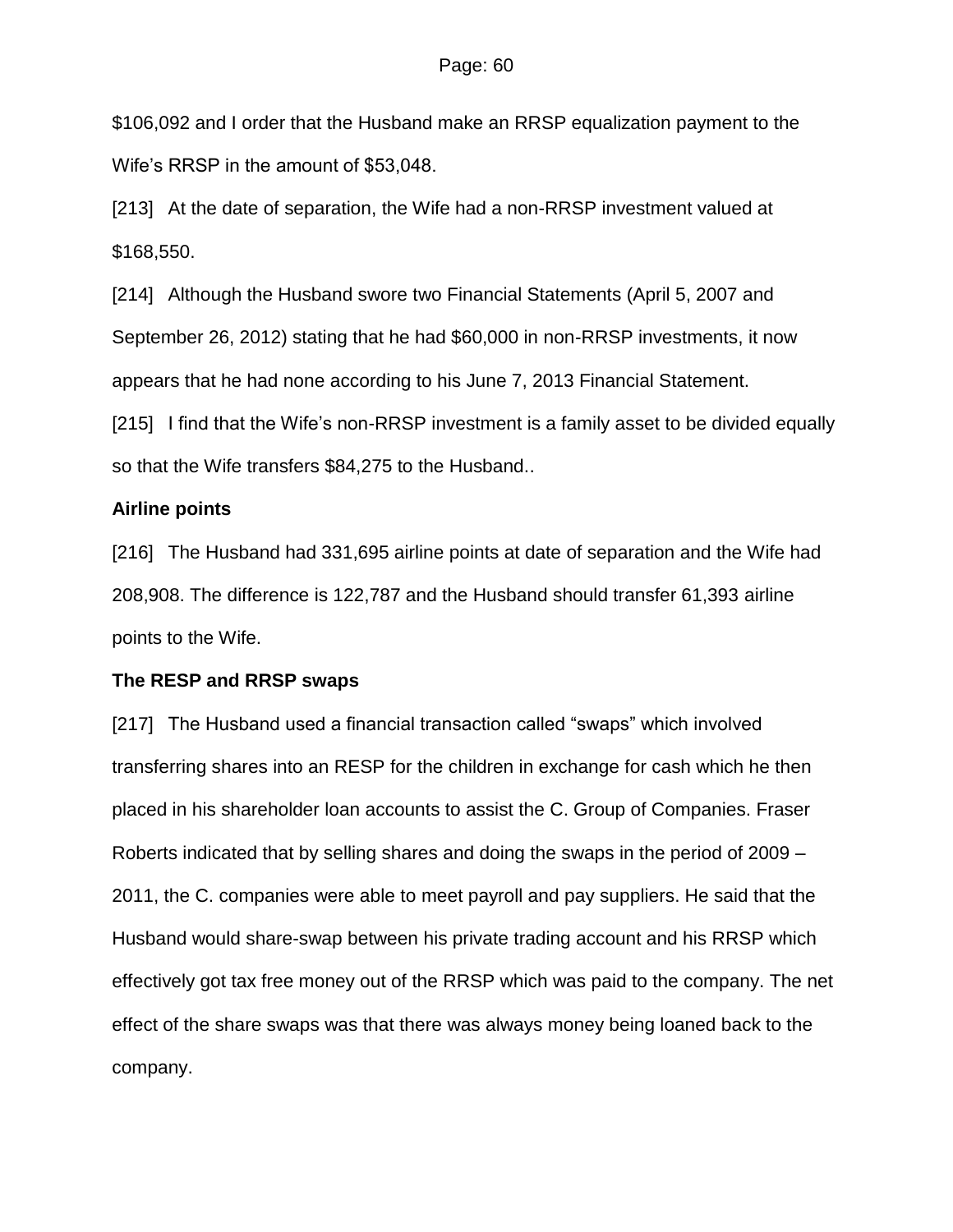$106,092 and I order that the Husband make an RRSP equalization payment to the Wife's RRSP in the amount of $53,048.

[213] At the date of separation, the Wife had a non-RRSP investment valued at $168,550.

[214] Although the Husband swore two Financial Statements (April 5, 2007 and September 26, 2012) stating that he had $60,000 in non-RRSP investments, it now appears that he had none according to his June 7, 2013 Financial Statement.

[215] I find that the Wife's non-RRSP investment is a family asset to be divided equally so that the Wife transfers $84,275 to the Husband..

**Airline points**

[216] The Husband had 331,695 airline points at date of separation and the Wife had 208,908. The difference is 122,787 and the Husband should transfer 61,393 airline points to the Wife.

**The RESP and RRSP swaps**

[217] The Husband used a financial transaction called "swaps" which involved transferring shares into an RESP for the children in exchange for cash which he then placed in his shareholder loan accounts to assist the C. Group of Companies. Fraser Roberts indicated that by selling shares and doing the swaps in the period of 2009 – 2011, the C. companies were able to meet payroll and pay suppliers. He said that the Husband would share-swap between his private trading account and his RRSP which effectively got tax free money out of the RRSP which was paid to the company. The net effect of the share swaps was that there was always money being loaned back to the company.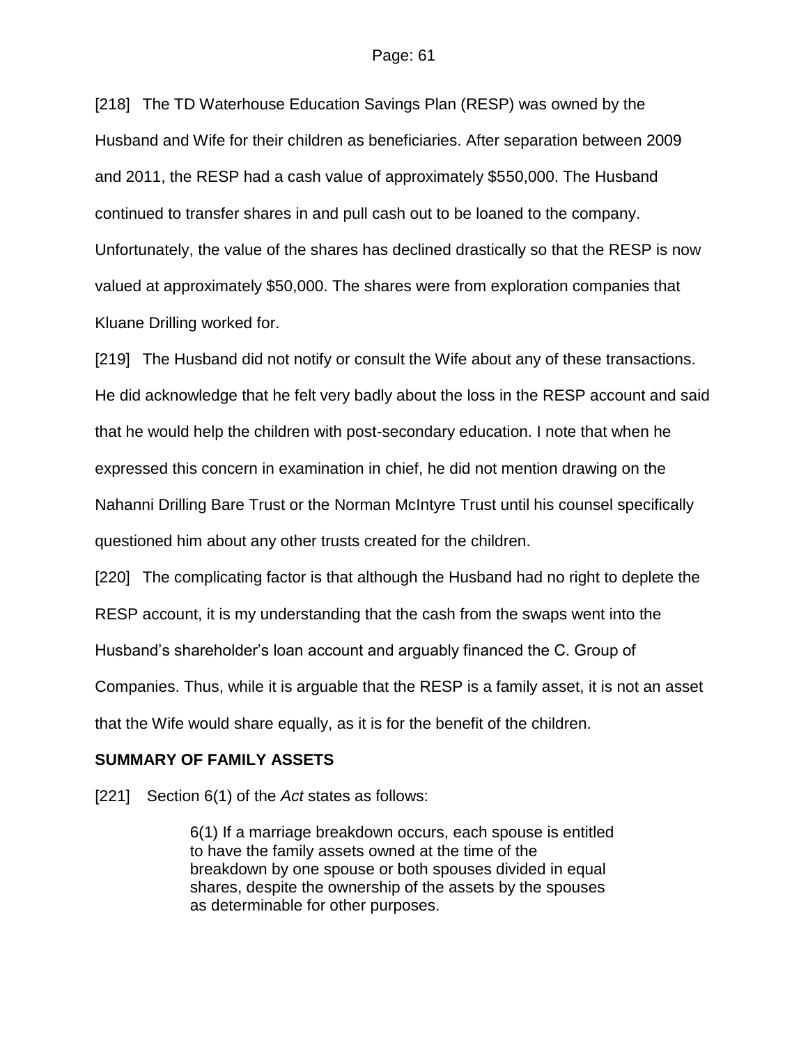[218] The TD Waterhouse Education Savings Plan (RESP) was owned by the Husband and Wife for their children as beneficiaries. After separation between 2009 and 2011, the RESP had a cash value of approximately $550,000. The Husband continued to transfer shares in and pull cash out to be loaned to the company. Unfortunately, the value of the shares has declined drastically so that the RESP is now valued at approximately $50,000. The shares were from exploration companies that Kluane Drilling worked for.

[219] The Husband did not notify or consult the Wife about any of these transactions. He did acknowledge that he felt very badly about the loss in the RESP account and said that he would help the children with post-secondary education. I note that when he expressed this concern in examination in chief, he did not mention drawing on the Nahanni Drilling Bare Trust or the Norman McIntyre Trust until his counsel specifically questioned him about any other trusts created for the children.

[220] The complicating factor is that although the Husband had no right to deplete the RESP account, it is my understanding that the cash from the swaps went into the Husband's shareholder's loan account and arguably financed the C. Group of Companies. Thus, while it is arguable that the RESP is a family asset, it is not an asset that the Wife would share equally, as it is for the benefit of the children.

**SUMMARY OF FAMILY ASSETS**

[221] Section 6(1) of the *Act* states as follows:

> 6(1) If a marriage breakdown occurs, each spouse is entitled to have the family assets owned at the time of the breakdown by one spouse or both spouses divided in equal shares, despite the ownership of the assets by the spouses as determinable for other purposes.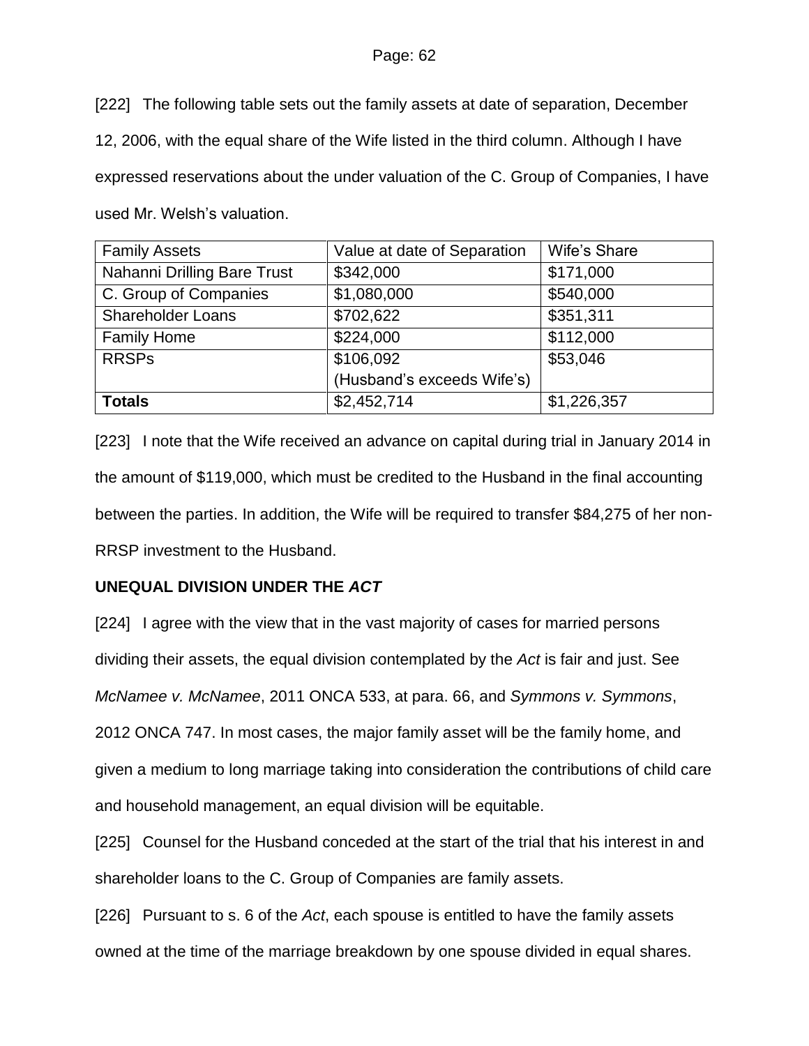[222] The following table sets out the family assets at date of separation, December 12, 2006, with the equal share of the Wife listed in the third column. Although I have expressed reservations about the under valuation of the C. Group of Companies, I have used Mr. Welsh's valuation.

| Family Assets | Value at date of Separation | Wife's Share |
|---|---|---|
| Nahanni Drilling Bare Trust | $342,000 | $171,000 |
| C. Group of Companies | $1,080,000 | $540,000 |
| Shareholder Loans | $702,622 | $351,311 |
| Family Home | $224,000 | $112,000 |
| RRSPs | $106,092 (Husband's exceeds Wife's) | $53,046 |
| **Totals** | $2,452,714 | $1,226,357 |

[223] I note that the Wife received an advance on capital during trial in January 2014 in the amount of $119,000, which must be credited to the Husband in the final accounting between the parties. In addition, the Wife will be required to transfer $84,275 of her non-RRSP investment to the Husband.

**UNEQUAL DIVISION UNDER THE *ACT***

[224] I agree with the view that in the vast majority of cases for married persons dividing their assets, the equal division contemplated by the *Act* is fair and just. See *McNamee v. McNamee*, 2011 ONCA 533, at para. 66, and *Symmons v. Symmons*, 2012 ONCA 747. In most cases, the major family asset will be the family home, and given a medium to long marriage taking into consideration the contributions of child care and household management, an equal division will be equitable.

[225] Counsel for the Husband conceded at the start of the trial that his interest in and shareholder loans to the C. Group of Companies are family assets.

[226] Pursuant to s. 6 of the *Act*, each spouse is entitled to have the family assets owned at the time of the marriage breakdown by one spouse divided in equal shares.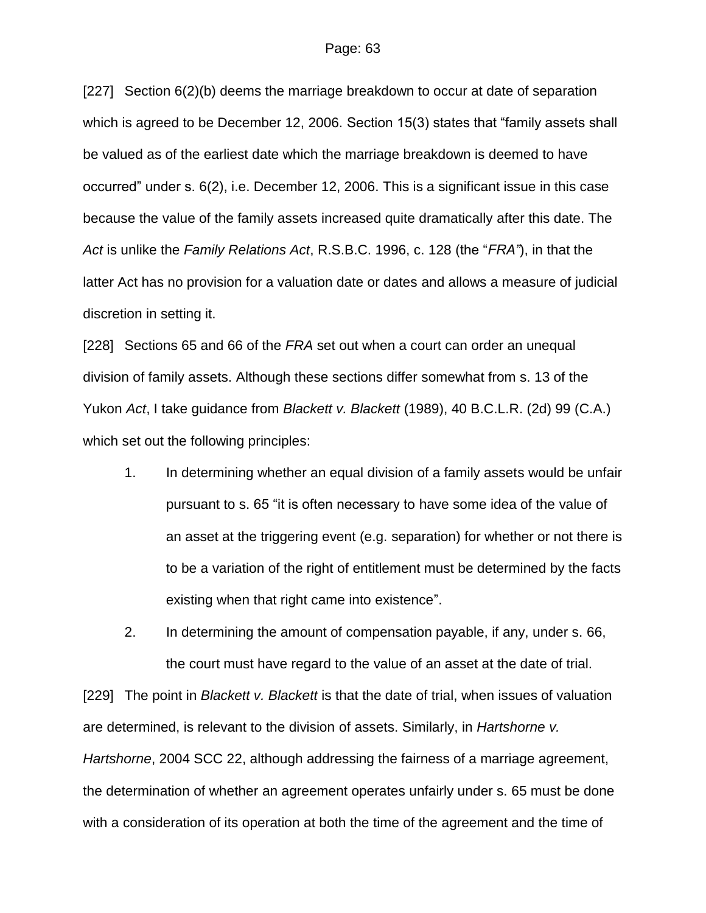[227] Section 6(2)(b) deems the marriage breakdown to occur at date of separation which is agreed to be December 12, 2006. Section 15(3) states that "family assets shall be valued as of the earliest date which the marriage breakdown is deemed to have occurred" under s. 6(2), i.e. December 12, 2006. This is a significant issue in this case because the value of the family assets increased quite dramatically after this date. The *Act* is unlike the *Family Relations Act*, R.S.B.C. 1996, c. 128 (the "*FRA"*), in that the latter Act has no provision for a valuation date or dates and allows a measure of judicial discretion in setting it.

[228] Sections 65 and 66 of the *FRA* set out when a court can order an unequal division of family assets. Although these sections differ somewhat from s. 13 of the Yukon *Act*, I take guidance from *Blackett v. Blackett* (1989), 40 B.C.L.R. (2d) 99 (C.A.) which set out the following principles:

1. In determining whether an equal division of a family assets would be unfair pursuant to s. 65 "it is often necessary to have some idea of the value of an asset at the triggering event (e.g. separation) for whether or not there is to be a variation of the right of entitlement must be determined by the facts existing when that right came into existence".
2. In determining the amount of compensation payable, if any, under s. 66, the court must have regard to the value of an asset at the date of trial.

[229] The point in *Blackett v. Blackett* is that the date of trial, when issues of valuation are determined, is relevant to the division of assets. Similarly, in *Hartshorne v. Hartshorne*, 2004 SCC 22, although addressing the fairness of a marriage agreement, the determination of whether an agreement operates unfairly under s. 65 must be done with a consideration of its operation at both the time of the agreement and the time of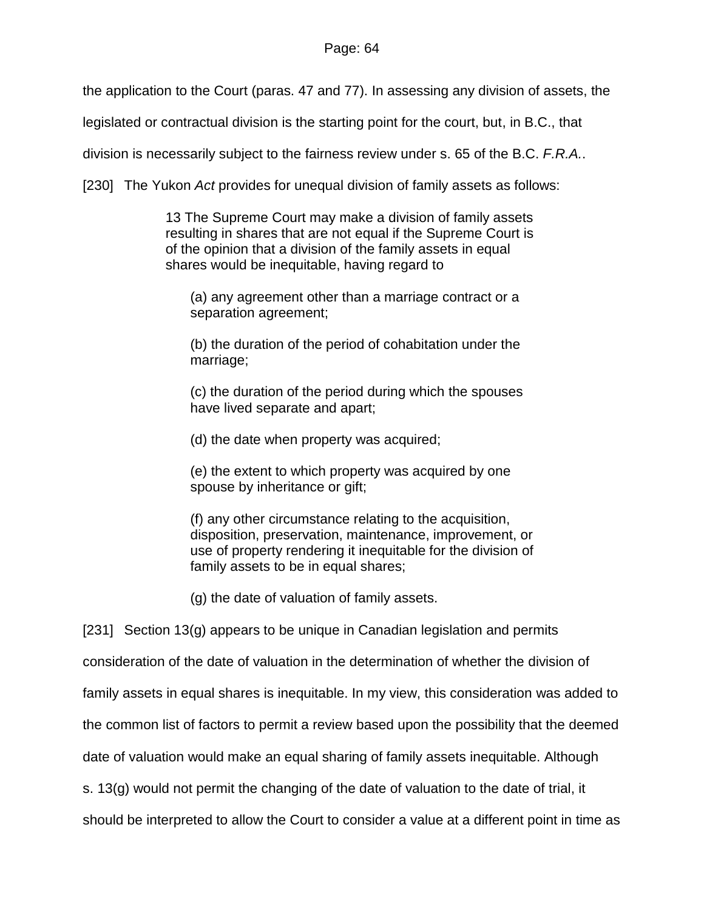the application to the Court (paras. 47 and 77). In assessing any division of assets, the legislated or contractual division is the starting point for the court, but, in B.C., that division is necessarily subject to the fairness review under s. 65 of the B.C. *F.R.A.*.

[230] The Yukon *Act* provides for unequal division of family assets as follows:

> 13 The Supreme Court may make a division of family assets resulting in shares that are not equal if the Supreme Court is of the opinion that a division of the family assets in equal shares would be inequitable, having regard to
>
> (a) any agreement other than a marriage contract or a separation agreement;
>
> (b) the duration of the period of cohabitation under the marriage;
>
> (c) the duration of the period during which the spouses have lived separate and apart;
>
> (d) the date when property was acquired;
>
> (e) the extent to which property was acquired by one spouse by inheritance or gift;
>
> (f) any other circumstance relating to the acquisition, disposition, preservation, maintenance, improvement, or use of property rendering it inequitable for the division of family assets to be in equal shares;
>
> (g) the date of valuation of family assets.

[231] Section 13(g) appears to be unique in Canadian legislation and permits consideration of the date of valuation in the determination of whether the division of family assets in equal shares is inequitable. In my view, this consideration was added to the common list of factors to permit a review based upon the possibility that the deemed date of valuation would make an equal sharing of family assets inequitable. Although s. 13(g) would not permit the changing of the date of valuation to the date of trial, it should be interpreted to allow the Court to consider a value at a different point in time as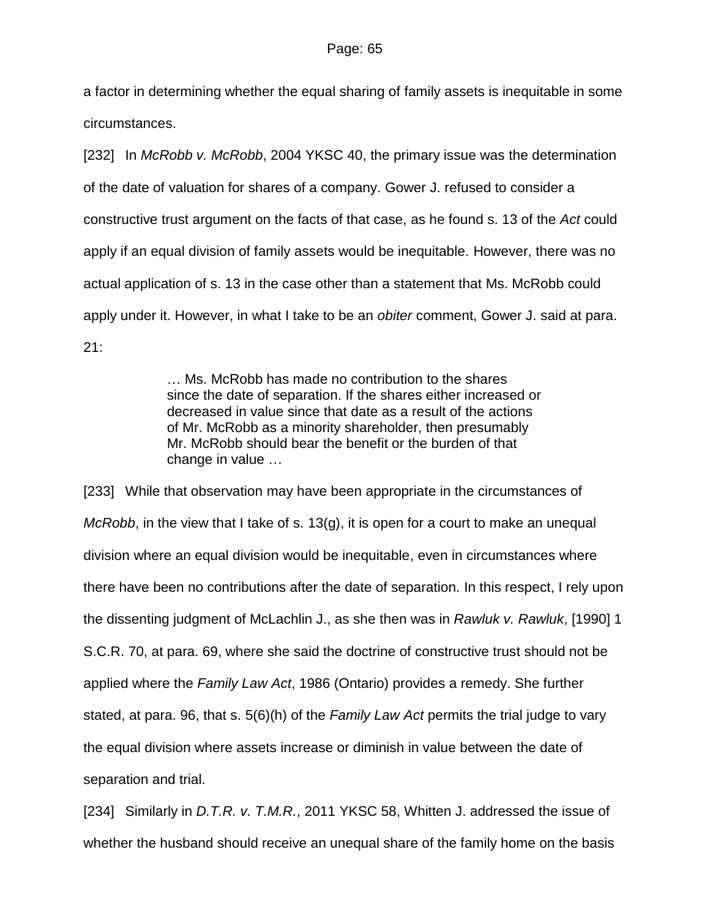a factor in determining whether the equal sharing of family assets is inequitable in some circumstances.

[232] In *McRobb v. McRobb*, 2004 YKSC 40, the primary issue was the determination of the date of valuation for shares of a company. Gower J. refused to consider a constructive trust argument on the facts of that case, as he found s. 13 of the *Act* could apply if an equal division of family assets would be inequitable. However, there was no actual application of s. 13 in the case other than a statement that Ms. McRobb could apply under it. However, in what I take to be an *obiter* comment, Gower J. said at para. 21:

> … Ms. McRobb has made no contribution to the shares since the date of separation. If the shares either increased or decreased in value since that date as a result of the actions of Mr. McRobb as a minority shareholder, then presumably Mr. McRobb should bear the benefit or the burden of that change in value …

[233] While that observation may have been appropriate in the circumstances of *McRobb*, in the view that I take of s. 13(g), it is open for a court to make an unequal division where an equal division would be inequitable, even in circumstances where there have been no contributions after the date of separation. In this respect, I rely upon the dissenting judgment of McLachlin J., as she then was in *Rawluk v. Rawluk*, [1990] 1 S.C.R. 70, at para. 69, where she said the doctrine of constructive trust should not be applied where the *Family Law Act*, 1986 (Ontario) provides a remedy. She further stated, at para. 96, that s. 5(6)(h) of the *Family Law Act* permits the trial judge to vary the equal division where assets increase or diminish in value between the date of separation and trial.

[234] Similarly in *D.T.R. v. T.M.R.*, 2011 YKSC 58, Whitten J. addressed the issue of whether the husband should receive an unequal share of the family home on the basis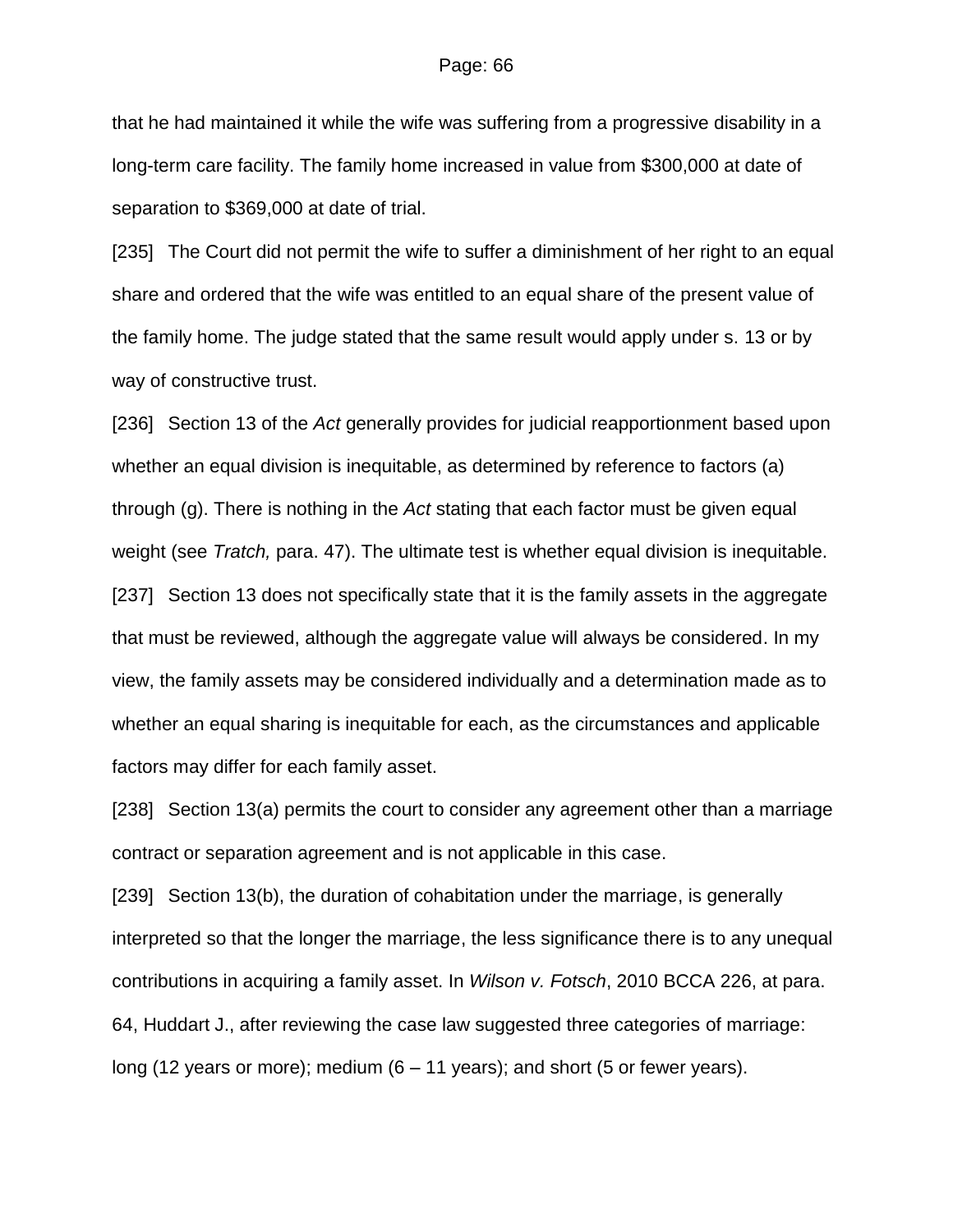that he had maintained it while the wife was suffering from a progressive disability in a long-term care facility. The family home increased in value from $300,000 at date of separation to $369,000 at date of trial.

[235] The Court did not permit the wife to suffer a diminishment of her right to an equal share and ordered that the wife was entitled to an equal share of the present value of the family home. The judge stated that the same result would apply under s. 13 or by way of constructive trust.

[236] Section 13 of the *Act* generally provides for judicial reapportionment based upon whether an equal division is inequitable, as determined by reference to factors (a) through (g). There is nothing in the *Act* stating that each factor must be given equal weight (see *Tratch,* para. 47). The ultimate test is whether equal division is inequitable.

[237] Section 13 does not specifically state that it is the family assets in the aggregate that must be reviewed, although the aggregate value will always be considered. In my view, the family assets may be considered individually and a determination made as to whether an equal sharing is inequitable for each, as the circumstances and applicable factors may differ for each family asset.

[238] Section 13(a) permits the court to consider any agreement other than a marriage contract or separation agreement and is not applicable in this case.

[239] Section 13(b), the duration of cohabitation under the marriage, is generally interpreted so that the longer the marriage, the less significance there is to any unequal contributions in acquiring a family asset. In *Wilson v. Fotsch*, 2010 BCCA 226, at para. 64, Huddart J., after reviewing the case law suggested three categories of marriage: long (12 years or more); medium (6 – 11 years); and short (5 or fewer years).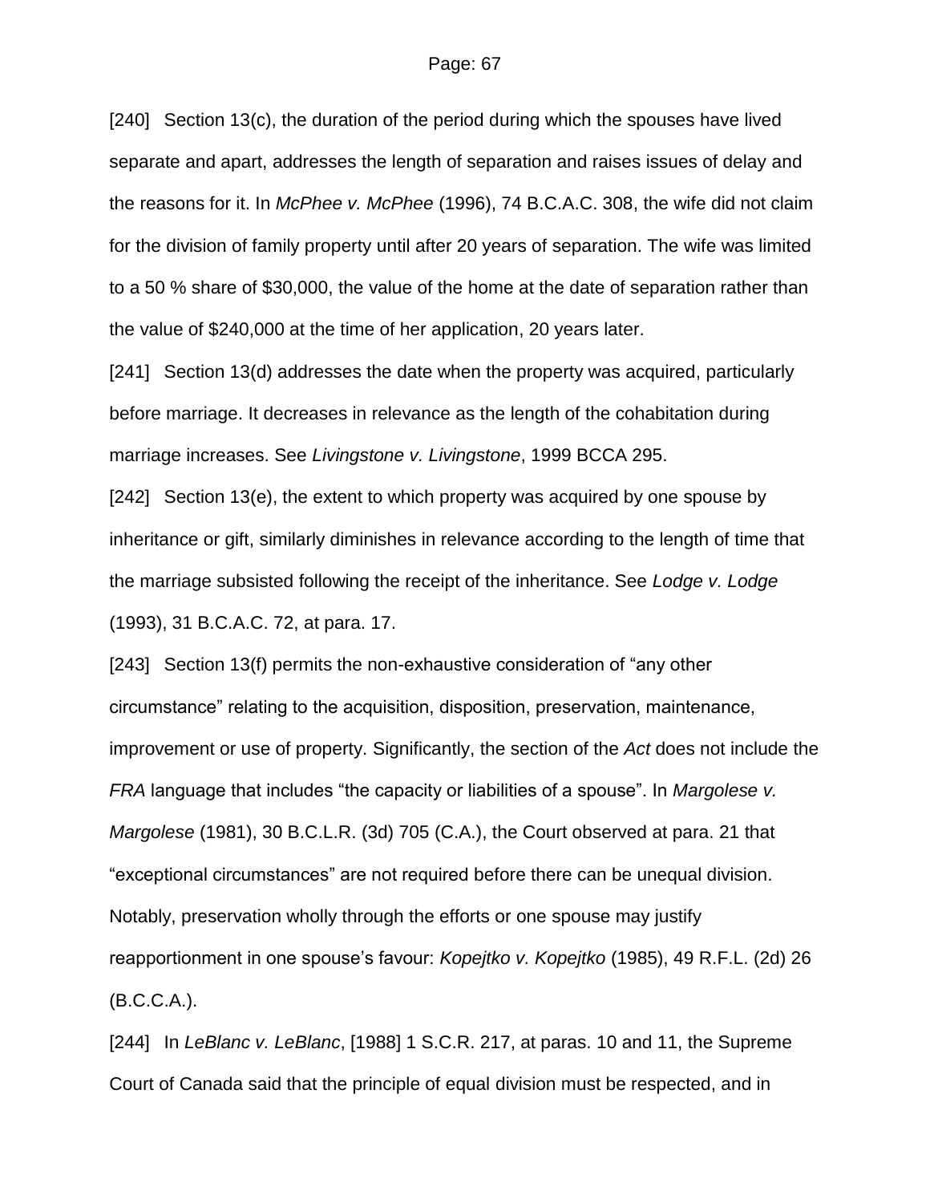[240] Section 13(c), the duration of the period during which the spouses have lived separate and apart, addresses the length of separation and raises issues of delay and the reasons for it. In *McPhee v. McPhee* (1996), 74 B.C.A.C. 308, the wife did not claim for the division of family property until after 20 years of separation. The wife was limited to a 50 % share of $30,000, the value of the home at the date of separation rather than the value of $240,000 at the time of her application, 20 years later.

[241] Section 13(d) addresses the date when the property was acquired, particularly before marriage. It decreases in relevance as the length of the cohabitation during marriage increases. See *Livingstone v. Livingstone*, 1999 BCCA 295.

[242] Section 13(e), the extent to which property was acquired by one spouse by inheritance or gift, similarly diminishes in relevance according to the length of time that the marriage subsisted following the receipt of the inheritance. See *Lodge v. Lodge* (1993), 31 B.C.A.C. 72, at para. 17.

[243] Section 13(f) permits the non-exhaustive consideration of "any other circumstance" relating to the acquisition, disposition, preservation, maintenance, improvement or use of property. Significantly, the section of the *Act* does not include the *FRA* language that includes "the capacity or liabilities of a spouse". In *Margolese v. Margolese* (1981), 30 B.C.L.R. (3d) 705 (C.A.), the Court observed at para. 21 that "exceptional circumstances" are not required before there can be unequal division. Notably, preservation wholly through the efforts or one spouse may justify reapportionment in one spouse's favour: *Kopejtko v. Kopejtko* (1985), 49 R.F.L. (2d) 26 (B.C.C.A.).

[244] In *LeBlanc v. LeBlanc*, [1988] 1 S.C.R. 217, at paras. 10 and 11, the Supreme Court of Canada said that the principle of equal division must be respected, and in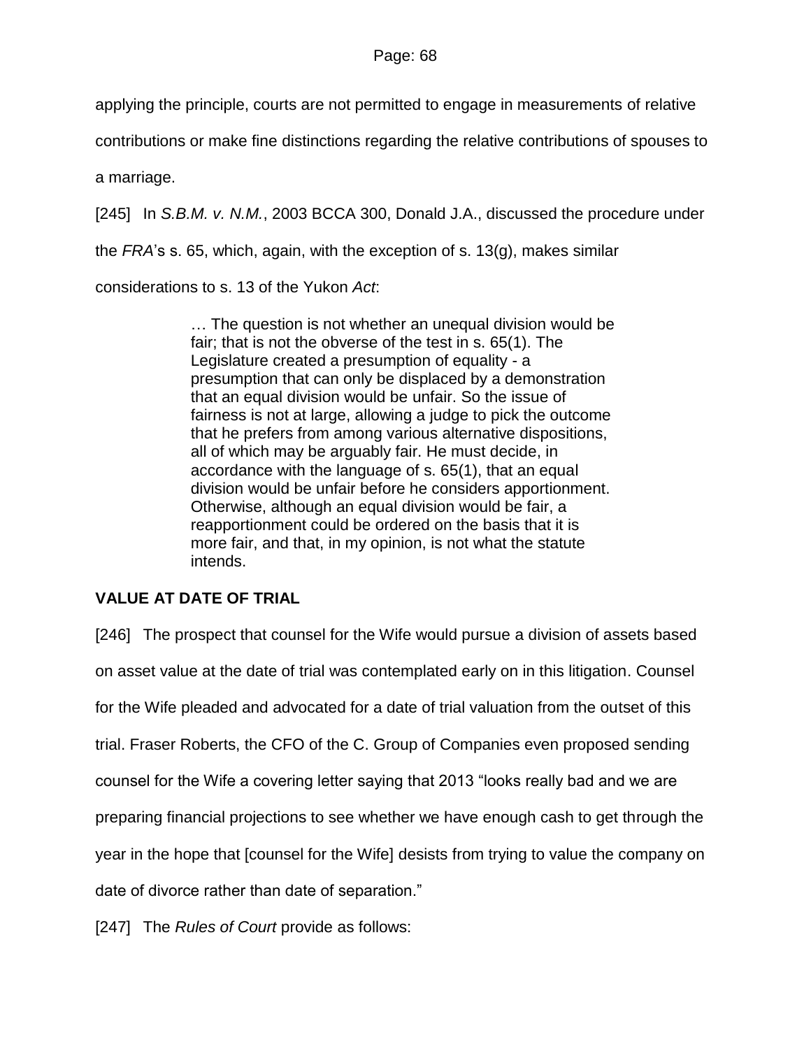applying the principle, courts are not permitted to engage in measurements of relative contributions or make fine distinctions regarding the relative contributions of spouses to a marriage.

[245] In *S.B.M. v. N.M.*, 2003 BCCA 300, Donald J.A., discussed the procedure under the *FRA*'s s. 65, which, again, with the exception of s. 13(g), makes similar considerations to s. 13 of the Yukon *Act*:

> … The question is not whether an unequal division would be fair; that is not the obverse of the test in s. 65(1). The Legislature created a presumption of equality - a presumption that can only be displaced by a demonstration that an equal division would be unfair. So the issue of fairness is not at large, allowing a judge to pick the outcome that he prefers from among various alternative dispositions, all of which may be arguably fair. He must decide, in accordance with the language of s. 65(1), that an equal division would be unfair before he considers apportionment. Otherwise, although an equal division would be fair, a reapportionment could be ordered on the basis that it is more fair, and that, in my opinion, is not what the statute intends.

**VALUE AT DATE OF TRIAL**

[246] The prospect that counsel for the Wife would pursue a division of assets based on asset value at the date of trial was contemplated early on in this litigation. Counsel for the Wife pleaded and advocated for a date of trial valuation from the outset of this trial. Fraser Roberts, the CFO of the C. Group of Companies even proposed sending counsel for the Wife a covering letter saying that 2013 "looks really bad and we are preparing financial projections to see whether we have enough cash to get through the year in the hope that [counsel for the Wife] desists from trying to value the company on date of divorce rather than date of separation."

[247] The *Rules of Court* provide as follows: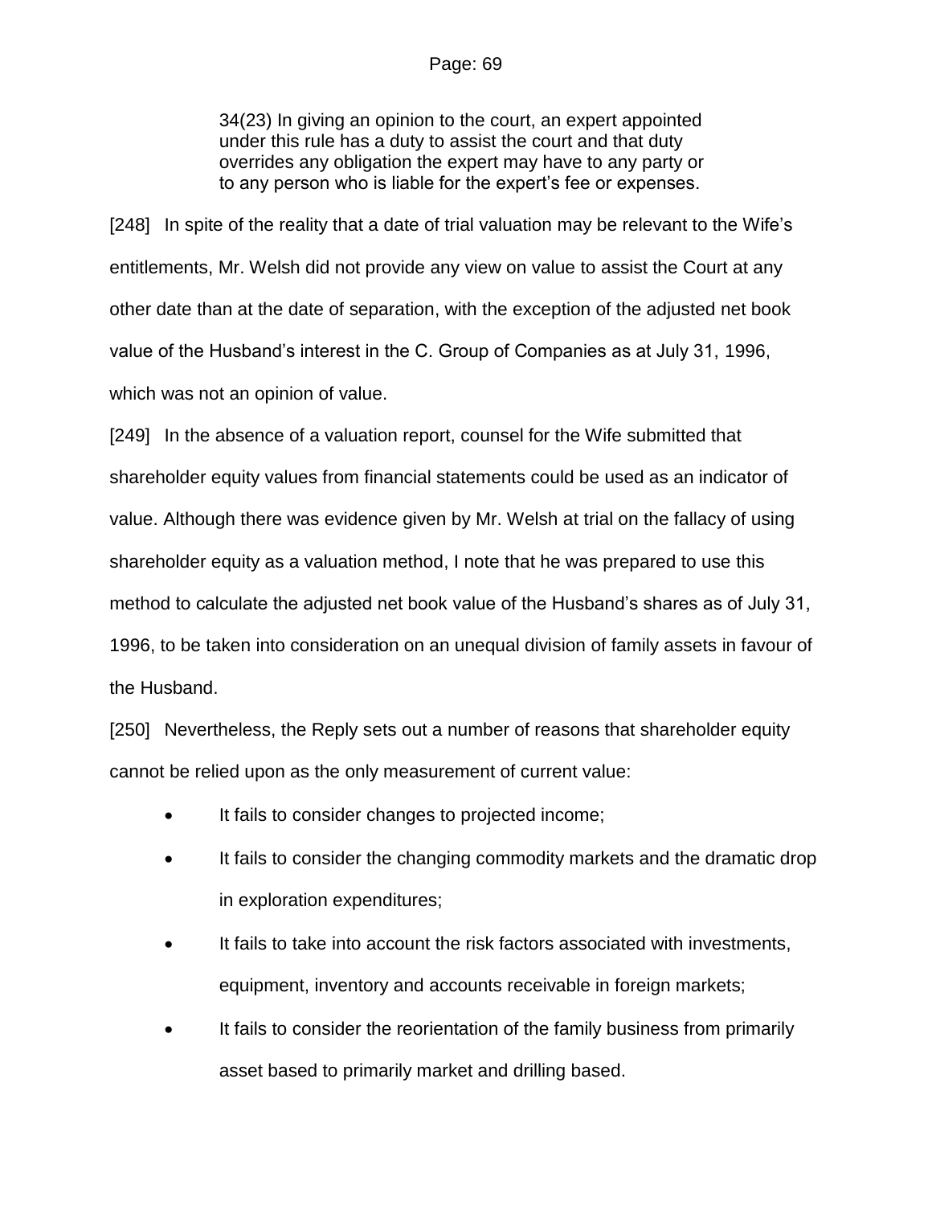> 34(23) In giving an opinion to the court, an expert appointed under this rule has a duty to assist the court and that duty overrides any obligation the expert may have to any party or to any person who is liable for the expert's fee or expenses.

[248] In spite of the reality that a date of trial valuation may be relevant to the Wife's entitlements, Mr. Welsh did not provide any view on value to assist the Court at any other date than at the date of separation, with the exception of the adjusted net book value of the Husband's interest in the C. Group of Companies as at July 31, 1996, which was not an opinion of value.

[249] In the absence of a valuation report, counsel for the Wife submitted that shareholder equity values from financial statements could be used as an indicator of value. Although there was evidence given by Mr. Welsh at trial on the fallacy of using shareholder equity as a valuation method, I note that he was prepared to use this method to calculate the adjusted net book value of the Husband's shares as of July 31, 1996, to be taken into consideration on an unequal division of family assets in favour of the Husband.

[250] Nevertheless, the Reply sets out a number of reasons that shareholder equity cannot be relied upon as the only measurement of current value:

- It fails to consider changes to projected income;
- It fails to consider the changing commodity markets and the dramatic drop in exploration expenditures;
- It fails to take into account the risk factors associated with investments, equipment, inventory and accounts receivable in foreign markets;
- It fails to consider the reorientation of the family business from primarily asset based to primarily market and drilling based.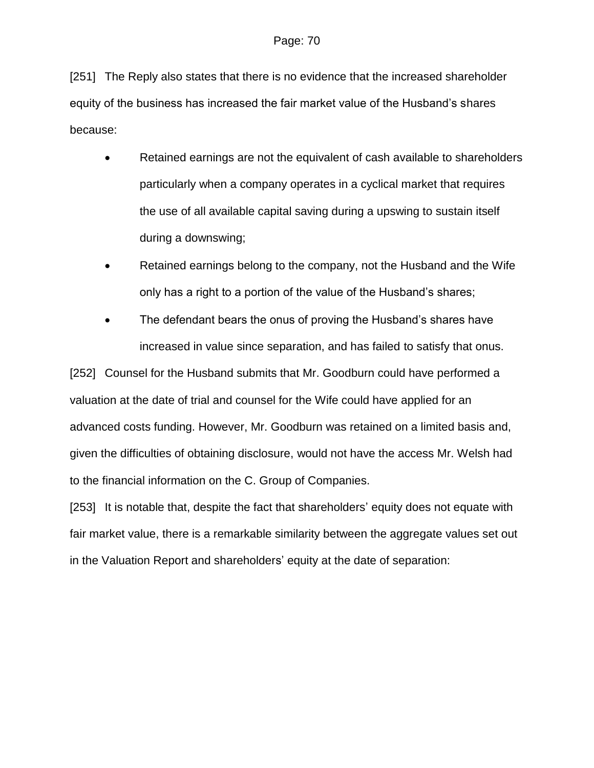[251] The Reply also states that there is no evidence that the increased shareholder equity of the business has increased the fair market value of the Husband's shares because:

- Retained earnings are not the equivalent of cash available to shareholders particularly when a company operates in a cyclical market that requires the use of all available capital saving during a upswing to sustain itself during a downswing;
- Retained earnings belong to the company, not the Husband and the Wife only has a right to a portion of the value of the Husband's shares;
- The defendant bears the onus of proving the Husband's shares have increased in value since separation, and has failed to satisfy that onus.

[252] Counsel for the Husband submits that Mr. Goodburn could have performed a valuation at the date of trial and counsel for the Wife could have applied for an advanced costs funding. However, Mr. Goodburn was retained on a limited basis and, given the difficulties of obtaining disclosure, would not have the access Mr. Welsh had to the financial information on the C. Group of Companies.

[253] It is notable that, despite the fact that shareholders' equity does not equate with fair market value, there is a remarkable similarity between the aggregate values set out in the Valuation Report and shareholders' equity at the date of separation: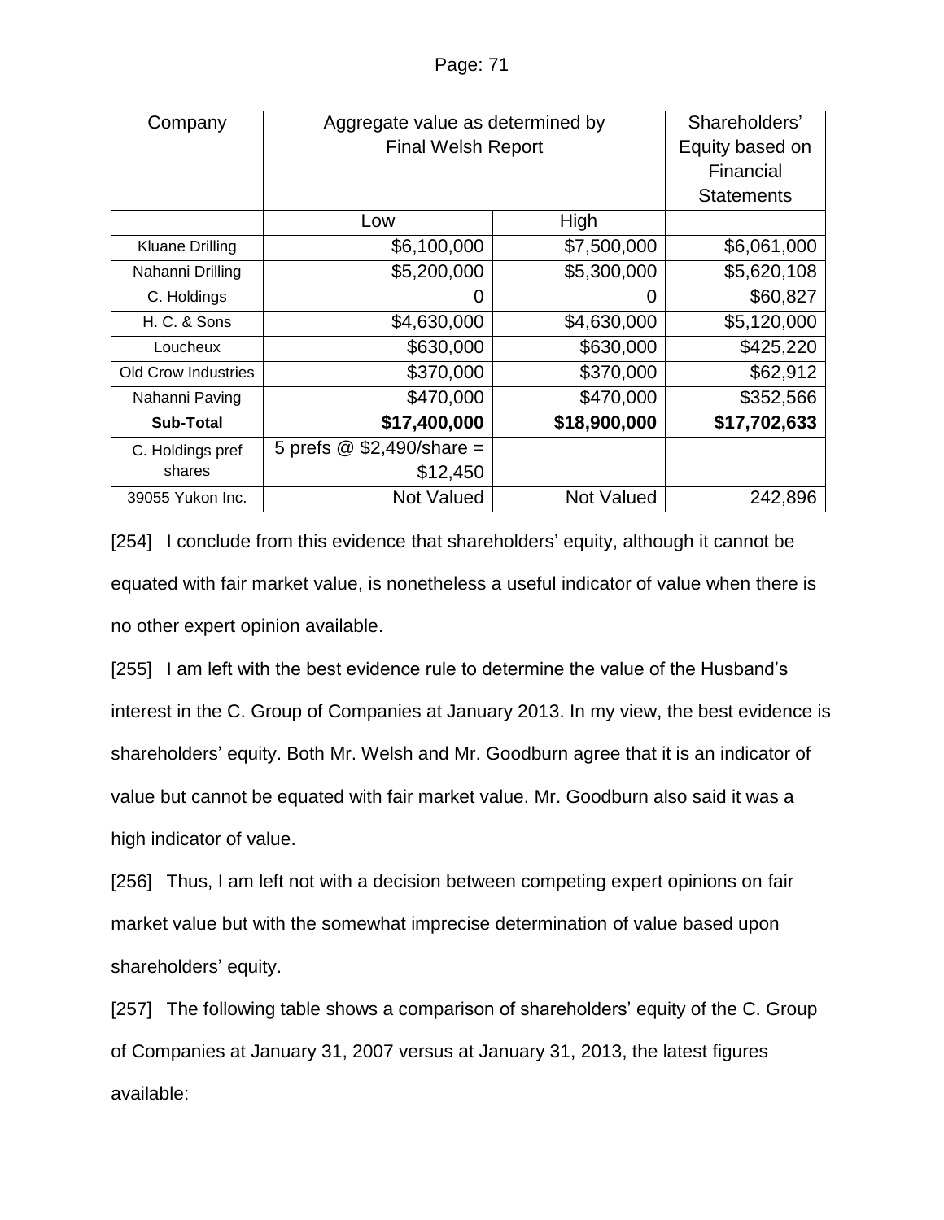| Company | Aggregate value as determined by Final Welsh Report | | Shareholders' Equity based on Financial Statements |
|---|---|---|---|
| | Low | High | |
| Kluane Drilling | \$6,100,000 | \$7,500,000 | \$6,061,000 |
| Nahanni Drilling | \$5,200,000 | \$5,300,000 | \$5,620,108 |
| C. Holdings | 0 | 0 | \$60,827 |
| H. C. & Sons | \$4,630,000 | \$4,630,000 | \$5,120,000 |
| Loucheux | \$630,000 | \$630,000 | \$425,220 |
| Old Crow Industries | \$370,000 | \$370,000 | \$62,912 |
| Nahanni Paving | \$470,000 | \$470,000 | \$352,566 |
| **Sub-Total** | **\$17,400,000** | **\$18,900,000** | **\$17,702,633** |
| C. Holdings pref shares | 5 prefs @ \$2,490/share = \$12,450 | | |
| 39055 Yukon Inc. | Not Valued | Not Valued | 242,896 |

[254] I conclude from this evidence that shareholders' equity, although it cannot be equated with fair market value, is nonetheless a useful indicator of value when there is no other expert opinion available.

[255] I am left with the best evidence rule to determine the value of the Husband's interest in the C. Group of Companies at January 2013. In my view, the best evidence is shareholders' equity. Both Mr. Welsh and Mr. Goodburn agree that it is an indicator of value but cannot be equated with fair market value. Mr. Goodburn also said it was a high indicator of value.

[256] Thus, I am left not with a decision between competing expert opinions on fair market value but with the somewhat imprecise determination of value based upon shareholders' equity.

[257] The following table shows a comparison of shareholders' equity of the C. Group of Companies at January 31, 2007 versus at January 31, 2013, the latest figures available: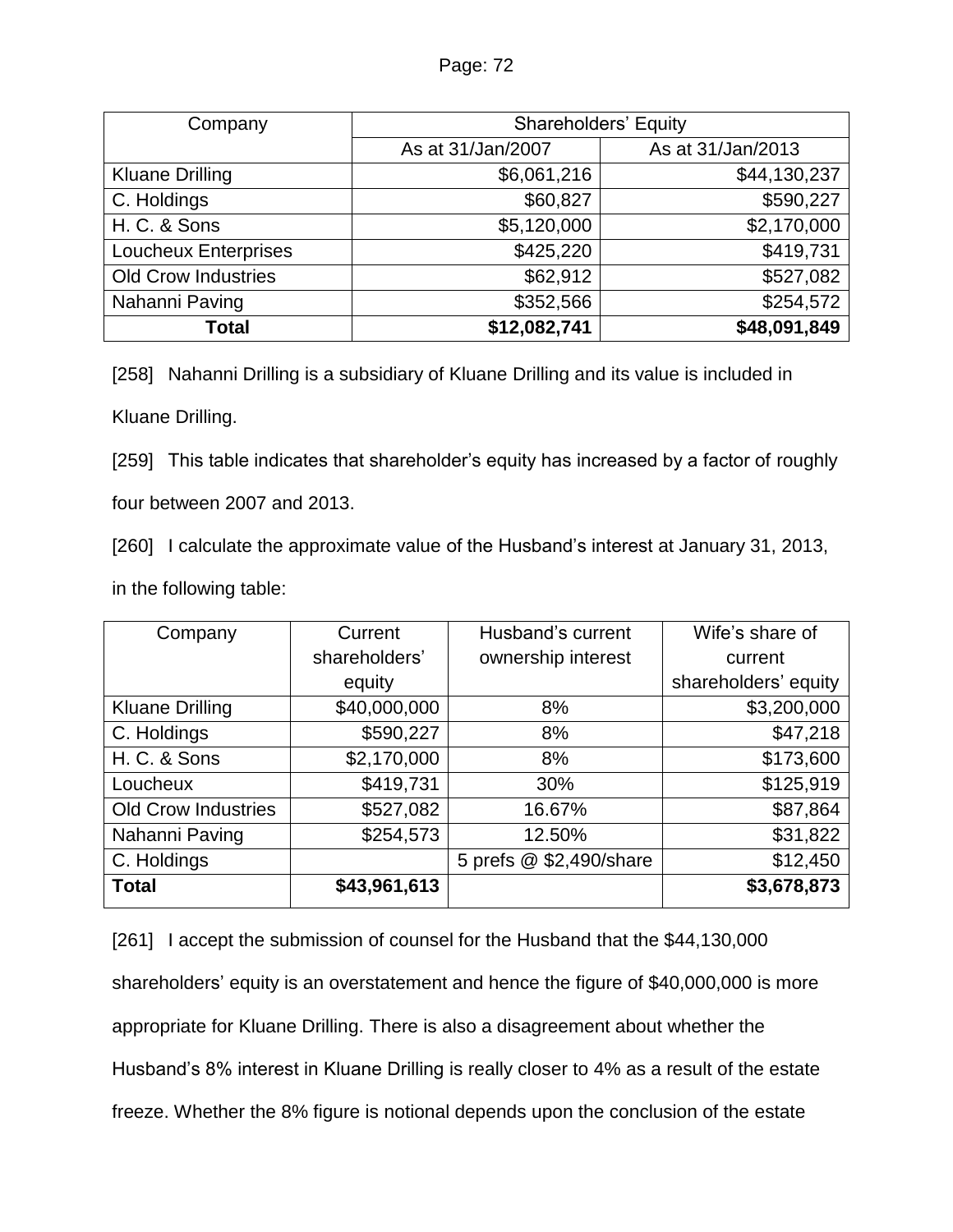| Company | Shareholders' Equity | |
|---|---|---|
| | As at 31/Jan/2007 | As at 31/Jan/2013 |
| Kluane Drilling | $6,061,216 | $44,130,237 |
| C. Holdings | $60,827 | $590,227 |
| H. C. & Sons | $5,120,000 | $2,170,000 |
| Loucheux Enterprises | $425,220 | $419,731 |
| Old Crow Industries | $62,912 | $527,082 |
| Nahanni Paving | $352,566 | $254,572 |
| **Total** | **$12,082,741** | **$48,091,849** |

[258] Nahanni Drilling is a subsidiary of Kluane Drilling and its value is included in Kluane Drilling.

[259] This table indicates that shareholder's equity has increased by a factor of roughly four between 2007 and 2013.

[260] I calculate the approximate value of the Husband's interest at January 31, 2013, in the following table:

| Company | Current shareholders' equity | Husband's current ownership interest | Wife's share of current shareholders' equity |
|---|---|---|---|
| Kluane Drilling | $40,000,000 | 8% | $3,200,000 |
| C. Holdings | $590,227 | 8% | $47,218 |
| H. C. & Sons | $2,170,000 | 8% | $173,600 |
| Loucheux | $419,731 | 30% | $125,919 |
| Old Crow Industries | $527,082 | 16.67% | $87,864 |
| Nahanni Paving | $254,573 | 12.50% | $31,822 |
| C. Holdings | | 5 prefs @ $2,490/share | $12,450 |
| **Total** | **$43,961,613** | | **$3,678,873** |

[261] I accept the submission of counsel for the Husband that the $44,130,000 shareholders' equity is an overstatement and hence the figure of $40,000,000 is more appropriate for Kluane Drilling. There is also a disagreement about whether the Husband's 8% interest in Kluane Drilling is really closer to 4% as a result of the estate freeze. Whether the 8% figure is notional depends upon the conclusion of the estate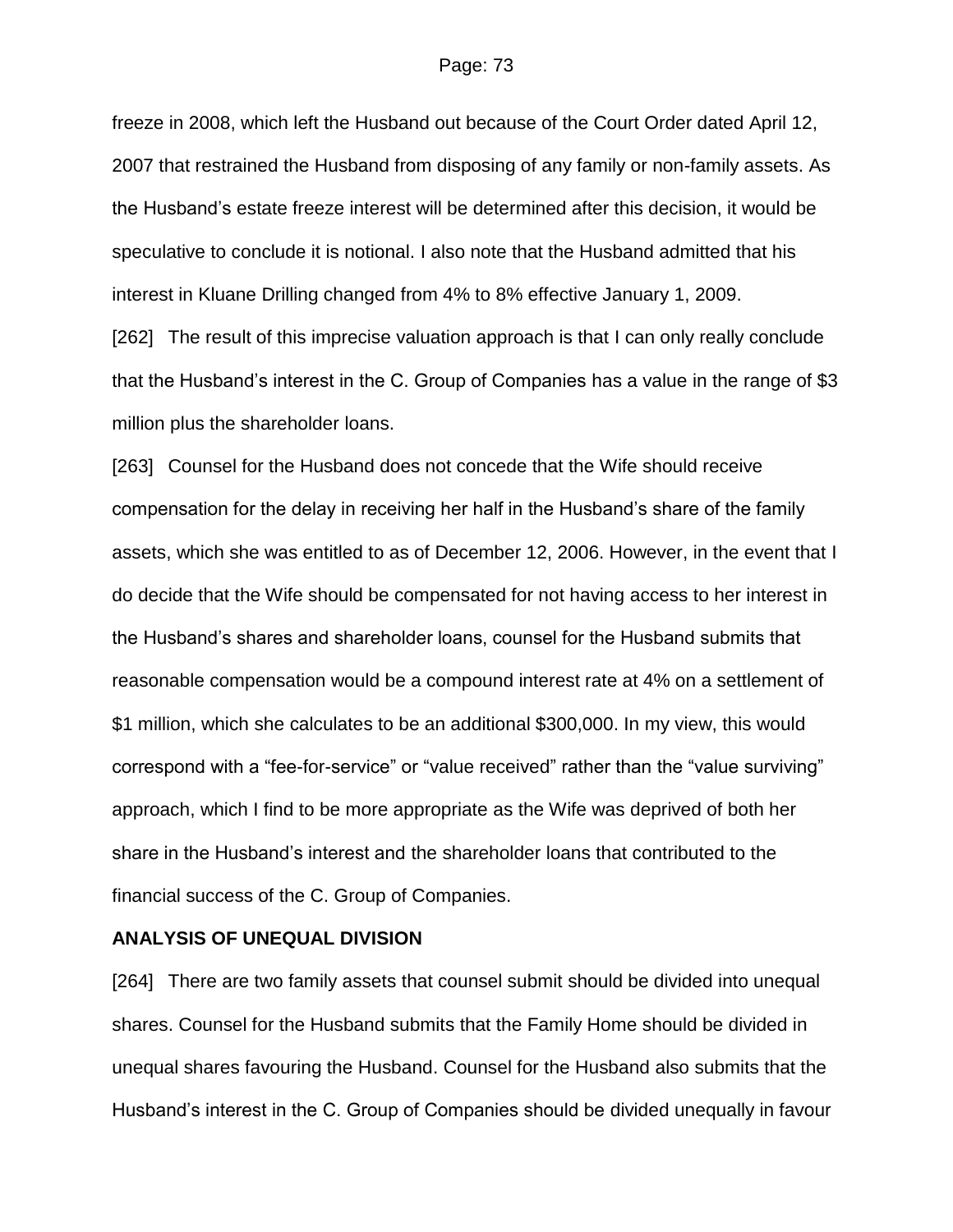freeze in 2008, which left the Husband out because of the Court Order dated April 12, 2007 that restrained the Husband from disposing of any family or non-family assets. As the Husband's estate freeze interest will be determined after this decision, it would be speculative to conclude it is notional. I also note that the Husband admitted that his interest in Kluane Drilling changed from 4% to 8% effective January 1, 2009.

[262] The result of this imprecise valuation approach is that I can only really conclude that the Husband's interest in the C. Group of Companies has a value in the range of $3 million plus the shareholder loans.

[263] Counsel for the Husband does not concede that the Wife should receive compensation for the delay in receiving her half in the Husband's share of the family assets, which she was entitled to as of December 12, 2006. However, in the event that I do decide that the Wife should be compensated for not having access to her interest in the Husband's shares and shareholder loans, counsel for the Husband submits that reasonable compensation would be a compound interest rate at 4% on a settlement of $1 million, which she calculates to be an additional $300,000. In my view, this would correspond with a "fee-for-service" or "value received" rather than the "value surviving" approach, which I find to be more appropriate as the Wife was deprived of both her share in the Husband's interest and the shareholder loans that contributed to the financial success of the C. Group of Companies.

**ANALYSIS OF UNEQUAL DIVISION**

[264] There are two family assets that counsel submit should be divided into unequal shares. Counsel for the Husband submits that the Family Home should be divided in unequal shares favouring the Husband. Counsel for the Husband also submits that the Husband's interest in the C. Group of Companies should be divided unequally in favour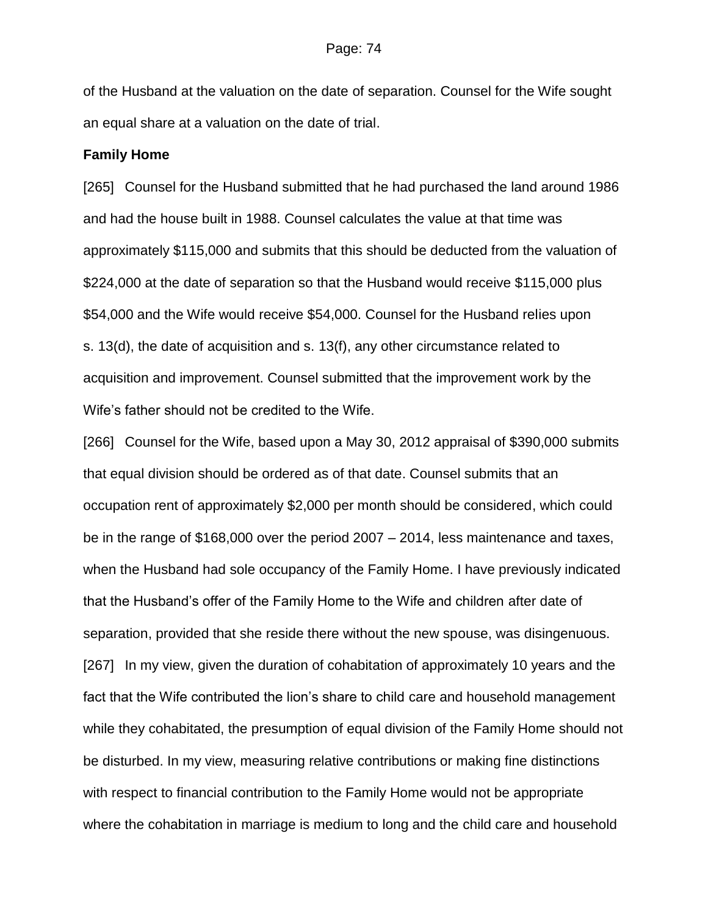of the Husband at the valuation on the date of separation. Counsel for the Wife sought an equal share at a valuation on the date of trial.

**Family Home**

[265] Counsel for the Husband submitted that he had purchased the land around 1986 and had the house built in 1988. Counsel calculates the value at that time was approximately $115,000 and submits that this should be deducted from the valuation of $224,000 at the date of separation so that the Husband would receive $115,000 plus $54,000 and the Wife would receive $54,000. Counsel for the Husband relies upon s. 13(d), the date of acquisition and s. 13(f), any other circumstance related to acquisition and improvement. Counsel submitted that the improvement work by the Wife's father should not be credited to the Wife.

[266] Counsel for the Wife, based upon a May 30, 2012 appraisal of $390,000 submits that equal division should be ordered as of that date. Counsel submits that an occupation rent of approximately $2,000 per month should be considered, which could be in the range of $168,000 over the period 2007 – 2014, less maintenance and taxes, when the Husband had sole occupancy of the Family Home. I have previously indicated that the Husband's offer of the Family Home to the Wife and children after date of separation, provided that she reside there without the new spouse, was disingenuous.

[267] In my view, given the duration of cohabitation of approximately 10 years and the fact that the Wife contributed the lion's share to child care and household management while they cohabitated, the presumption of equal division of the Family Home should not be disturbed. In my view, measuring relative contributions or making fine distinctions with respect to financial contribution to the Family Home would not be appropriate where the cohabitation in marriage is medium to long and the child care and household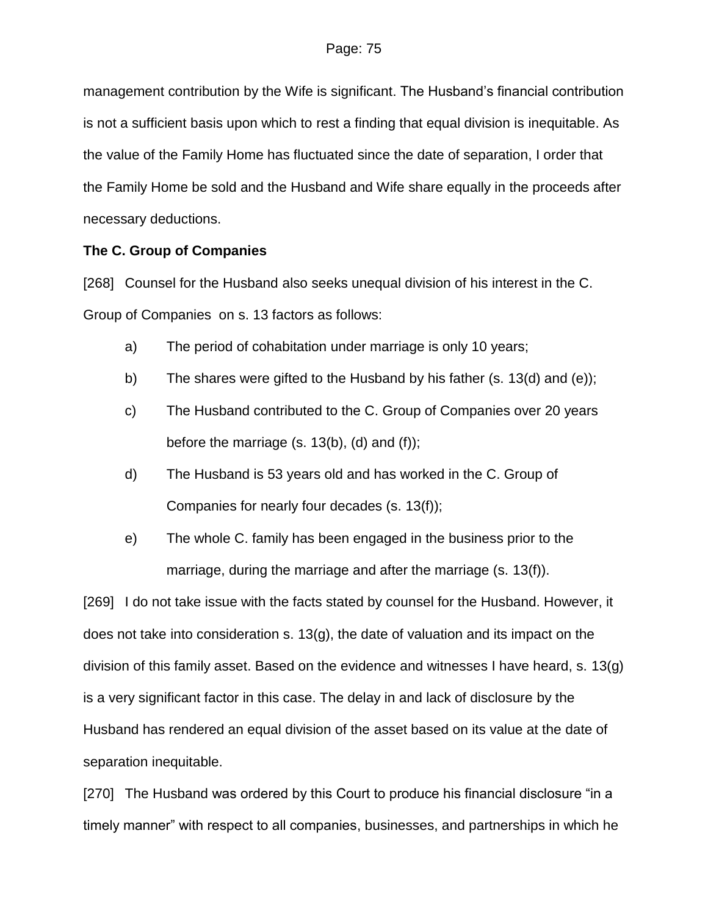management contribution by the Wife is significant. The Husband's financial contribution is not a sufficient basis upon which to rest a finding that equal division is inequitable. As the value of the Family Home has fluctuated since the date of separation, I order that the Family Home be sold and the Husband and Wife share equally in the proceeds after necessary deductions.

**The C. Group of Companies**

[268] Counsel for the Husband also seeks unequal division of his interest in the C. Group of Companies on s. 13 factors as follows:

a) The period of cohabitation under marriage is only 10 years;

b) The shares were gifted to the Husband by his father (s. 13(d) and (e));

c) The Husband contributed to the C. Group of Companies over 20 years before the marriage (s. 13(b), (d) and (f));

d) The Husband is 53 years old and has worked in the C. Group of Companies for nearly four decades (s. 13(f));

e) The whole C. family has been engaged in the business prior to the marriage, during the marriage and after the marriage (s. 13(f)).

[269] I do not take issue with the facts stated by counsel for the Husband. However, it does not take into consideration s. 13(g), the date of valuation and its impact on the division of this family asset. Based on the evidence and witnesses I have heard, s. 13(g) is a very significant factor in this case. The delay in and lack of disclosure by the Husband has rendered an equal division of the asset based on its value at the date of separation inequitable.

[270] The Husband was ordered by this Court to produce his financial disclosure "in a timely manner" with respect to all companies, businesses, and partnerships in which he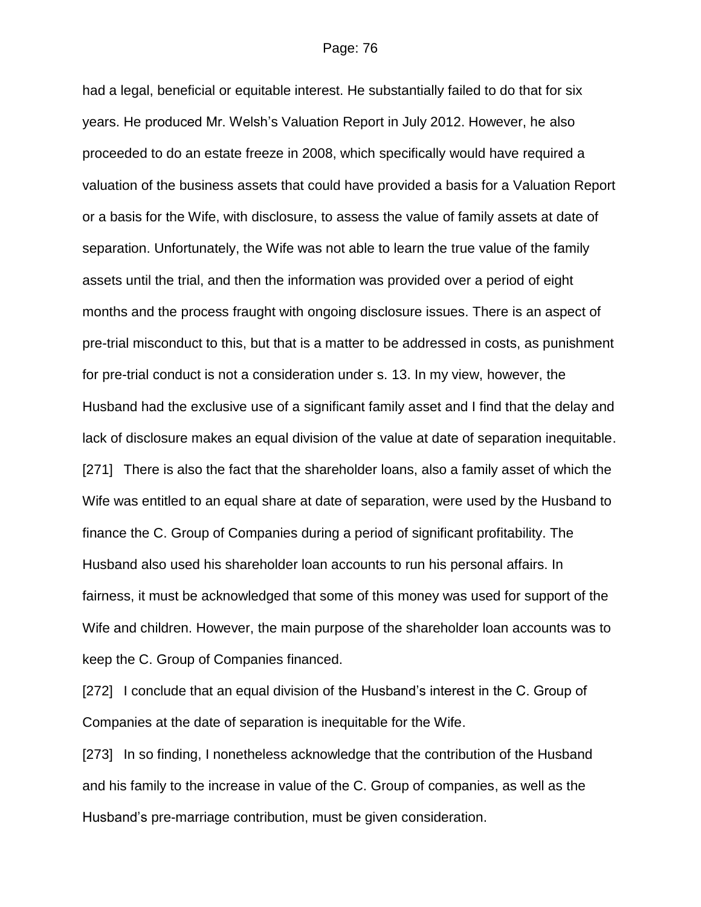had a legal, beneficial or equitable interest. He substantially failed to do that for six years. He produced Mr. Welsh's Valuation Report in July 2012. However, he also proceeded to do an estate freeze in 2008, which specifically would have required a valuation of the business assets that could have provided a basis for a Valuation Report or a basis for the Wife, with disclosure, to assess the value of family assets at date of separation. Unfortunately, the Wife was not able to learn the true value of the family assets until the trial, and then the information was provided over a period of eight months and the process fraught with ongoing disclosure issues. There is an aspect of pre-trial misconduct to this, but that is a matter to be addressed in costs, as punishment for pre-trial conduct is not a consideration under s. 13. In my view, however, the Husband had the exclusive use of a significant family asset and I find that the delay and lack of disclosure makes an equal division of the value at date of separation inequitable.

[271] There is also the fact that the shareholder loans, also a family asset of which the Wife was entitled to an equal share at date of separation, were used by the Husband to finance the C. Group of Companies during a period of significant profitability. The Husband also used his shareholder loan accounts to run his personal affairs. In fairness, it must be acknowledged that some of this money was used for support of the Wife and children. However, the main purpose of the shareholder loan accounts was to keep the C. Group of Companies financed.

[272] I conclude that an equal division of the Husband's interest in the C. Group of Companies at the date of separation is inequitable for the Wife.

[273] In so finding, I nonetheless acknowledge that the contribution of the Husband and his family to the increase in value of the C. Group of companies, as well as the Husband's pre-marriage contribution, must be given consideration.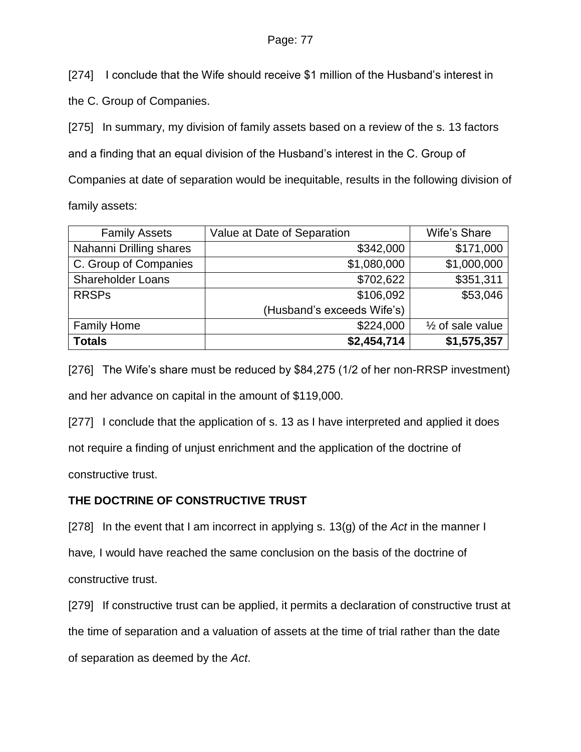[274] I conclude that the Wife should receive $1 million of the Husband's interest in the C. Group of Companies.

[275] In summary, my division of family assets based on a review of the s. 13 factors and a finding that an equal division of the Husband's interest in the C. Group of Companies at date of separation would be inequitable, results in the following division of family assets:

| Family Assets | Value at Date of Separation | Wife's Share |
|---|---:|---:|
| Nahanni Drilling shares | $342,000 | $171,000 |
| C. Group of Companies | $1,080,000 | $1,000,000 |
| Shareholder Loans | $702,622 | $351,311 |
| RRSPs | $106,092<br>(Husband's exceeds Wife's) | $53,046 |
| Family Home | $224,000 | ½ of sale value |
| **Totals** | **$2,454,714** | **$1,575,357** |

[276] The Wife's share must be reduced by $84,275 (1/2 of her non-RRSP investment) and her advance on capital in the amount of $119,000.

[277] I conclude that the application of s. 13 as I have interpreted and applied it does not require a finding of unjust enrichment and the application of the doctrine of constructive trust.

**THE DOCTRINE OF CONSTRUCTIVE TRUST**

[278] In the event that I am incorrect in applying s. 13(g) of the *Act* in the manner I have, I would have reached the same conclusion on the basis of the doctrine of constructive trust.

[279] If constructive trust can be applied, it permits a declaration of constructive trust at the time of separation and a valuation of assets at the time of trial rather than the date of separation as deemed by the *Act*.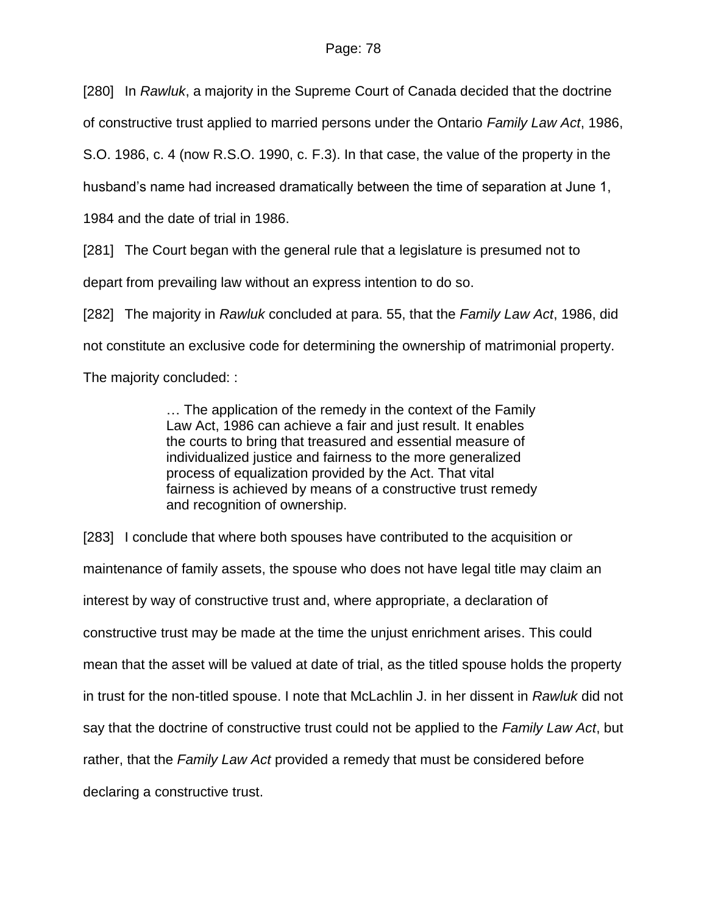[280] In *Rawluk*, a majority in the Supreme Court of Canada decided that the doctrine of constructive trust applied to married persons under the Ontario *Family Law Act*, 1986, S.O. 1986, c. 4 (now R.S.O. 1990, c. F.3). In that case, the value of the property in the husband's name had increased dramatically between the time of separation at June 1, 1984 and the date of trial in 1986.

[281] The Court began with the general rule that a legislature is presumed not to depart from prevailing law without an express intention to do so.

[282] The majority in *Rawluk* concluded at para. 55, that the *Family Law Act*, 1986, did not constitute an exclusive code for determining the ownership of matrimonial property. The majority concluded: :

> … The application of the remedy in the context of the Family Law Act, 1986 can achieve a fair and just result. It enables the courts to bring that treasured and essential measure of individualized justice and fairness to the more generalized process of equalization provided by the Act. That vital fairness is achieved by means of a constructive trust remedy and recognition of ownership.

[283] I conclude that where both spouses have contributed to the acquisition or maintenance of family assets, the spouse who does not have legal title may claim an interest by way of constructive trust and, where appropriate, a declaration of constructive trust may be made at the time the unjust enrichment arises. This could mean that the asset will be valued at date of trial, as the titled spouse holds the property in trust for the non-titled spouse. I note that McLachlin J. in her dissent in *Rawluk* did not say that the doctrine of constructive trust could not be applied to the *Family Law Act*, but rather, that the *Family Law Act* provided a remedy that must be considered before declaring a constructive trust.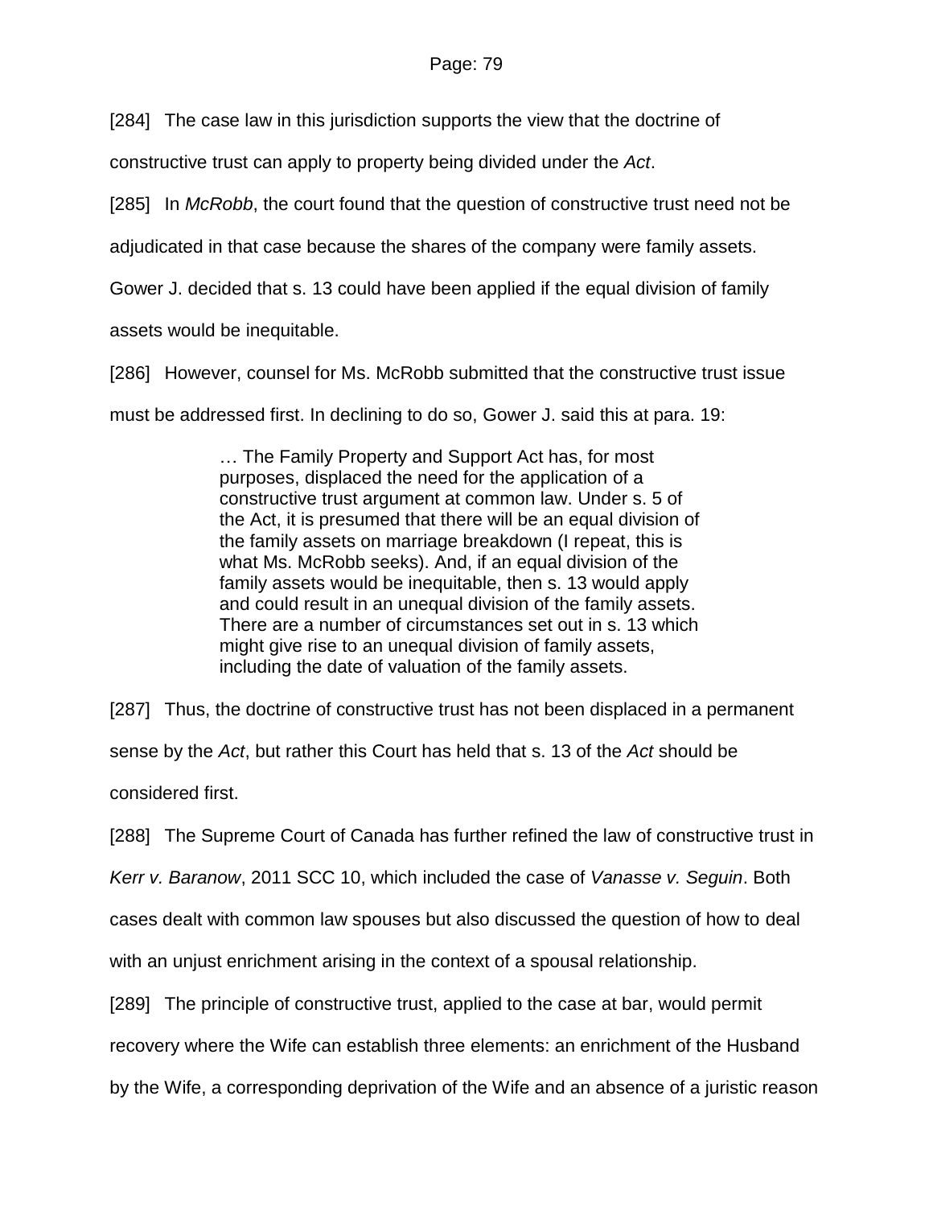[284] The case law in this jurisdiction supports the view that the doctrine of constructive trust can apply to property being divided under the *Act*.

[285] In *McRobb*, the court found that the question of constructive trust need not be adjudicated in that case because the shares of the company were family assets. Gower J. decided that s. 13 could have been applied if the equal division of family assets would be inequitable.

[286] However, counsel for Ms. McRobb submitted that the constructive trust issue must be addressed first. In declining to do so, Gower J. said this at para. 19:

> … The Family Property and Support Act has, for most purposes, displaced the need for the application of a constructive trust argument at common law. Under s. 5 of the Act, it is presumed that there will be an equal division of the family assets on marriage breakdown (I repeat, this is what Ms. McRobb seeks). And, if an equal division of the family assets would be inequitable, then s. 13 would apply and could result in an unequal division of the family assets. There are a number of circumstances set out in s. 13 which might give rise to an unequal division of family assets, including the date of valuation of the family assets.

[287] Thus, the doctrine of constructive trust has not been displaced in a permanent sense by the *Act*, but rather this Court has held that s. 13 of the *Act* should be considered first.

[288] The Supreme Court of Canada has further refined the law of constructive trust in *Kerr v. Baranow*, 2011 SCC 10, which included the case of *Vanasse v. Seguin*. Both cases dealt with common law spouses but also discussed the question of how to deal with an unjust enrichment arising in the context of a spousal relationship.

[289] The principle of constructive trust, applied to the case at bar, would permit recovery where the Wife can establish three elements: an enrichment of the Husband by the Wife, a corresponding deprivation of the Wife and an absence of a juristic reason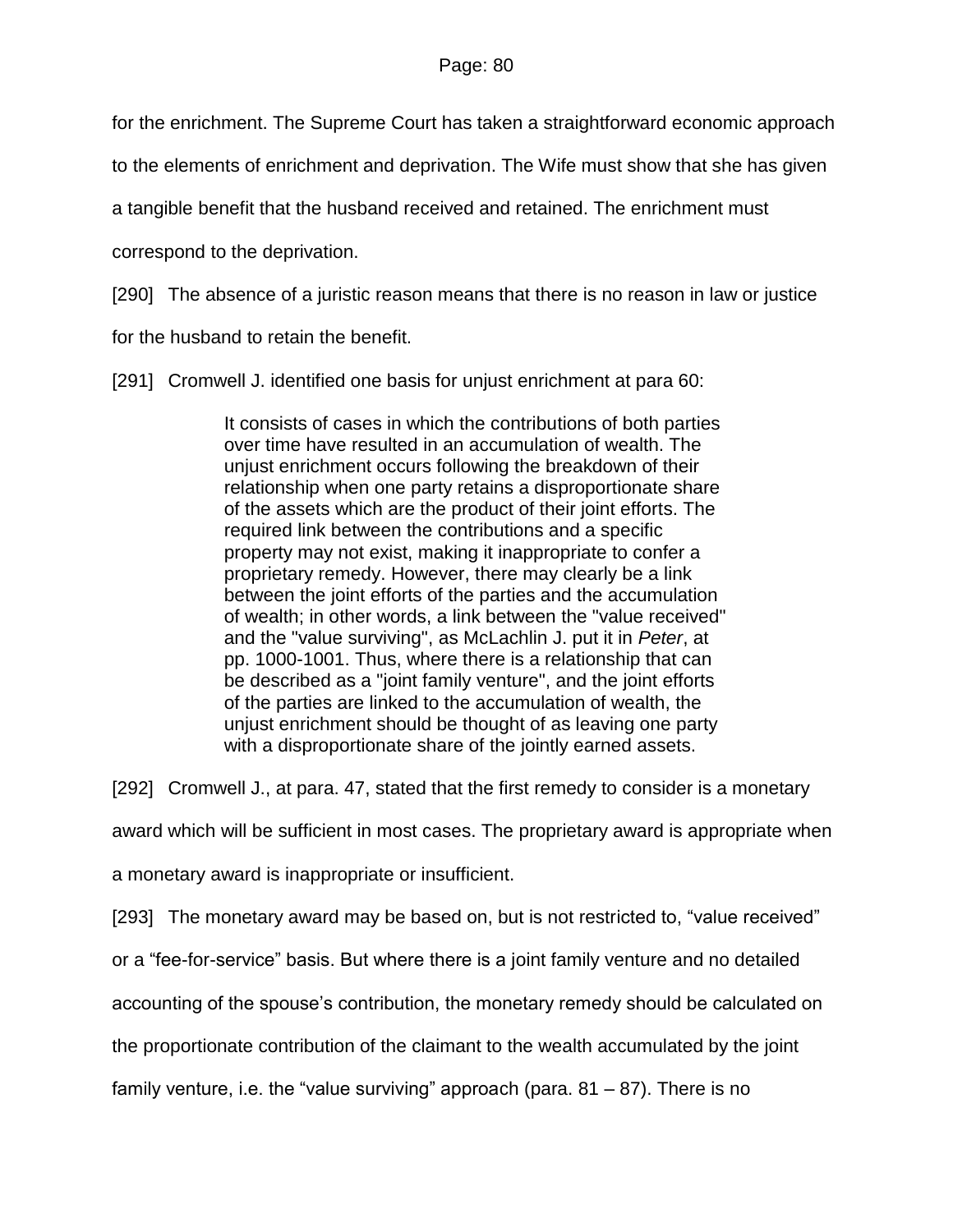for the enrichment. The Supreme Court has taken a straightforward economic approach to the elements of enrichment and deprivation. The Wife must show that she has given a tangible benefit that the husband received and retained. The enrichment must correspond to the deprivation.

[290] The absence of a juristic reason means that there is no reason in law or justice for the husband to retain the benefit.

[291] Cromwell J. identified one basis for unjust enrichment at para 60:

> It consists of cases in which the contributions of both parties over time have resulted in an accumulation of wealth. The unjust enrichment occurs following the breakdown of their relationship when one party retains a disproportionate share of the assets which are the product of their joint efforts. The required link between the contributions and a specific property may not exist, making it inappropriate to confer a proprietary remedy. However, there may clearly be a link between the joint efforts of the parties and the accumulation of wealth; in other words, a link between the "value received" and the "value surviving", as McLachlin J. put it in *Peter*, at pp. 1000-1001. Thus, where there is a relationship that can be described as a "joint family venture", and the joint efforts of the parties are linked to the accumulation of wealth, the unjust enrichment should be thought of as leaving one party with a disproportionate share of the jointly earned assets.

[292] Cromwell J., at para. 47, stated that the first remedy to consider is a monetary award which will be sufficient in most cases. The proprietary award is appropriate when a monetary award is inappropriate or insufficient.

[293] The monetary award may be based on, but is not restricted to, "value received" or a "fee-for-service" basis. But where there is a joint family venture and no detailed accounting of the spouse's contribution, the monetary remedy should be calculated on the proportionate contribution of the claimant to the wealth accumulated by the joint family venture, i.e. the "value surviving" approach (para. 81 – 87). There is no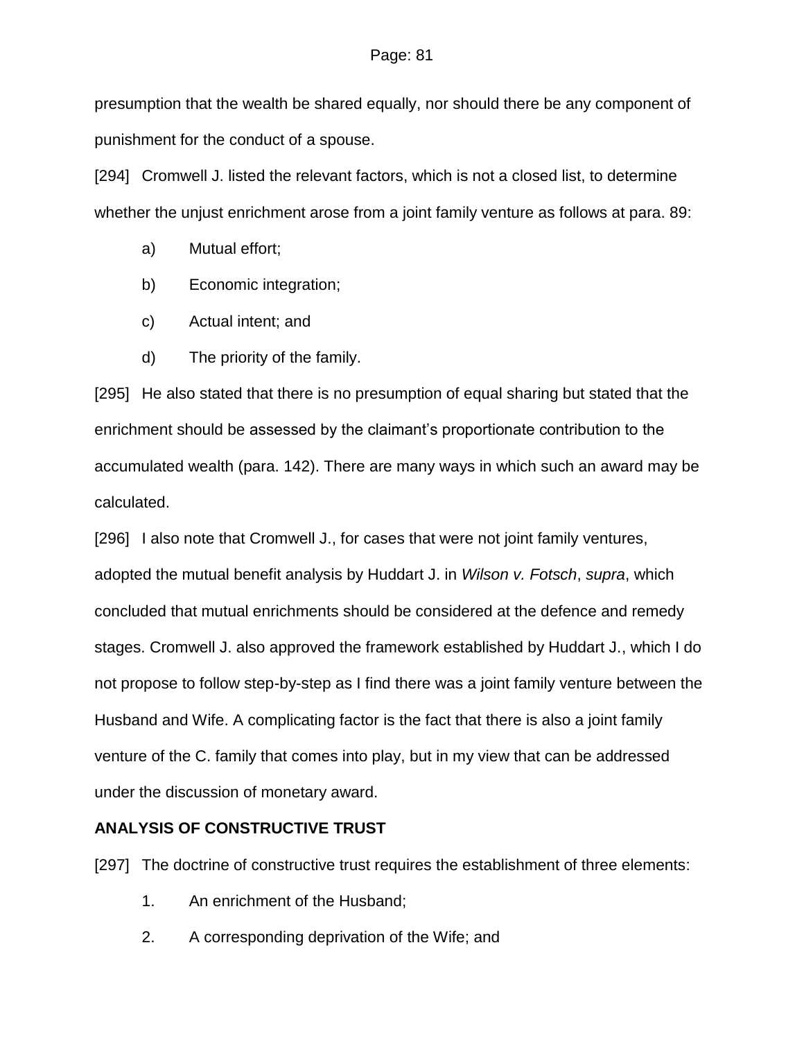presumption that the wealth be shared equally, nor should there be any component of punishment for the conduct of a spouse.

[294] Cromwell J. listed the relevant factors, which is not a closed list, to determine whether the unjust enrichment arose from a joint family venture as follows at para. 89:

a) Mutual effort;

b) Economic integration;

c) Actual intent; and

d) The priority of the family.

[295] He also stated that there is no presumption of equal sharing but stated that the enrichment should be assessed by the claimant's proportionate contribution to the accumulated wealth (para. 142). There are many ways in which such an award may be calculated.

[296] I also note that Cromwell J., for cases that were not joint family ventures, adopted the mutual benefit analysis by Huddart J. in *Wilson v. Fotsch*, *supra*, which concluded that mutual enrichments should be considered at the defence and remedy stages. Cromwell J. also approved the framework established by Huddart J., which I do not propose to follow step-by-step as I find there was a joint family venture between the Husband and Wife. A complicating factor is the fact that there is also a joint family venture of the C. family that comes into play, but in my view that can be addressed under the discussion of monetary award.

**ANALYSIS OF CONSTRUCTIVE TRUST**

[297] The doctrine of constructive trust requires the establishment of three elements:

1. An enrichment of the Husband;
2. A corresponding deprivation of the Wife; and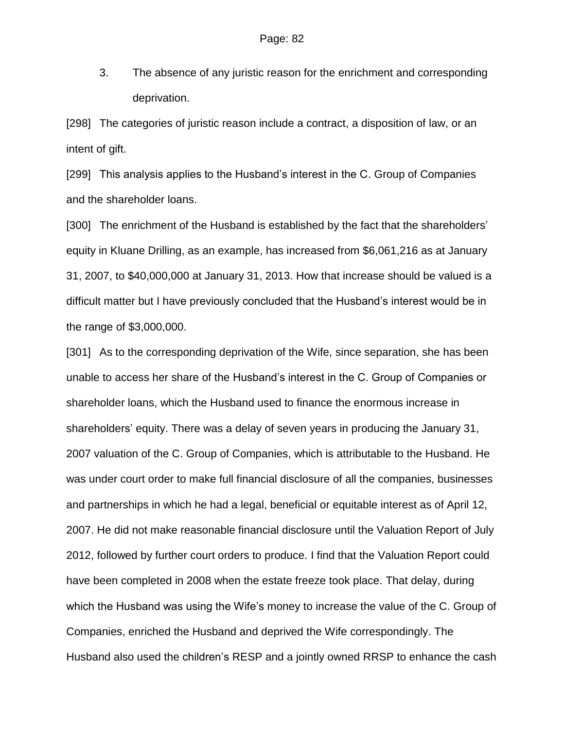3. The absence of any juristic reason for the enrichment and corresponding deprivation.

[298] The categories of juristic reason include a contract, a disposition of law, or an intent of gift.

[299] This analysis applies to the Husband's interest in the C. Group of Companies and the shareholder loans.

[300] The enrichment of the Husband is established by the fact that the shareholders' equity in Kluane Drilling, as an example, has increased from $6,061,216 as at January 31, 2007, to $40,000,000 at January 31, 2013. How that increase should be valued is a difficult matter but I have previously concluded that the Husband's interest would be in the range of $3,000,000.

[301] As to the corresponding deprivation of the Wife, since separation, she has been unable to access her share of the Husband's interest in the C. Group of Companies or shareholder loans, which the Husband used to finance the enormous increase in shareholders' equity. There was a delay of seven years in producing the January 31, 2007 valuation of the C. Group of Companies, which is attributable to the Husband. He was under court order to make full financial disclosure of all the companies, businesses and partnerships in which he had a legal, beneficial or equitable interest as of April 12, 2007. He did not make reasonable financial disclosure until the Valuation Report of July 2012, followed by further court orders to produce. I find that the Valuation Report could have been completed in 2008 when the estate freeze took place. That delay, during which the Husband was using the Wife's money to increase the value of the C. Group of Companies, enriched the Husband and deprived the Wife correspondingly. The Husband also used the children's RESP and a jointly owned RRSP to enhance the cash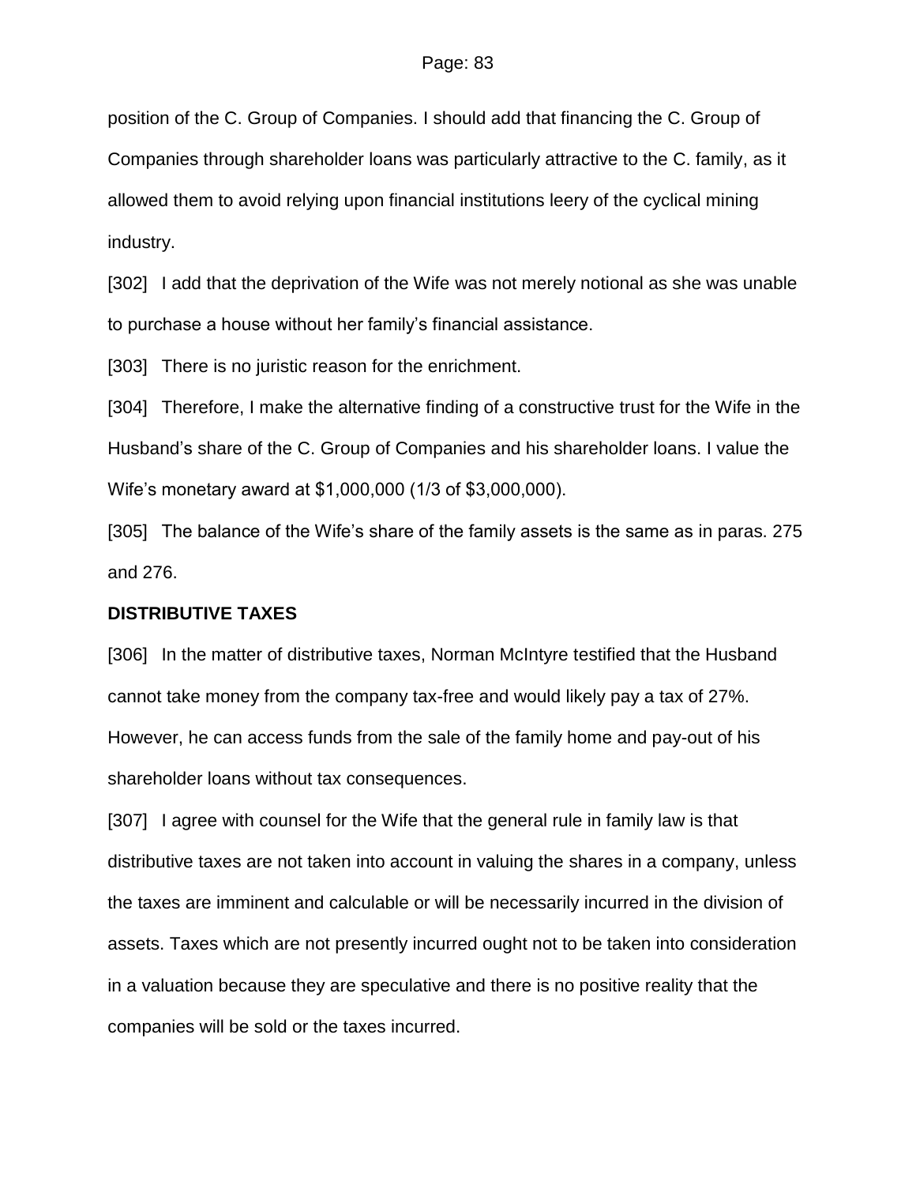position of the C. Group of Companies. I should add that financing the C. Group of Companies through shareholder loans was particularly attractive to the C. family, as it allowed them to avoid relying upon financial institutions leery of the cyclical mining industry.

[302] I add that the deprivation of the Wife was not merely notional as she was unable to purchase a house without her family's financial assistance.

[303] There is no juristic reason for the enrichment.

[304] Therefore, I make the alternative finding of a constructive trust for the Wife in the Husband's share of the C. Group of Companies and his shareholder loans. I value the Wife's monetary award at $1,000,000 (1/3 of $3,000,000).

[305] The balance of the Wife's share of the family assets is the same as in paras. 275 and 276.

## DISTRIBUTIVE TAXES

[306] In the matter of distributive taxes, Norman McIntyre testified that the Husband cannot take money from the company tax-free and would likely pay a tax of 27%. However, he can access funds from the sale of the family home and pay-out of his shareholder loans without tax consequences.

[307] I agree with counsel for the Wife that the general rule in family law is that distributive taxes are not taken into account in valuing the shares in a company, unless the taxes are imminent and calculable or will be necessarily incurred in the division of assets. Taxes which are not presently incurred ought not to be taken into consideration in a valuation because they are speculative and there is no positive reality that the companies will be sold or the taxes incurred.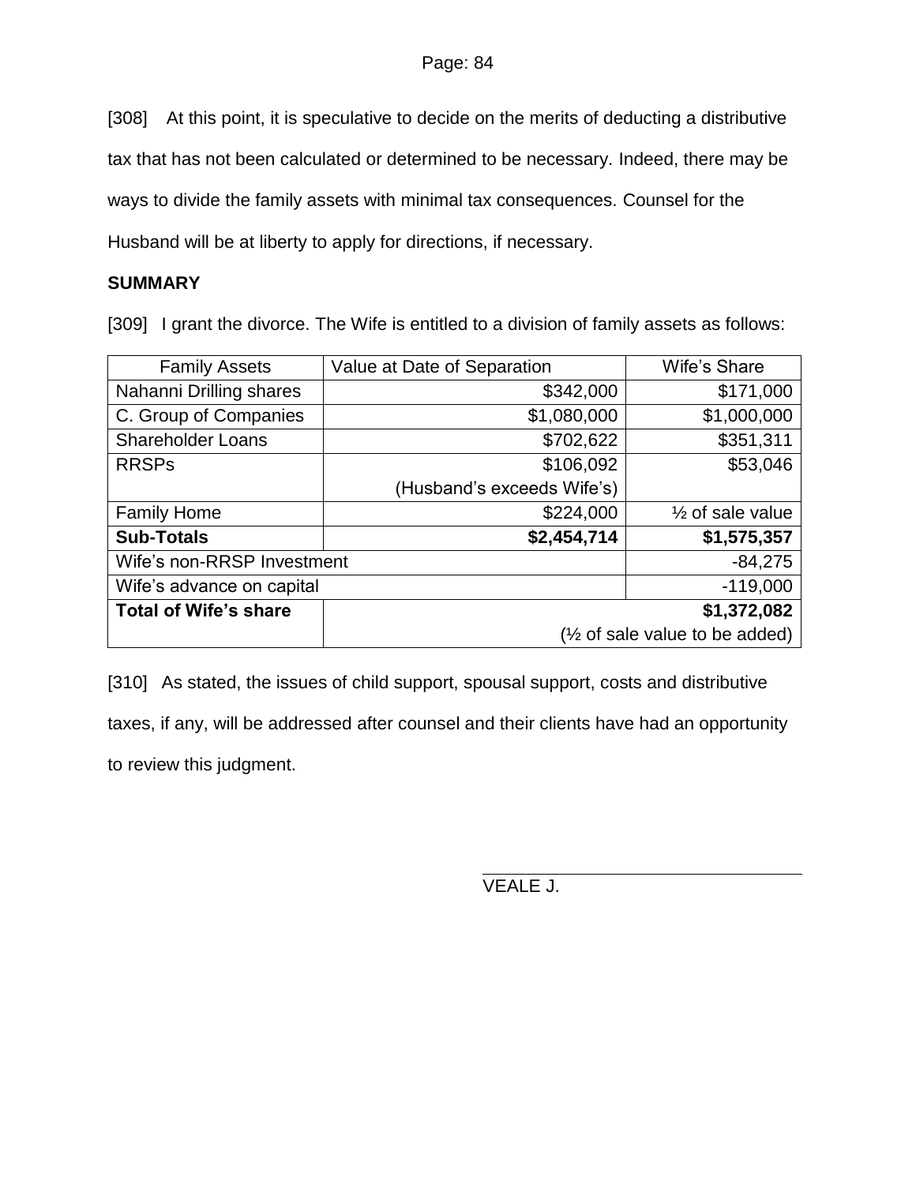[308] At this point, it is speculative to decide on the merits of deducting a distributive tax that has not been calculated or determined to be necessary. Indeed, there may be ways to divide the family assets with minimal tax consequences. Counsel for the Husband will be at liberty to apply for directions, if necessary.

## SUMMARY

[309] I grant the divorce. The Wife is entitled to a division of family assets as follows:

| Family Assets | Value at Date of Separation | Wife's Share |
|---|---|---|
| Nahanni Drilling shares | $342,000 | $171,000 |
| C. Group of Companies | $1,080,000 | $1,000,000 |
| Shareholder Loans | $702,622 | $351,311 |
| RRSPs | $106,092 (Husband's exceeds Wife's) | $53,046 |
| Family Home | $224,000 | ½ of sale value |
| **Sub-Totals** | **$2,454,714** | **$1,575,357** |
| Wife's non-RRSP Investment | | -84,275 |
| Wife's advance on capital | | -119,000 |
| **Total of Wife's share** | | **$1,372,082** (½ of sale value to be added) |

[310] As stated, the issues of child support, spousal support, costs and distributive taxes, if any, will be addressed after counsel and their clients have had an opportunity to review this judgment.

VEALE J.